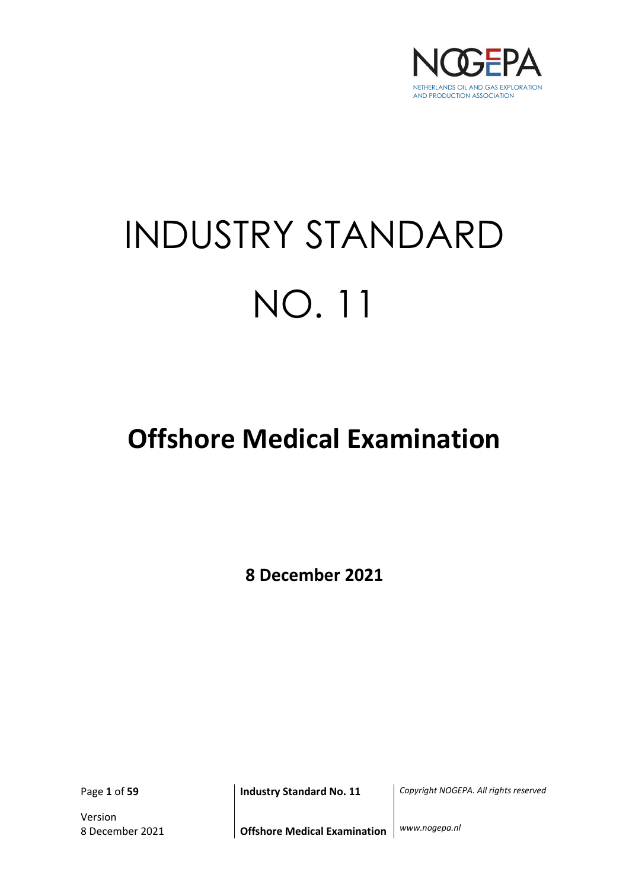NOGEPA

NETHERLANDS OIL AND GAS EXPLORATION AND PRODUCTION ASSOCIATION

# INDUSTRY STANDARD NO. 11

## Offshore Medical Examination

**8 December 2021**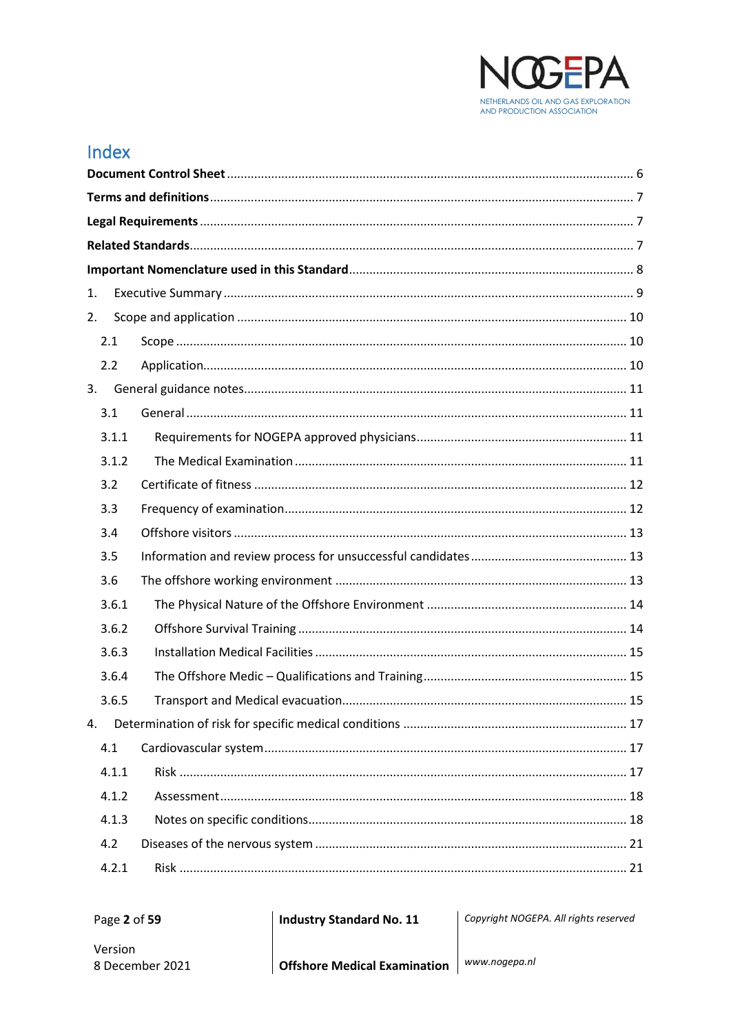# Index

**Document Control Sheet** ........................................ 6

**Terms and definitions** ........................................ 7

**Legal Requirements** ........................................ 7

**Related Standards** ........................................ 7

**Important Nomenclature used in this Standard** ........................................ 8

1. Executive Summary ........................................ 9
2. Scope and application ........................................ 10
   - 2.1 Scope ........................................ 10
   - 2.2 Application ........................................ 10
3. General guidance notes ........................................ 11
   - 3.1 General ........................................ 11
     - 3.1.1 Requirements for NOGEPA approved physicians ........................................ 11
     - 3.1.2 The Medical Examination ........................................ 11
   - 3.2 Certificate of fitness ........................................ 12
   - 3.3 Frequency of examination ........................................ 12
   - 3.4 Offshore visitors ........................................ 13
   - 3.5 Information and review process for unsuccessful candidates ........................................ 13
   - 3.6 The offshore working environment ........................................ 13
     - 3.6.1 The Physical Nature of the Offshore Environment ........................................ 14
     - 3.6.2 Offshore Survival Training ........................................ 14
     - 3.6.3 Installation Medical Facilities ........................................ 15
     - 3.6.4 The Offshore Medic – Qualifications and Training ........................................ 15
     - 3.6.5 Transport and Medical evacuation ........................................ 15
4. Determination of risk for specific medical conditions ........................................ 17
   - 4.1 Cardiovascular system ........................................ 17
     - 4.1.1 Risk ........................................ 17
     - 4.1.2 Assessment ........................................ 18
     - 4.1.3 Notes on specific conditions ........................................ 18
   - 4.2 Diseases of the nervous system ........................................ 21
     - 4.2.1 Risk ........................................ 21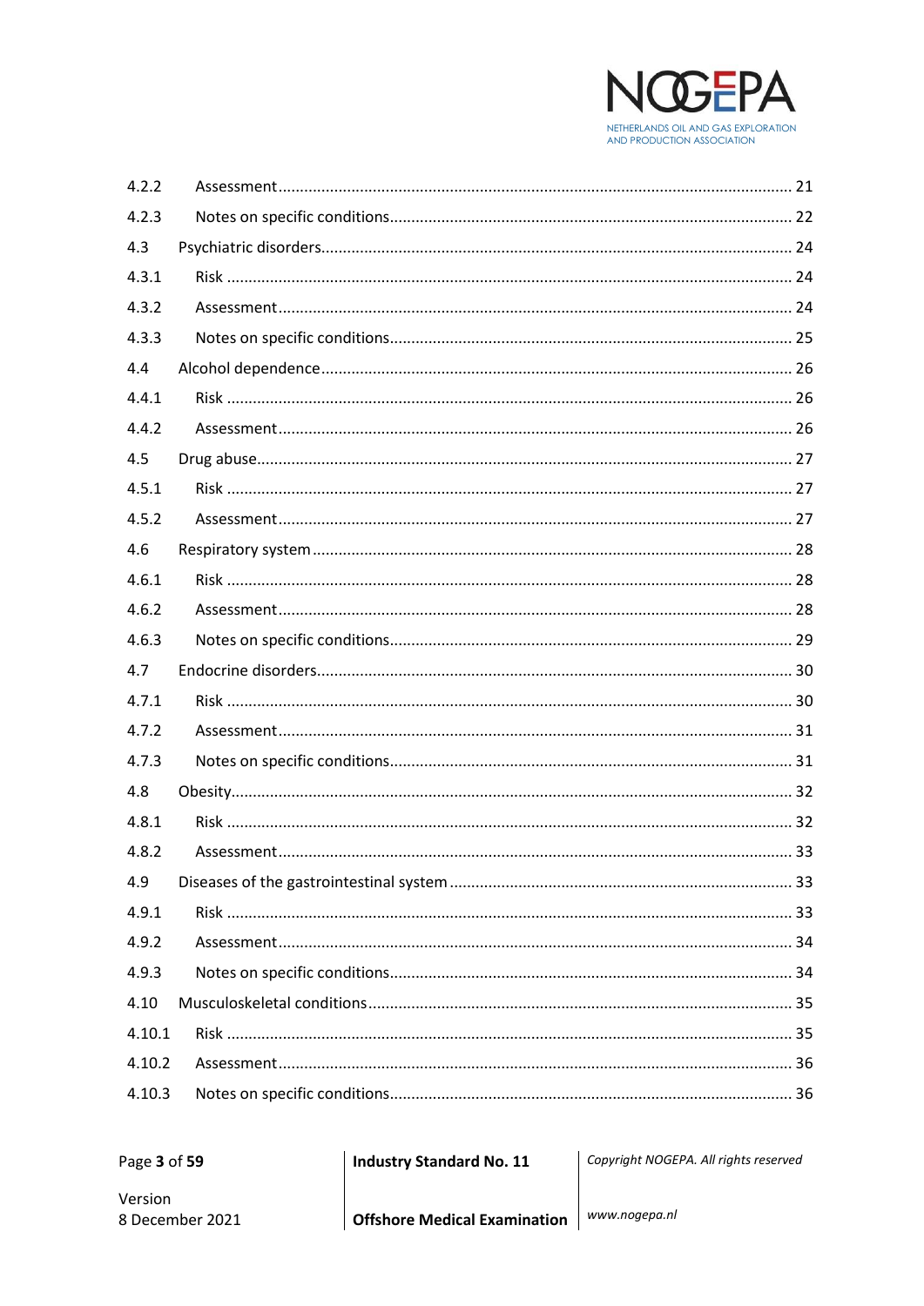| | | |
|---|---|---|
| 4.2.2 | Assessment | 21 |
| 4.2.3 | Notes on specific conditions | 22 |
| 4.3 | Psychiatric disorders | 24 |
| 4.3.1 | Risk | 24 |
| 4.3.2 | Assessment | 24 |
| 4.3.3 | Notes on specific conditions | 25 |
| 4.4 | Alcohol dependence | 26 |
| 4.4.1 | Risk | 26 |
| 4.4.2 | Assessment | 26 |
| 4.5 | Drug abuse | 27 |
| 4.5.1 | Risk | 27 |
| 4.5.2 | Assessment | 27 |
| 4.6 | Respiratory system | 28 |
| 4.6.1 | Risk | 28 |
| 4.6.2 | Assessment | 28 |
| 4.6.3 | Notes on specific conditions | 29 |
| 4.7 | Endocrine disorders | 30 |
| 4.7.1 | Risk | 30 |
| 4.7.2 | Assessment | 31 |
| 4.7.3 | Notes on specific conditions | 31 |
| 4.8 | Obesity | 32 |
| 4.8.1 | Risk | 32 |
| 4.8.2 | Assessment | 33 |
| 4.9 | Diseases of the gastrointestinal system | 33 |
| 4.9.1 | Risk | 33 |
| 4.9.2 | Assessment | 34 |
| 4.9.3 | Notes on specific conditions | 34 |
| 4.10 | Musculoskeletal conditions | 35 |
| 4.10.1 | Risk | 35 |
| 4.10.2 | Assessment | 36 |
| 4.10.3 | Notes on specific conditions | 36 |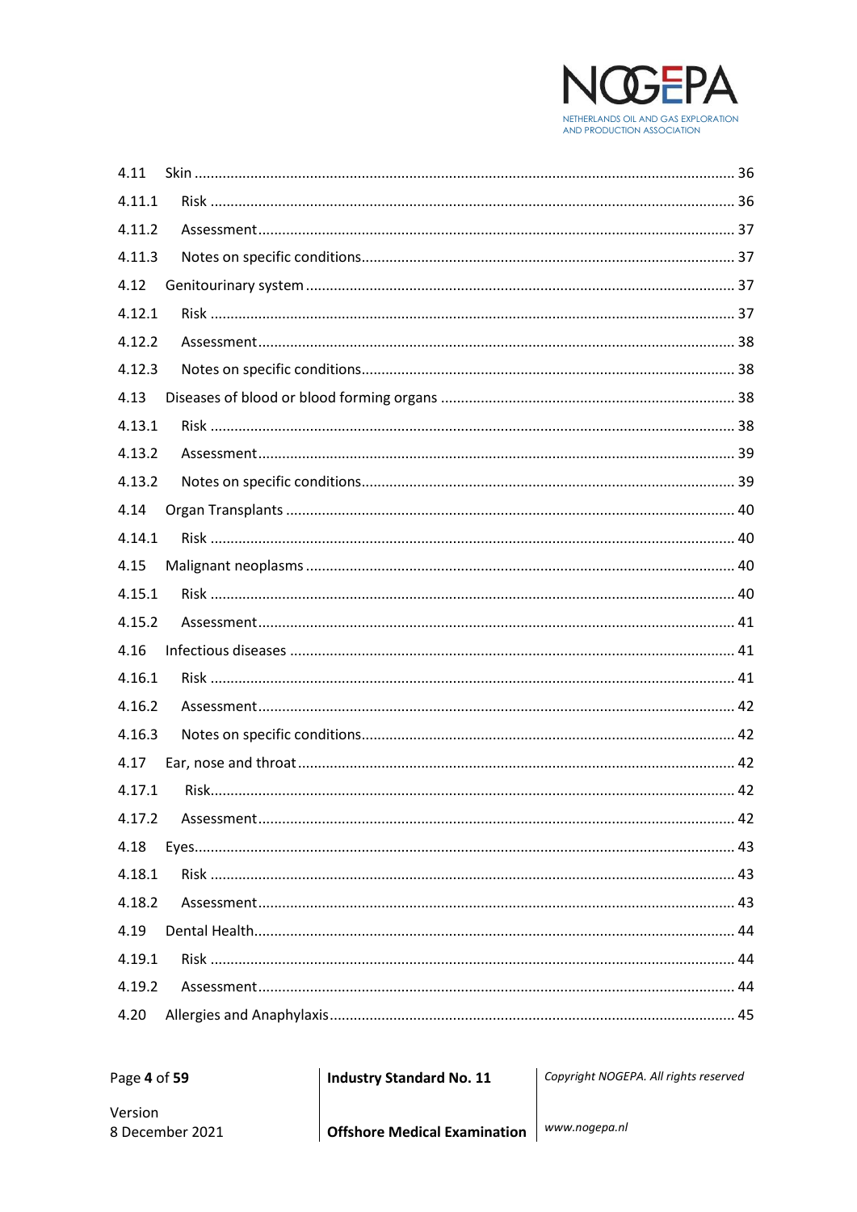4.11 Skin ........................................................................................................................ 36

4.11.1 Risk ................................................................................................................... 36

4.11.2 Assessment....................................................................................................... 37

4.11.3 Notes on specific conditions............................................................................. 37

4.12 Genitourinary system .......................................................................................... 37

4.12.1 Risk ................................................................................................................... 37

4.12.2 Assessment....................................................................................................... 38

4.12.3 Notes on specific conditions............................................................................. 38

4.13 Diseases of blood or blood forming organs ......................................................... 38

4.13.1 Risk ................................................................................................................... 38

4.13.2 Assessment....................................................................................................... 39

4.13.2 Notes on specific conditions............................................................................. 39

4.14 Organ Transplants ............................................................................................... 40

4.14.1 Risk ................................................................................................................... 40

4.15 Malignant neoplasms .......................................................................................... 40

4.15.1 Risk ................................................................................................................... 40

4.15.2 Assessment....................................................................................................... 41

4.16 Infectious diseases .............................................................................................. 41

4.16.1 Risk ................................................................................................................... 41

4.16.2 Assessment....................................................................................................... 42

4.16.3 Notes on specific conditions............................................................................. 42

4.17 Ear, nose and throat............................................................................................. 42

4.17.1 Risk.................................................................................................................... 42

4.17.2 Assessment....................................................................................................... 42

4.18 Eyes...................................................................................................................... 43

4.18.1 Risk ................................................................................................................... 43

4.18.2 Assessment....................................................................................................... 43

4.19 Dental Health........................................................................................................ 44

4.19.1 Risk ................................................................................................................... 44

4.19.2 Assessment....................................................................................................... 44

4.20 Allergies and Anaphylaxis..................................................................................... 45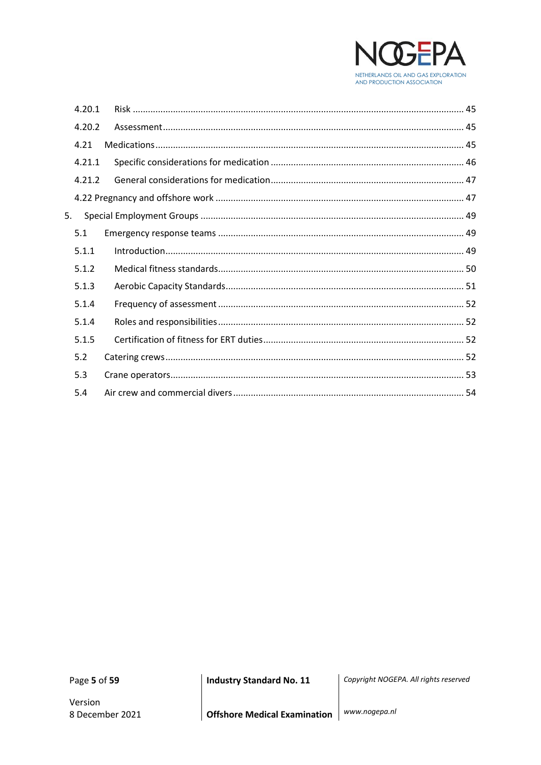4.20.1 Risk .......... 45

4.20.2 Assessment .......... 45

4.21 Medications .......... 45

4.21.1 Specific considerations for medication .......... 46

4.21.2 General considerations for medication .......... 47

4.22 Pregnancy and offshore work .......... 47

5. Special Employment Groups .......... 49

5.1 Emergency response teams .......... 49

5.1.1 Introduction .......... 49

5.1.2 Medical fitness standards .......... 50

5.1.3 Aerobic Capacity Standards .......... 51

5.1.4 Frequency of assessment .......... 52

5.1.4 Roles and responsibilities .......... 52

5.1.5 Certification of fitness for ERT duties .......... 52

5.2 Catering crews .......... 52

5.3 Crane operators .......... 53

5.4 Air crew and commercial divers .......... 54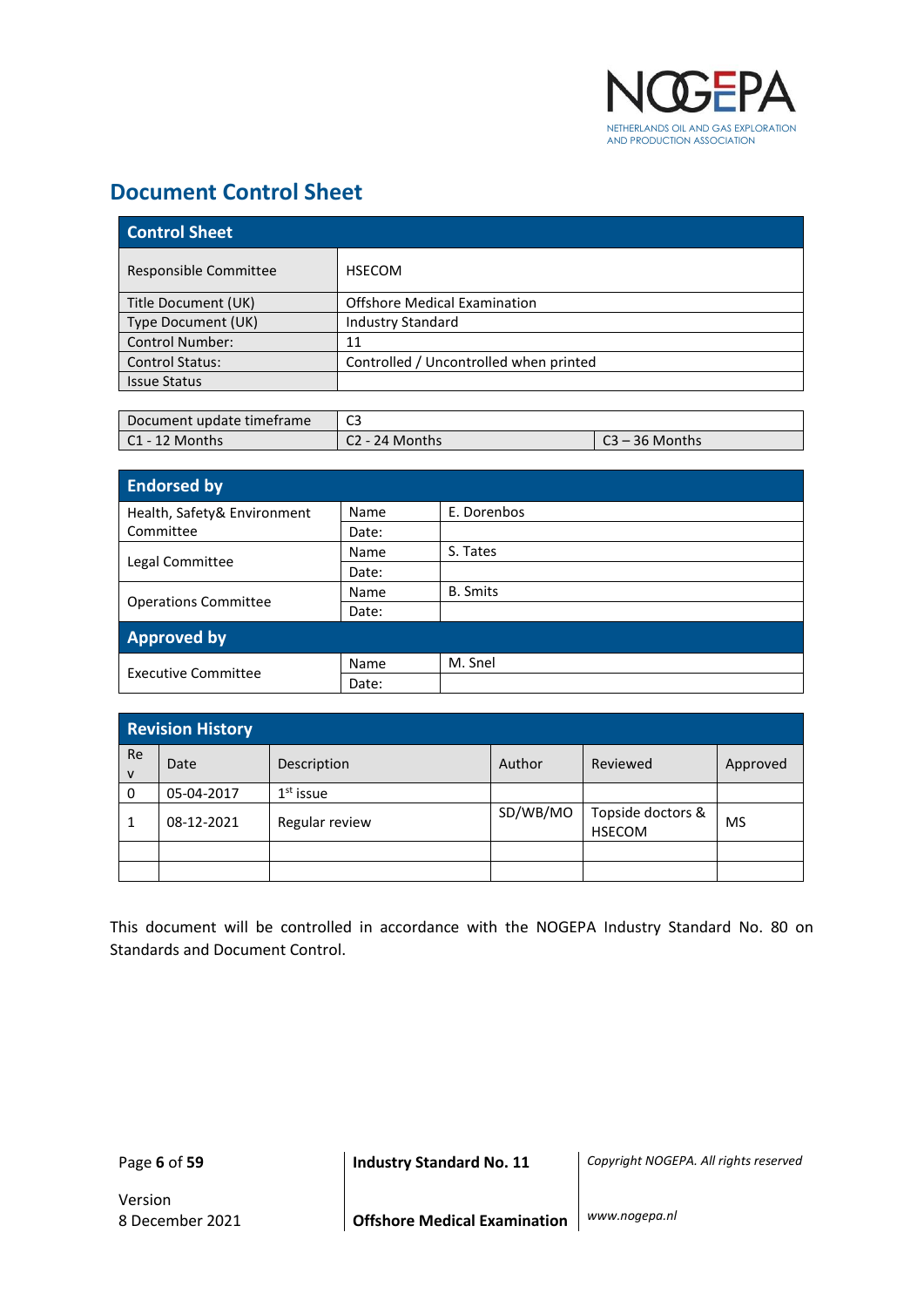## Document Control Sheet

| Control Sheet | |
|---|---|
| Responsible Committee | HSECOM |
| Title Document (UK) | Offshore Medical Examination |
| Type Document (UK) | Industry Standard |
| Control Number: | 11 |
| Control Status: | Controlled / Uncontrolled when printed |
| Issue Status | |

| Document update timeframe | C3 | |
|---|---|---|
| C1 - 12 Months | C2 - 24 Months | C3 – 36 Months |

| Endorsed by | | |
|---|---|---|
| Health, Safety& Environment Committee | Name | E. Dorenbos |
| | Date: | |
| Legal Committee | Name | S. Tates |
| | Date: | |
| Operations Committee | Name | B. Smits |
| | Date: | |
| **Approved by** | | |
| Executive Committee | Name | M. Snel |
| | Date: | |

| Rev | Date | Description | Author | Reviewed | Approved |
|---|---|---|---|---|---|
| 0 | 05-04-2017 | 1st issue | | | |
| 1 | 08-12-2021 | Regular review | SD/WB/MO | Topside doctors & HSECOM | MS |
| | | | | | |
| | | | | | |

This document will be controlled in accordance with the NOGEPA Industry Standard No. 80 on Standards and Document Control.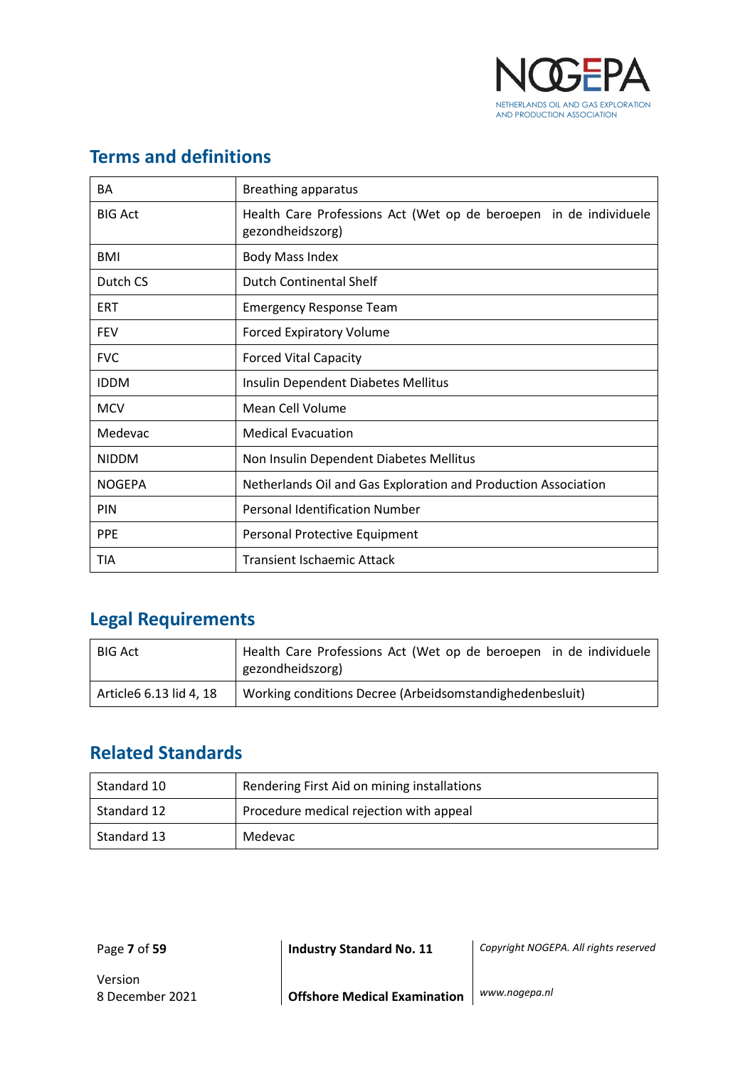## Terms and definitions

| | |
|---|---|
| BA | Breathing apparatus |
| BIG Act | Health Care Professions Act (Wet op de beroepen in de individuele gezondheidszorg) |
| BMI | Body Mass Index |
| Dutch CS | Dutch Continental Shelf |
| ERT | Emergency Response Team |
| FEV | Forced Expiratory Volume |
| FVC | Forced Vital Capacity |
| IDDM | Insulin Dependent Diabetes Mellitus |
| MCV | Mean Cell Volume |
| Medevac | Medical Evacuation |
| NIDDM | Non Insulin Dependent Diabetes Mellitus |
| NOGEPA | Netherlands Oil and Gas Exploration and Production Association |
| PIN | Personal Identification Number |
| PPE | Personal Protective Equipment |
| TIA | Transient Ischaemic Attack |

## Legal Requirements

| | |
|---|---|
| BIG Act | Health Care Professions Act (Wet op de beroepen in de individuele gezondheidszorg) |
| Article6 6.13 lid 4, 18 | Working conditions Decree (Arbeidsomstandighedenbesluit) |

## Related Standards

| | |
|---|---|
| Standard 10 | Rendering First Aid on mining installations |
| Standard 12 | Procedure medical rejection with appeal |
| Standard 13 | Medevac |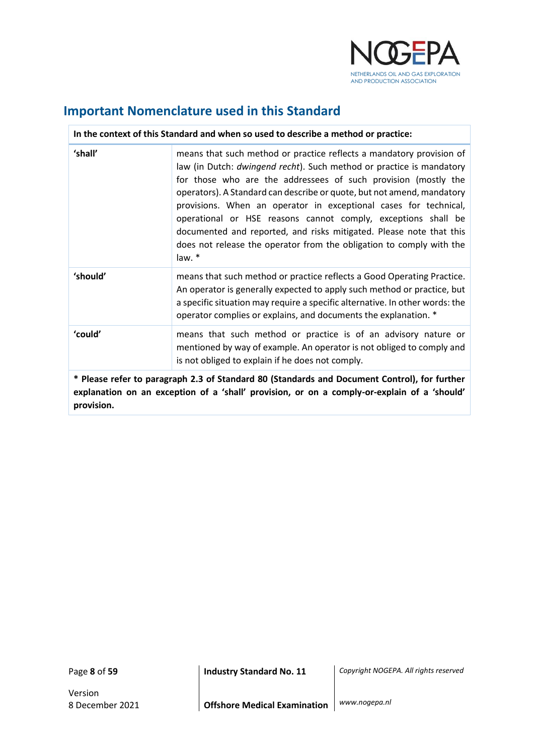## Important Nomenclature used in this Standard

| In the context of this Standard and when so used to describe a method or practice: | |
|---|---|
| **'shall'** | means that such method or practice reflects a mandatory provision of law (in Dutch: *dwingend recht*). Such method or practice is mandatory for those who are the addressees of such provision (mostly the operators). A Standard can describe or quote, but not amend, mandatory provisions. When an operator in exceptional cases for technical, operational or HSE reasons cannot comply, exceptions shall be documented and reported, and risks mitigated. Please note that this does not release the operator from the obligation to comply with the law. * |
| **'should'** | means that such method or practice reflects a Good Operating Practice. An operator is generally expected to apply such method or practice, but a specific situation may require a specific alternative. In other words: the operator complies or explains, and documents the explanation. * |
| **'could'** | means that such method or practice is of an advisory nature or mentioned by way of example. An operator is not obliged to comply and is not obliged to explain if he does not comply. |

**\* Please refer to paragraph 2.3 of Standard 80 (Standards and Document Control), for further explanation on an exception of a 'shall' provision, or on a comply-or-explain of a 'should' provision.**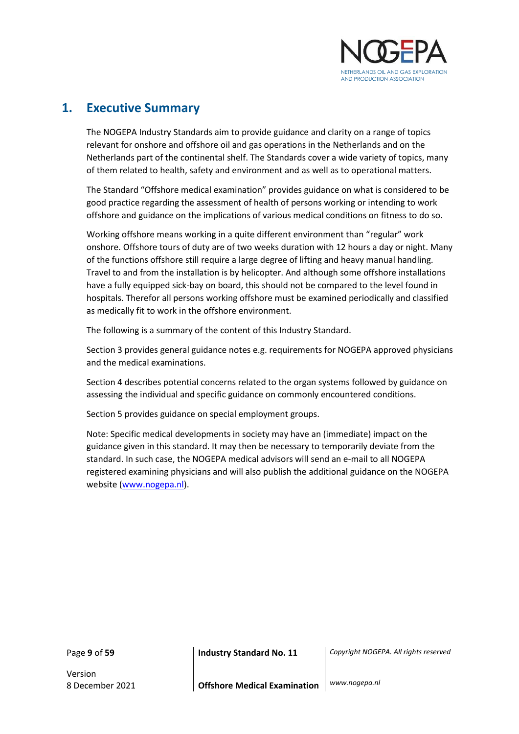# 1. Executive Summary

The NOGEPA Industry Standards aim to provide guidance and clarity on a range of topics relevant for onshore and offshore oil and gas operations in the Netherlands and on the Netherlands part of the continental shelf. The Standards cover a wide variety of topics, many of them related to health, safety and environment and as well as to operational matters.

The Standard "Offshore medical examination" provides guidance on what is considered to be good practice regarding the assessment of health of persons working or intending to work offshore and guidance on the implications of various medical conditions on fitness to do so.

Working offshore means working in a quite different environment than "regular" work onshore. Offshore tours of duty are of two weeks duration with 12 hours a day or night. Many of the functions offshore still require a large degree of lifting and heavy manual handling. Travel to and from the installation is by helicopter. And although some offshore installations have a fully equipped sick-bay on board, this should not be compared to the level found in hospitals. Therefor all persons working offshore must be examined periodically and classified as medically fit to work in the offshore environment.

The following is a summary of the content of this Industry Standard.

Section 3 provides general guidance notes e.g. requirements for NOGEPA approved physicians and the medical examinations.

Section 4 describes potential concerns related to the organ systems followed by guidance on assessing the individual and specific guidance on commonly encountered conditions.

Section 5 provides guidance on special employment groups.

Note: Specific medical developments in society may have an (immediate) impact on the guidance given in this standard. It may then be necessary to temporarily deviate from the standard. In such case, the NOGEPA medical advisors will send an e-mail to all NOGEPA registered examining physicians and will also publish the additional guidance on the NOGEPA website (www.nogepa.nl).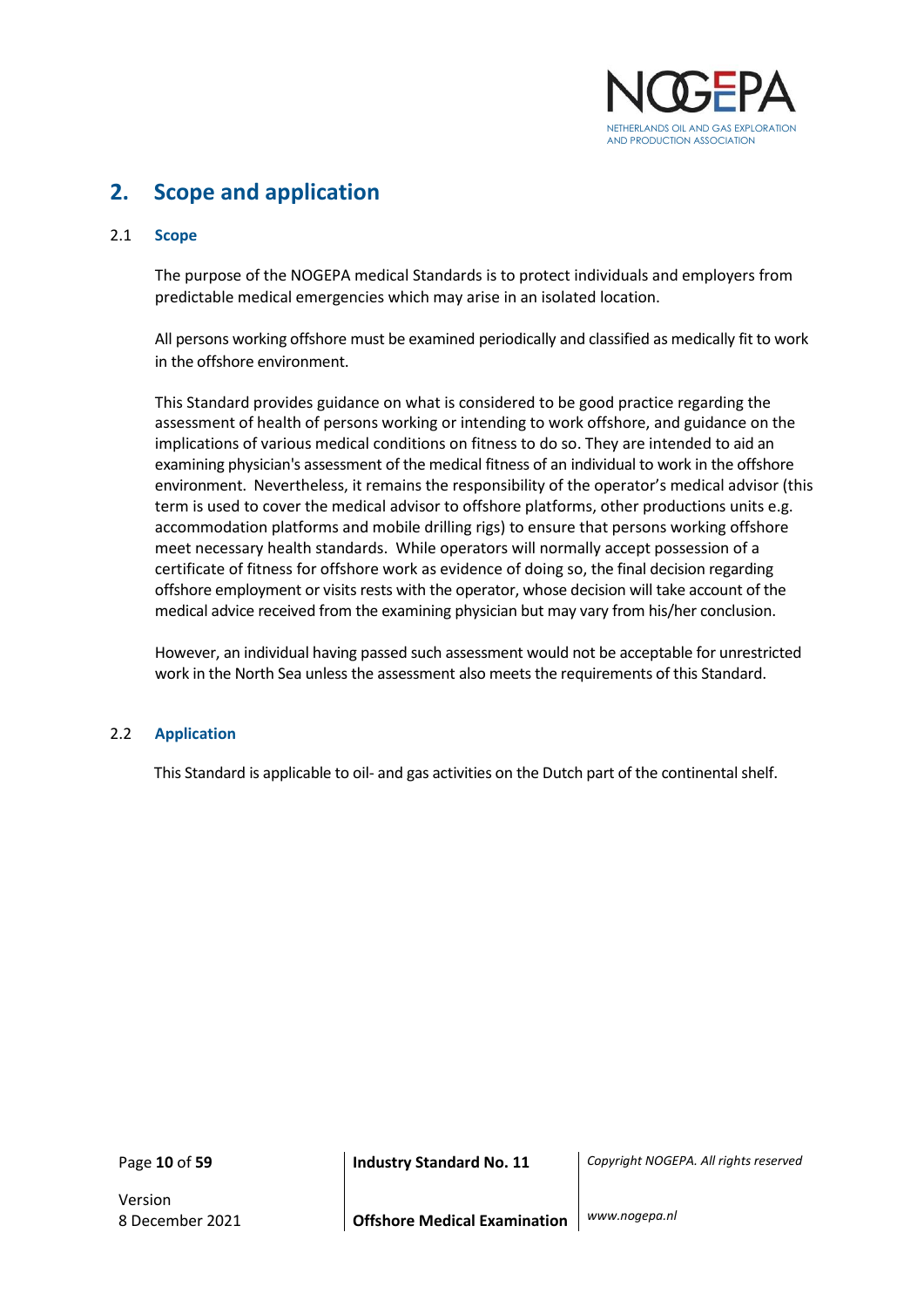## 2. Scope and application

### 2.1 Scope

The purpose of the NOGEPA medical Standards is to protect individuals and employers from predictable medical emergencies which may arise in an isolated location.

All persons working offshore must be examined periodically and classified as medically fit to work in the offshore environment.

This Standard provides guidance on what is considered to be good practice regarding the assessment of health of persons working or intending to work offshore, and guidance on the implications of various medical conditions on fitness to do so. They are intended to aid an examining physician's assessment of the medical fitness of an individual to work in the offshore environment. Nevertheless, it remains the responsibility of the operator's medical advisor (this term is used to cover the medical advisor to offshore platforms, other productions units e.g. accommodation platforms and mobile drilling rigs) to ensure that persons working offshore meet necessary health standards. While operators will normally accept possession of a certificate of fitness for offshore work as evidence of doing so, the final decision regarding offshore employment or visits rests with the operator, whose decision will take account of the medical advice received from the examining physician but may vary from his/her conclusion.

However, an individual having passed such assessment would not be acceptable for unrestricted work in the North Sea unless the assessment also meets the requirements of this Standard.

### 2.2 Application

This Standard is applicable to oil- and gas activities on the Dutch part of the continental shelf.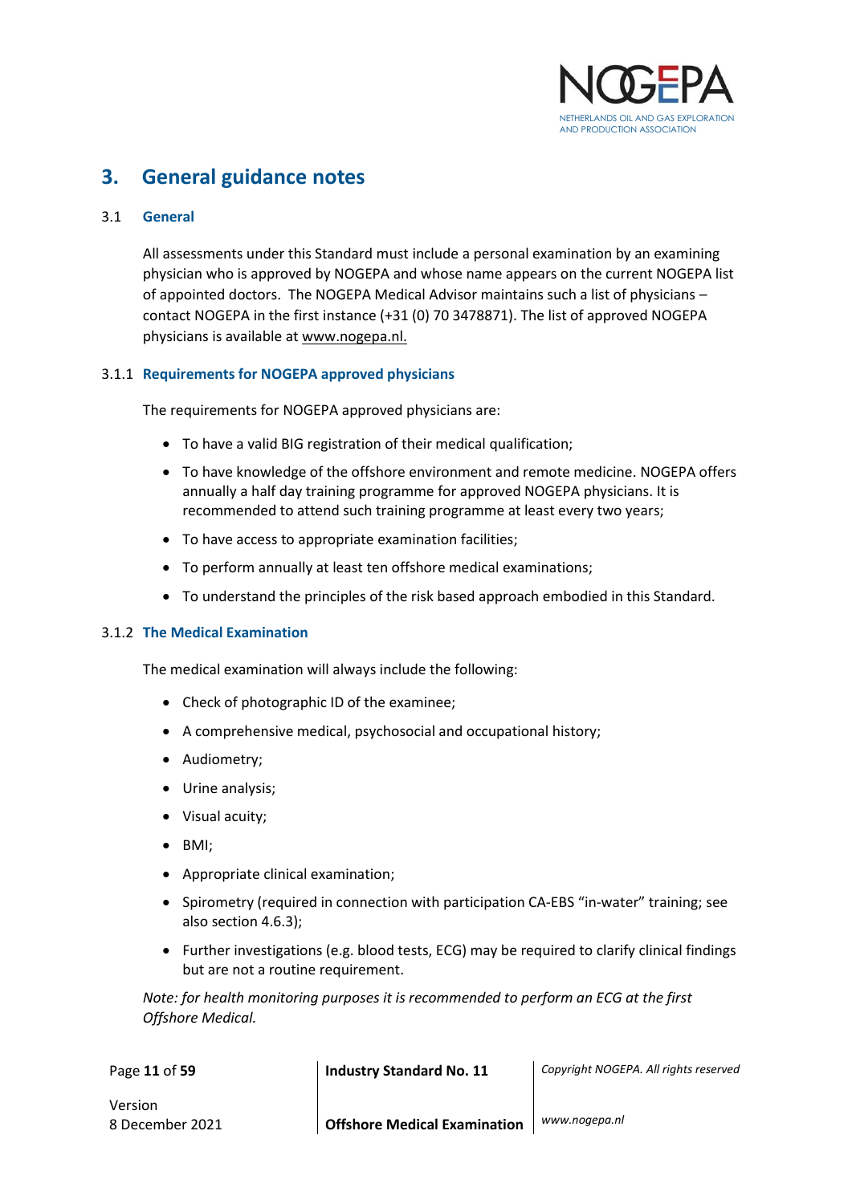# 3. General guidance notes

## 3.1 General

All assessments under this Standard must include a personal examination by an examining physician who is approved by NOGEPA and whose name appears on the current NOGEPA list of appointed doctors. The NOGEPA Medical Advisor maintains such a list of physicians – contact NOGEPA in the first instance (+31 (0) 70 3478871). The list of approved NOGEPA physicians is available at www.nogepa.nl.

### 3.1.1 Requirements for NOGEPA approved physicians

The requirements for NOGEPA approved physicians are:

- To have a valid BIG registration of their medical qualification;
- To have knowledge of the offshore environment and remote medicine. NOGEPA offers annually a half day training programme for approved NOGEPA physicians. It is recommended to attend such training programme at least every two years;
- To have access to appropriate examination facilities;
- To perform annually at least ten offshore medical examinations;
- To understand the principles of the risk based approach embodied in this Standard.

### 3.1.2 The Medical Examination

The medical examination will always include the following:

- Check of photographic ID of the examinee;
- A comprehensive medical, psychosocial and occupational history;
- Audiometry;
- Urine analysis;
- Visual acuity;
- BMI;
- Appropriate clinical examination;
- Spirometry (required in connection with participation CA-EBS "in-water" training; see also section 4.6.3);
- Further investigations (e.g. blood tests, ECG) may be required to clarify clinical findings but are not a routine requirement.

*Note: for health monitoring purposes it is recommended to perform an ECG at the first Offshore Medical.*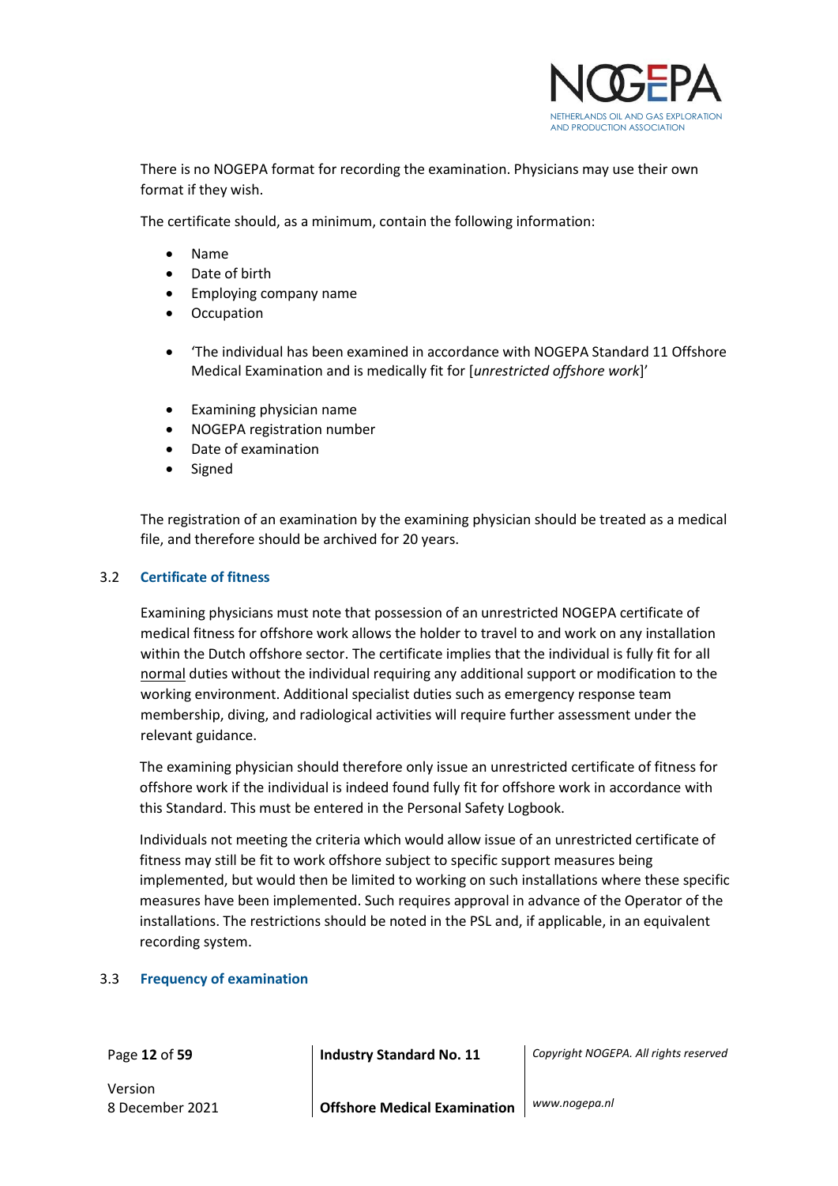There is no NOGEPA format for recording the examination. Physicians may use their own format if they wish.

The certificate should, as a minimum, contain the following information:

- Name
- Date of birth
- Employing company name
- Occupation

- 'The individual has been examined in accordance with NOGEPA Standard 11 Offshore Medical Examination and is medically fit for [*unrestricted offshore work*]'

- Examining physician name
- NOGEPA registration number
- Date of examination
- Signed

The registration of an examination by the examining physician should be treated as a medical file, and therefore should be archived for 20 years.

## 3.2 Certificate of fitness

Examining physicians must note that possession of an unrestricted NOGEPA certificate of medical fitness for offshore work allows the holder to travel to and work on any installation within the Dutch offshore sector. The certificate implies that the individual is fully fit for all <u>normal</u> duties without the individual requiring any additional support or modification to the working environment. Additional specialist duties such as emergency response team membership, diving, and radiological activities will require further assessment under the relevant guidance.

The examining physician should therefore only issue an unrestricted certificate of fitness for offshore work if the individual is indeed found fully fit for offshore work in accordance with this Standard. This must be entered in the Personal Safety Logbook.

Individuals not meeting the criteria which would allow issue of an unrestricted certificate of fitness may still be fit to work offshore subject to specific support measures being implemented, but would then be limited to working on such installations where these specific measures have been implemented. Such requires approval in advance of the Operator of the installations. The restrictions should be noted in the PSL and, if applicable, in an equivalent recording system.

## 3.3 Frequency of examination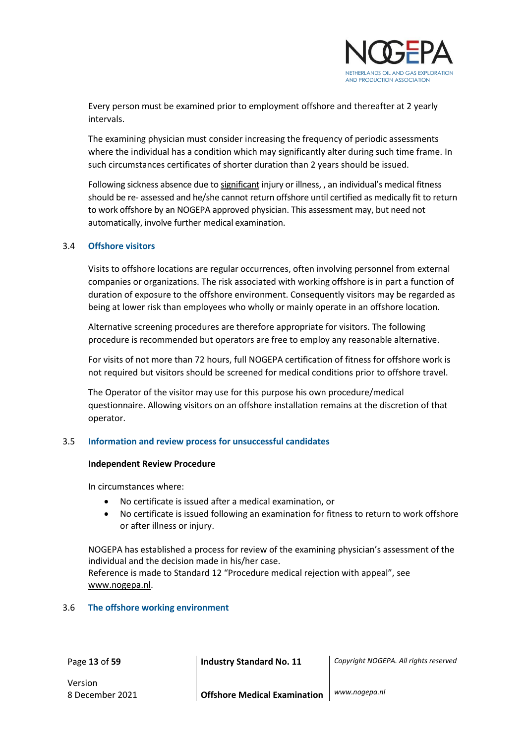Every person must be examined prior to employment offshore and thereafter at 2 yearly intervals.

The examining physician must consider increasing the frequency of periodic assessments where the individual has a condition which may significantly alter during such time frame. In such circumstances certificates of shorter duration than 2 years should be issued.

Following sickness absence due to significant injury or illness, , an individual's medical fitness should be re- assessed and he/she cannot return offshore until certified as medically fit to return to work offshore by an NOGEPA approved physician. This assessment may, but need not automatically, involve further medical examination.

## 3.4 Offshore visitors

Visits to offshore locations are regular occurrences, often involving personnel from external companies or organizations. The risk associated with working offshore is in part a function of duration of exposure to the offshore environment. Consequently visitors may be regarded as being at lower risk than employees who wholly or mainly operate in an offshore location.

Alternative screening procedures are therefore appropriate for visitors. The following procedure is recommended but operators are free to employ any reasonable alternative.

For visits of not more than 72 hours, full NOGEPA certification of fitness for offshore work is not required but visitors should be screened for medical conditions prior to offshore travel.

The Operator of the visitor may use for this purpose his own procedure/medical questionnaire. Allowing visitors on an offshore installation remains at the discretion of that operator.

## 3.5 Information and review process for unsuccessful candidates

**Independent Review Procedure**

In circumstances where:

- No certificate is issued after a medical examination, or
- No certificate is issued following an examination for fitness to return to work offshore or after illness or injury.

NOGEPA has established a process for review of the examining physician's assessment of the individual and the decision made in his/her case.
Reference is made to Standard 12 "Procedure medical rejection with appeal", see www.nogepa.nl.

## 3.6 The offshore working environment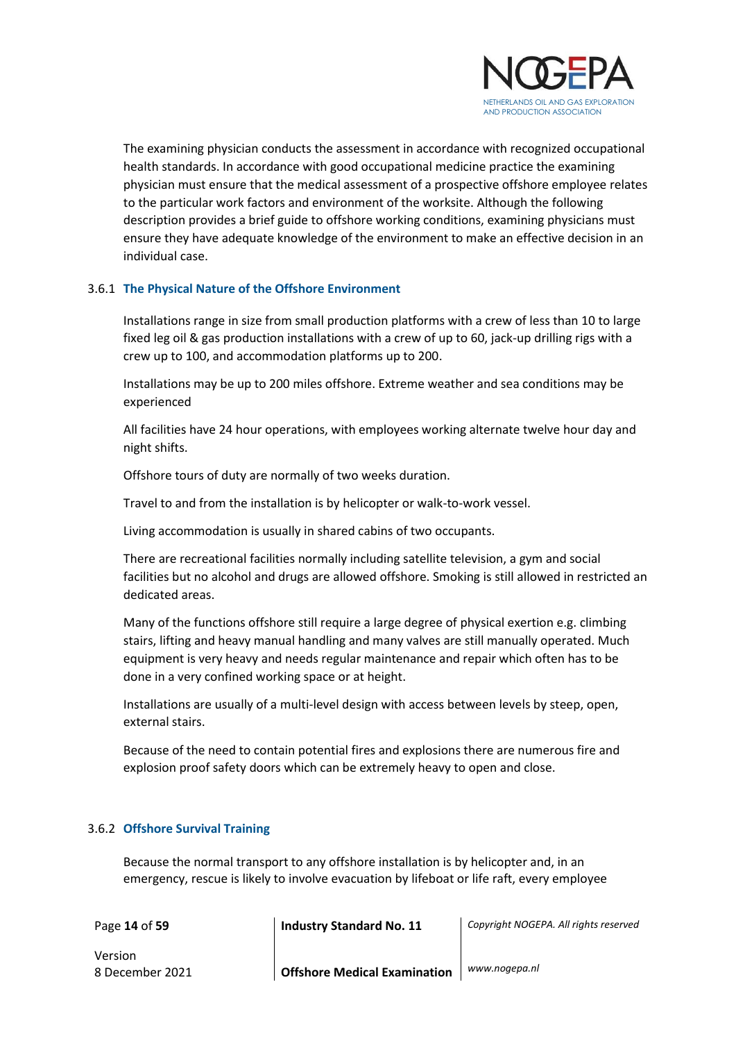The examining physician conducts the assessment in accordance with recognized occupational health standards. In accordance with good occupational medicine practice the examining physician must ensure that the medical assessment of a prospective offshore employee relates to the particular work factors and environment of the worksite. Although the following description provides a brief guide to offshore working conditions, examining physicians must ensure they have adequate knowledge of the environment to make an effective decision in an individual case.

### 3.6.1 The Physical Nature of the Offshore Environment

Installations range in size from small production platforms with a crew of less than 10 to large fixed leg oil & gas production installations with a crew of up to 60, jack-up drilling rigs with a crew up to 100, and accommodation platforms up to 200.

Installations may be up to 200 miles offshore. Extreme weather and sea conditions may be experienced

All facilities have 24 hour operations, with employees working alternate twelve hour day and night shifts.

Offshore tours of duty are normally of two weeks duration.

Travel to and from the installation is by helicopter or walk-to-work vessel.

Living accommodation is usually in shared cabins of two occupants.

There are recreational facilities normally including satellite television, a gym and social facilities but no alcohol and drugs are allowed offshore. Smoking is still allowed in restricted an dedicated areas.

Many of the functions offshore still require a large degree of physical exertion e.g. climbing stairs, lifting and heavy manual handling and many valves are still manually operated. Much equipment is very heavy and needs regular maintenance and repair which often has to be done in a very confined working space or at height.

Installations are usually of a multi-level design with access between levels by steep, open, external stairs.

Because of the need to contain potential fires and explosions there are numerous fire and explosion proof safety doors which can be extremely heavy to open and close.

### 3.6.2 Offshore Survival Training

Because the normal transport to any offshore installation is by helicopter and, in an emergency, rescue is likely to involve evacuation by lifeboat or life raft, every employee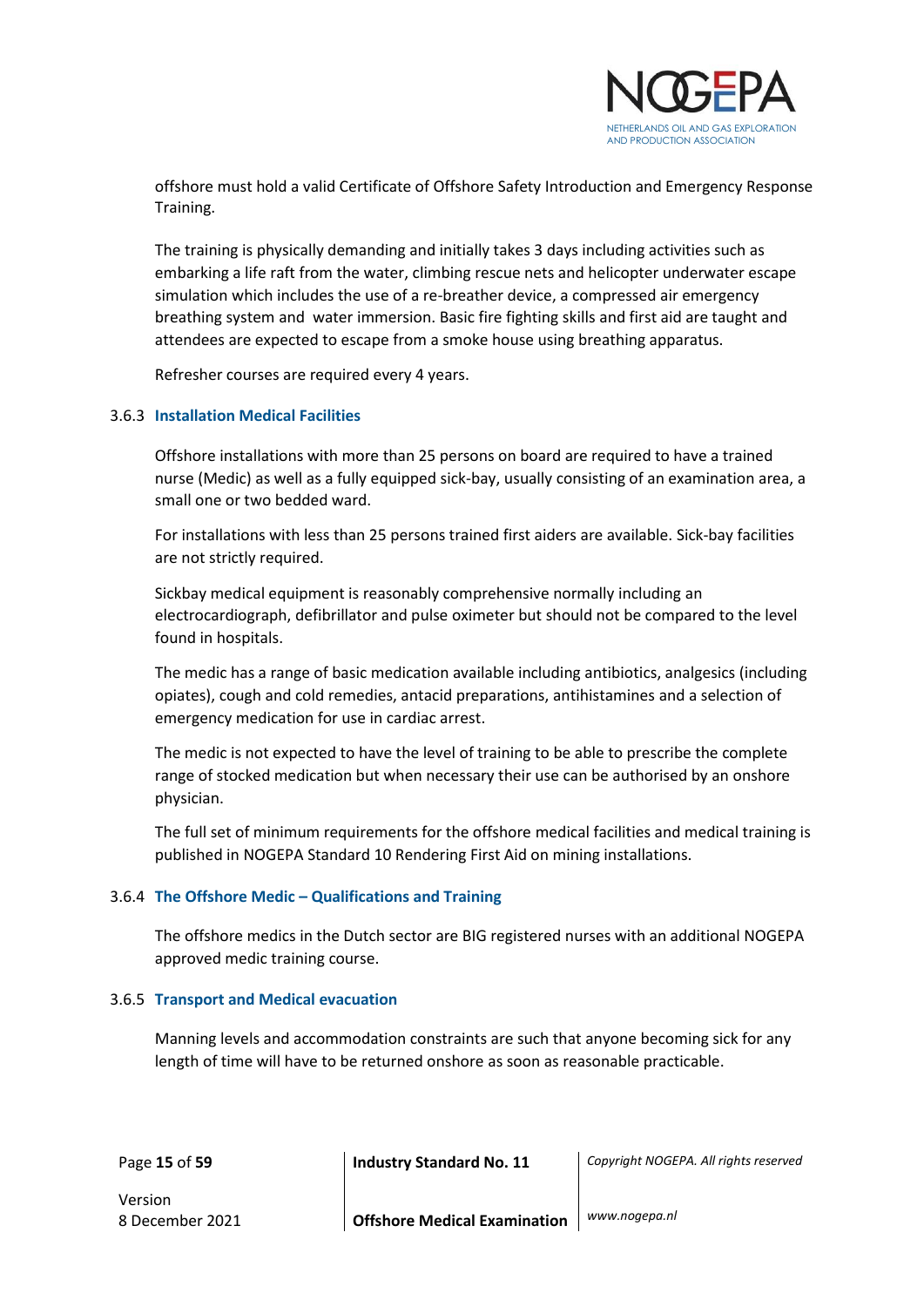offshore must hold a valid Certificate of Offshore Safety Introduction and Emergency Response Training.

The training is physically demanding and initially takes 3 days including activities such as embarking a life raft from the water, climbing rescue nets and helicopter underwater escape simulation which includes the use of a re-breather device, a compressed air emergency breathing system and water immersion. Basic fire fighting skills and first aid are taught and attendees are expected to escape from a smoke house using breathing apparatus.

Refresher courses are required every 4 years.

### 3.6.3 Installation Medical Facilities

Offshore installations with more than 25 persons on board are required to have a trained nurse (Medic) as well as a fully equipped sick-bay, usually consisting of an examination area, a small one or two bedded ward.

For installations with less than 25 persons trained first aiders are available. Sick-bay facilities are not strictly required.

Sickbay medical equipment is reasonably comprehensive normally including an electrocardiograph, defibrillator and pulse oximeter but should not be compared to the level found in hospitals.

The medic has a range of basic medication available including antibiotics, analgesics (including opiates), cough and cold remedies, antacid preparations, antihistamines and a selection of emergency medication for use in cardiac arrest.

The medic is not expected to have the level of training to be able to prescribe the complete range of stocked medication but when necessary their use can be authorised by an onshore physician.

The full set of minimum requirements for the offshore medical facilities and medical training is published in NOGEPA Standard 10 Rendering First Aid on mining installations.

### 3.6.4 The Offshore Medic – Qualifications and Training

The offshore medics in the Dutch sector are BIG registered nurses with an additional NOGEPA approved medic training course.

### 3.6.5 Transport and Medical evacuation

Manning levels and accommodation constraints are such that anyone becoming sick for any length of time will have to be returned onshore as soon as reasonable practicable.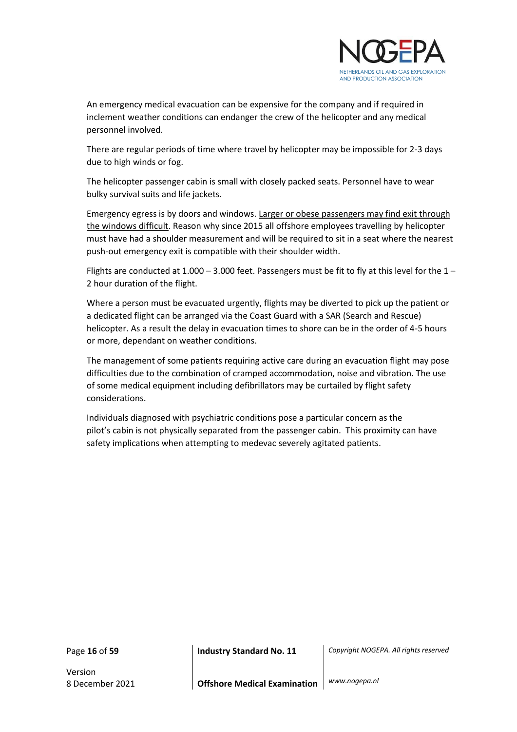An emergency medical evacuation can be expensive for the company and if required in inclement weather conditions can endanger the crew of the helicopter and any medical personnel involved.

There are regular periods of time where travel by helicopter may be impossible for 2-3 days due to high winds or fog.

The helicopter passenger cabin is small with closely packed seats. Personnel have to wear bulky survival suits and life jackets.

Emergency egress is by doors and windows. <u>Larger or obese passengers may find exit through the windows difficult</u>. Reason why since 2015 all offshore employees travelling by helicopter must have had a shoulder measurement and will be required to sit in a seat where the nearest push-out emergency exit is compatible with their shoulder width.

Flights are conducted at 1.000 – 3.000 feet. Passengers must be fit to fly at this level for the 1 – 2 hour duration of the flight.

Where a person must be evacuated urgently, flights may be diverted to pick up the patient or a dedicated flight can be arranged via the Coast Guard with a SAR (Search and Rescue) helicopter. As a result the delay in evacuation times to shore can be in the order of 4-5 hours or more, dependant on weather conditions.

The management of some patients requiring active care during an evacuation flight may pose difficulties due to the combination of cramped accommodation, noise and vibration. The use of some medical equipment including defibrillators may be curtailed by flight safety considerations.

Individuals diagnosed with psychiatric conditions pose a particular concern as the pilot's cabin is not physically separated from the passenger cabin. This proximity can have safety implications when attempting to medevac severely agitated patients.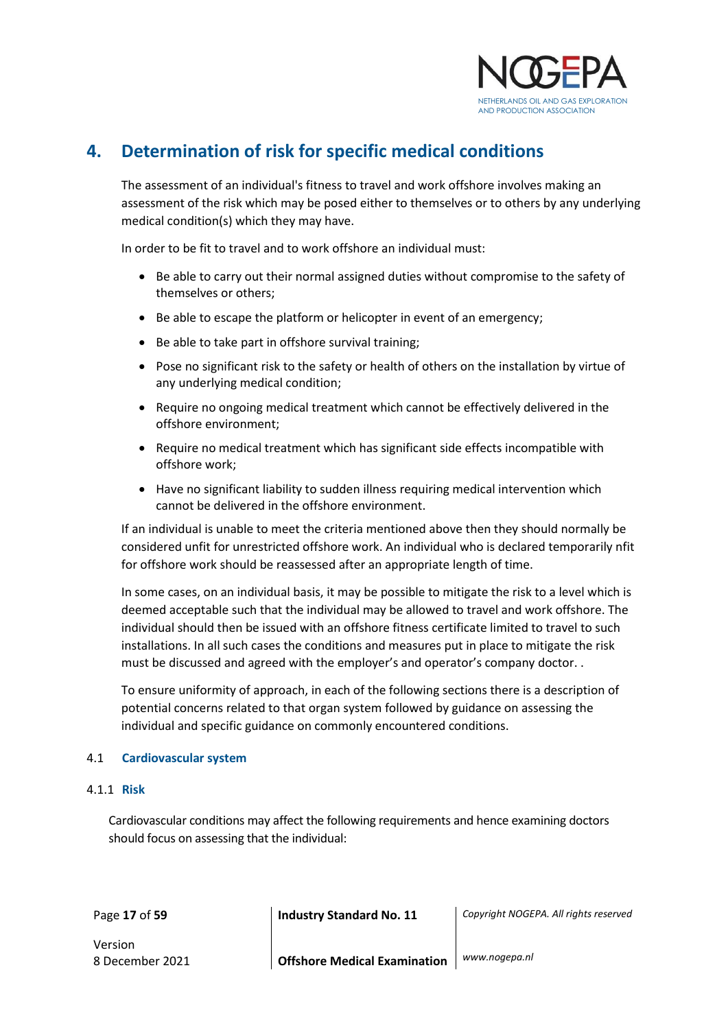## 4. Determination of risk for specific medical conditions

The assessment of an individual's fitness to travel and work offshore involves making an assessment of the risk which may be posed either to themselves or to others by any underlying medical condition(s) which they may have.

In order to be fit to travel and to work offshore an individual must:

- Be able to carry out their normal assigned duties without compromise to the safety of themselves or others;
- Be able to escape the platform or helicopter in event of an emergency;
- Be able to take part in offshore survival training;
- Pose no significant risk to the safety or health of others on the installation by virtue of any underlying medical condition;
- Require no ongoing medical treatment which cannot be effectively delivered in the offshore environment;
- Require no medical treatment which has significant side effects incompatible with offshore work;
- Have no significant liability to sudden illness requiring medical intervention which cannot be delivered in the offshore environment.

If an individual is unable to meet the criteria mentioned above then they should normally be considered unfit for unrestricted offshore work. An individual who is declared temporarily nfit for offshore work should be reassessed after an appropriate length of time.

In some cases, on an individual basis, it may be possible to mitigate the risk to a level which is deemed acceptable such that the individual may be allowed to travel and work offshore. The individual should then be issued with an offshore fitness certificate limited to travel to such installations. In all such cases the conditions and measures put in place to mitigate the risk must be discussed and agreed with the employer's and operator's company doctor. .

To ensure uniformity of approach, in each of the following sections there is a description of potential concerns related to that organ system followed by guidance on assessing the individual and specific guidance on commonly encountered conditions.

### 4.1 Cardiovascular system

#### 4.1.1 Risk

Cardiovascular conditions may affect the following requirements and hence examining doctors should focus on assessing that the individual: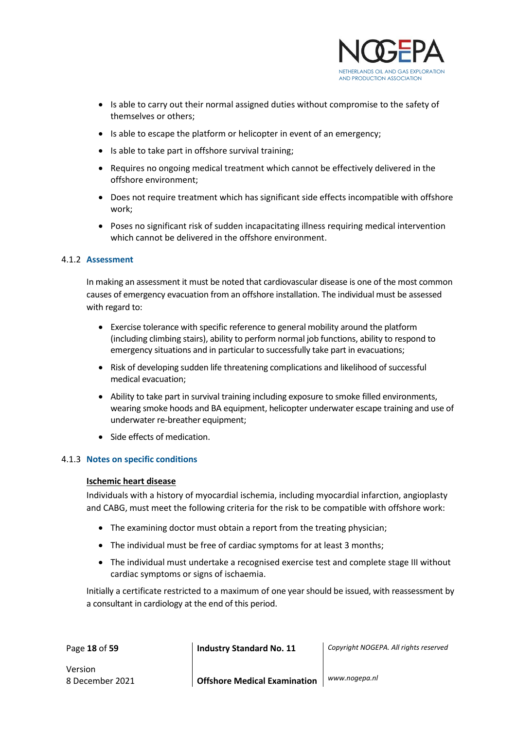- Is able to carry out their normal assigned duties without compromise to the safety of themselves or others;
- Is able to escape the platform or helicopter in event of an emergency;
- Is able to take part in offshore survival training;
- Requires no ongoing medical treatment which cannot be effectively delivered in the offshore environment;
- Does not require treatment which has significant side effects incompatible with offshore work;
- Poses no significant risk of sudden incapacitating illness requiring medical intervention which cannot be delivered in the offshore environment.

### 4.1.2 Assessment

In making an assessment it must be noted that cardiovascular disease is one of the most common causes of emergency evacuation from an offshore installation. The individual must be assessed with regard to:

- Exercise tolerance with specific reference to general mobility around the platform (including climbing stairs), ability to perform normal job functions, ability to respond to emergency situations and in particular to successfully take part in evacuations;
- Risk of developing sudden life threatening complications and likelihood of successful medical evacuation;
- Ability to take part in survival training including exposure to smoke filled environments, wearing smoke hoods and BA equipment, helicopter underwater escape training and use of underwater re-breather equipment;
- Side effects of medication.

### 4.1.3 Notes on specific conditions

**Ischemic heart disease**

Individuals with a history of myocardial ischemia, including myocardial infarction, angioplasty and CABG, must meet the following criteria for the risk to be compatible with offshore work:

- The examining doctor must obtain a report from the treating physician;
- The individual must be free of cardiac symptoms for at least 3 months;
- The individual must undertake a recognised exercise test and complete stage III without cardiac symptoms or signs of ischaemia.

Initially a certificate restricted to a maximum of one year should be issued, with reassessment by a consultant in cardiology at the end of this period.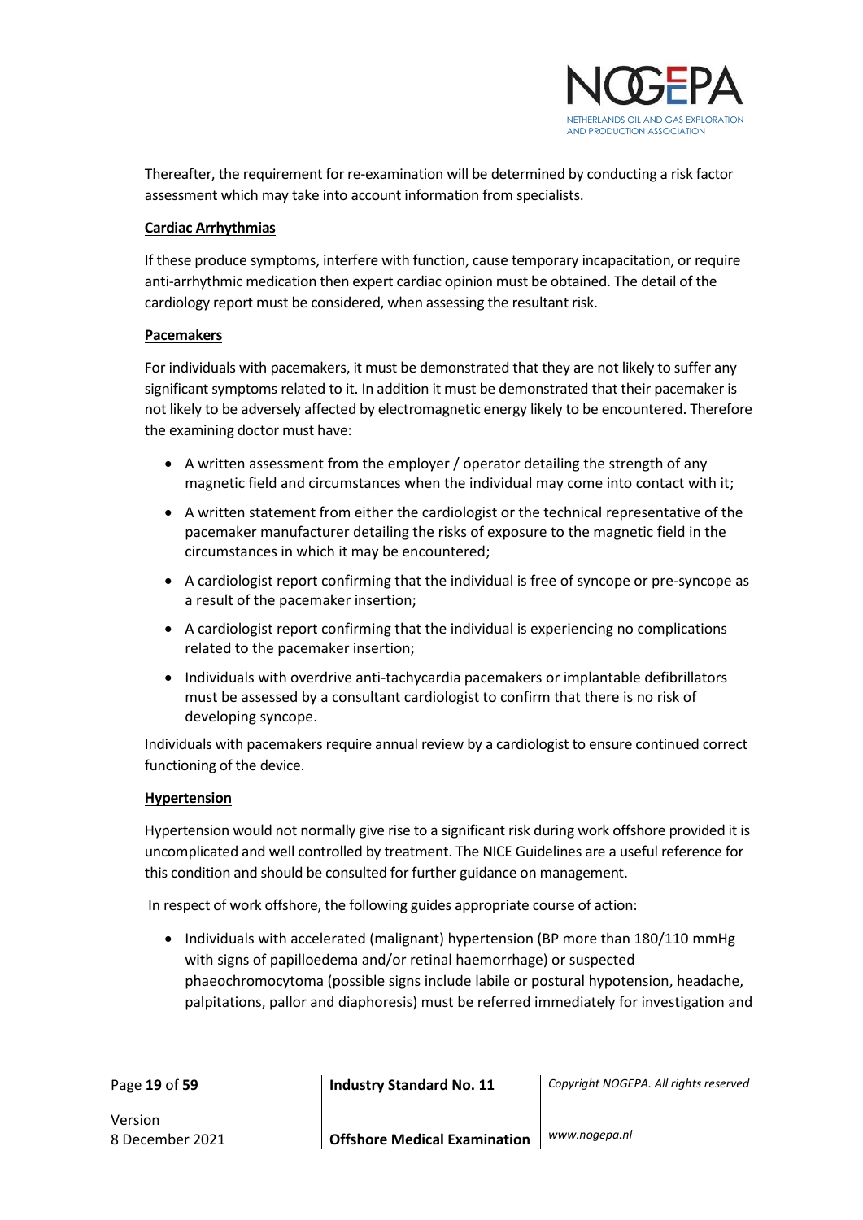Thereafter, the requirement for re-examination will be determined by conducting a risk factor assessment which may take into account information from specialists.

### Cardiac Arrhythmias

If these produce symptoms, interfere with function, cause temporary incapacitation, or require anti-arrhythmic medication then expert cardiac opinion must be obtained. The detail of the cardiology report must be considered, when assessing the resultant risk.

### Pacemakers

For individuals with pacemakers, it must be demonstrated that they are not likely to suffer any significant symptoms related to it. In addition it must be demonstrated that their pacemaker is not likely to be adversely affected by electromagnetic energy likely to be encountered. Therefore the examining doctor must have:

- A written assessment from the employer / operator detailing the strength of any magnetic field and circumstances when the individual may come into contact with it;
- A written statement from either the cardiologist or the technical representative of the pacemaker manufacturer detailing the risks of exposure to the magnetic field in the circumstances in which it may be encountered;
- A cardiologist report confirming that the individual is free of syncope or pre-syncope as a result of the pacemaker insertion;
- A cardiologist report confirming that the individual is experiencing no complications related to the pacemaker insertion;
- Individuals with overdrive anti-tachycardia pacemakers or implantable defibrillators must be assessed by a consultant cardiologist to confirm that there is no risk of developing syncope.

Individuals with pacemakers require annual review by a cardiologist to ensure continued correct functioning of the device.

### Hypertension

Hypertension would not normally give rise to a significant risk during work offshore provided it is uncomplicated and well controlled by treatment. The NICE Guidelines are a useful reference for this condition and should be consulted for further guidance on management.

In respect of work offshore, the following guides appropriate course of action:

- Individuals with accelerated (malignant) hypertension (BP more than 180/110 mmHg with signs of papilloedema and/or retinal haemorrhage) or suspected phaeochromocytoma (possible signs include labile or postural hypotension, headache, palpitations, pallor and diaphoresis) must be referred immediately for investigation and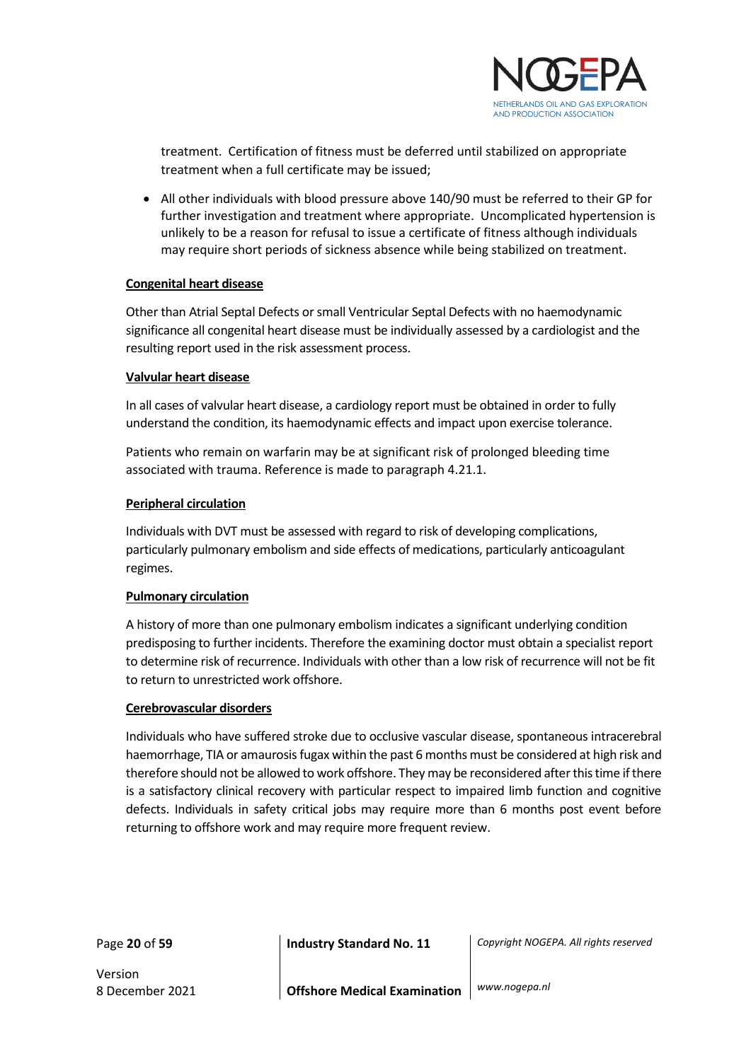treatment. Certification of fitness must be deferred until stabilized on appropriate treatment when a full certificate may be issued;

- All other individuals with blood pressure above 140/90 must be referred to their GP for further investigation and treatment where appropriate. Uncomplicated hypertension is unlikely to be a reason for refusal to issue a certificate of fitness although individuals may require short periods of sickness absence while being stabilized on treatment.

**Congenital heart disease**

Other than Atrial Septal Defects or small Ventricular Septal Defects with no haemodynamic significance all congenital heart disease must be individually assessed by a cardiologist and the resulting report used in the risk assessment process.

**Valvular heart disease**

In all cases of valvular heart disease, a cardiology report must be obtained in order to fully understand the condition, its haemodynamic effects and impact upon exercise tolerance.

Patients who remain on warfarin may be at significant risk of prolonged bleeding time associated with trauma. Reference is made to paragraph 4.21.1.

**Peripheral circulation**

Individuals with DVT must be assessed with regard to risk of developing complications, particularly pulmonary embolism and side effects of medications, particularly anticoagulant regimes.

**Pulmonary circulation**

A history of more than one pulmonary embolism indicates a significant underlying condition predisposing to further incidents. Therefore the examining doctor must obtain a specialist report to determine risk of recurrence. Individuals with other than a low risk of recurrence will not be fit to return to unrestricted work offshore.

**Cerebrovascular disorders**

Individuals who have suffered stroke due to occlusive vascular disease, spontaneous intracerebral haemorrhage, TIA or amaurosis fugax within the past 6 months must be considered at high risk and therefore should not be allowed to work offshore. They may be reconsidered after this time if there is a satisfactory clinical recovery with particular respect to impaired limb function and cognitive defects. Individuals in safety critical jobs may require more than 6 months post event before returning to offshore work and may require more frequent review.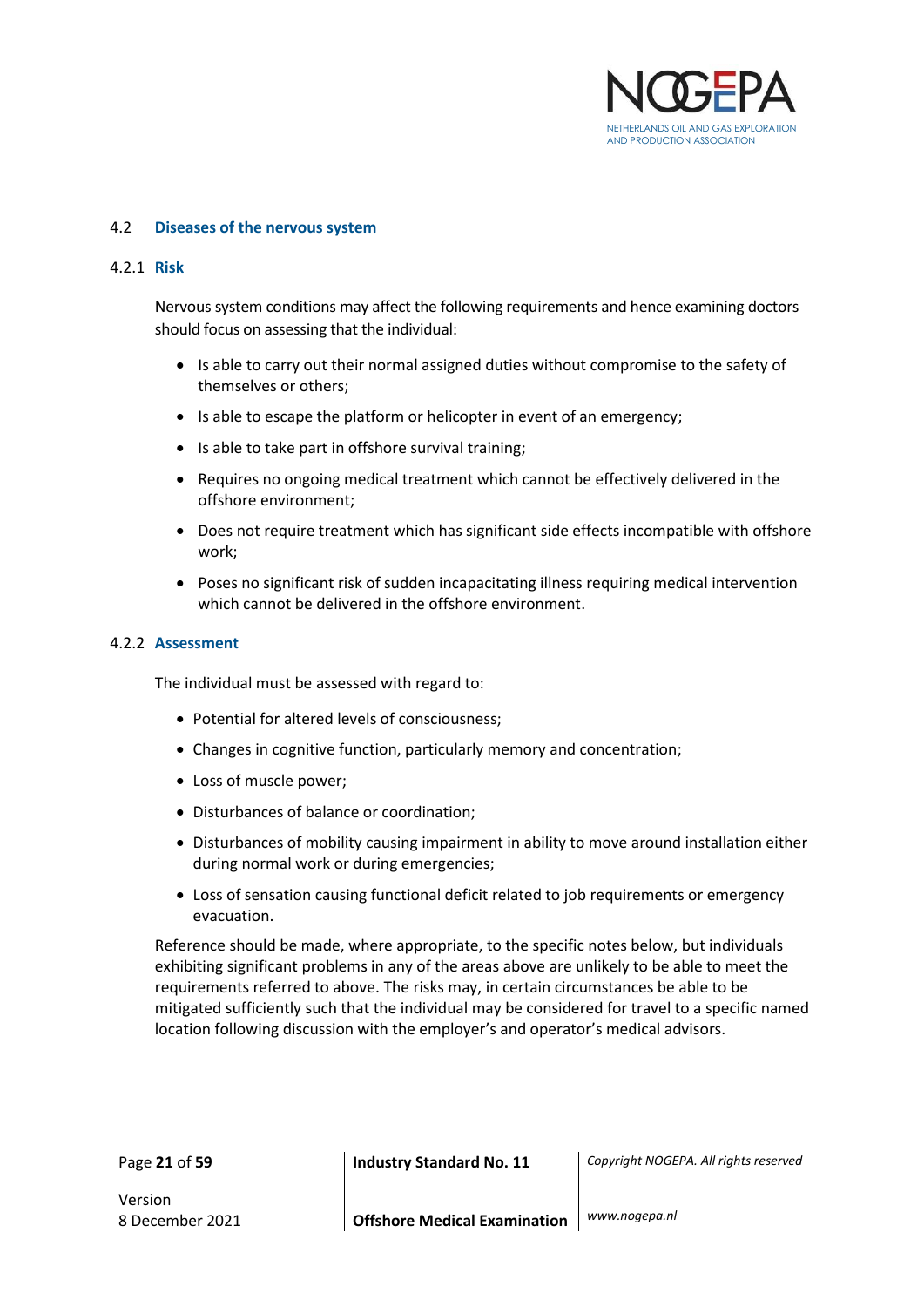## 4.2 Diseases of the nervous system

### 4.2.1 Risk

Nervous system conditions may affect the following requirements and hence examining doctors should focus on assessing that the individual:

- Is able to carry out their normal assigned duties without compromise to the safety of themselves or others;
- Is able to escape the platform or helicopter in event of an emergency;
- Is able to take part in offshore survival training;
- Requires no ongoing medical treatment which cannot be effectively delivered in the offshore environment;
- Does not require treatment which has significant side effects incompatible with offshore work;
- Poses no significant risk of sudden incapacitating illness requiring medical intervention which cannot be delivered in the offshore environment.

### 4.2.2 Assessment

The individual must be assessed with regard to:

- Potential for altered levels of consciousness;
- Changes in cognitive function, particularly memory and concentration;
- Loss of muscle power;
- Disturbances of balance or coordination;
- Disturbances of mobility causing impairment in ability to move around installation either during normal work or during emergencies;
- Loss of sensation causing functional deficit related to job requirements or emergency evacuation.

Reference should be made, where appropriate, to the specific notes below, but individuals exhibiting significant problems in any of the areas above are unlikely to be able to meet the requirements referred to above. The risks may, in certain circumstances be able to be mitigated sufficiently such that the individual may be considered for travel to a specific named location following discussion with the employer's and operator's medical advisors.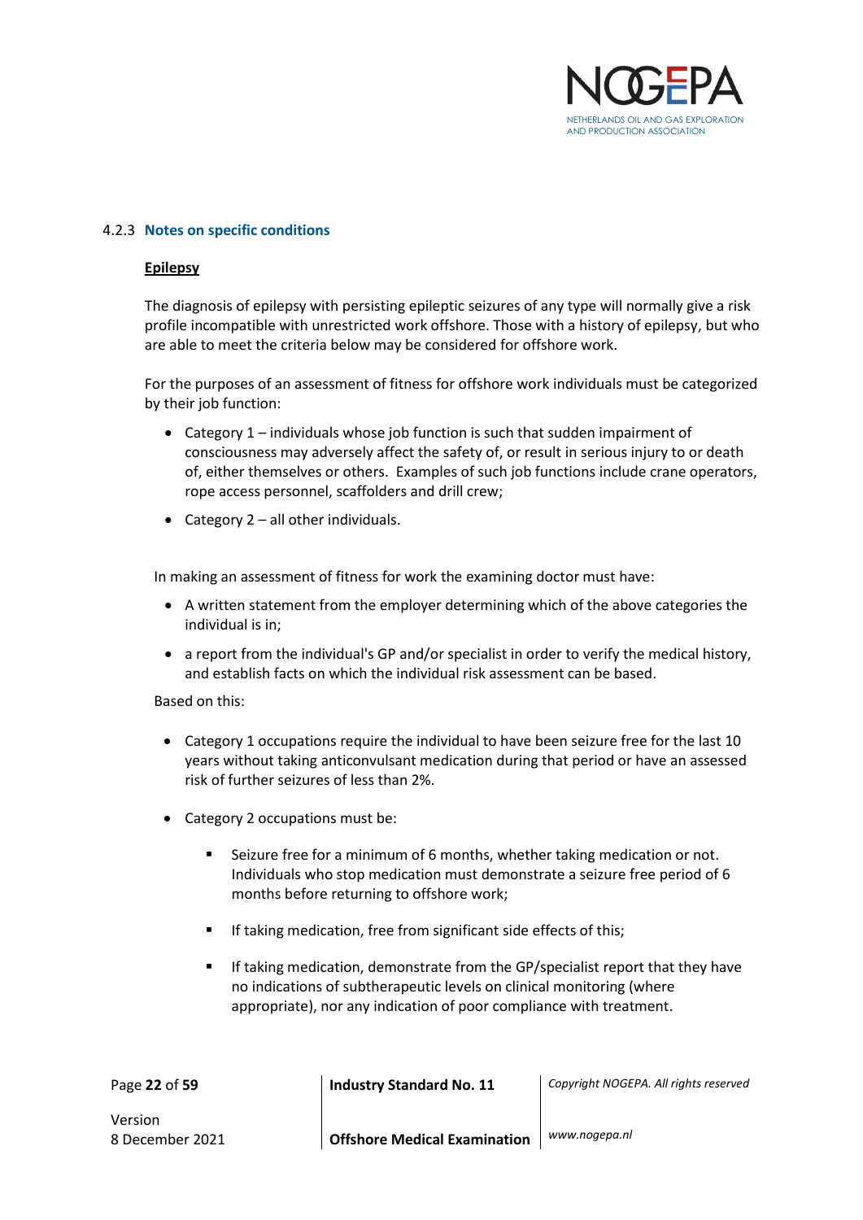### 4.2.3 Notes on specific conditions

**Epilepsy**

The diagnosis of epilepsy with persisting epileptic seizures of any type will normally give a risk profile incompatible with unrestricted work offshore. Those with a history of epilepsy, but who are able to meet the criteria below may be considered for offshore work.

For the purposes of an assessment of fitness for offshore work individuals must be categorized by their job function:

- Category 1 – individuals whose job function is such that sudden impairment of consciousness may adversely affect the safety of, or result in serious injury to or death of, either themselves or others. Examples of such job functions include crane operators, rope access personnel, scaffolders and drill crew;
- Category 2 – all other individuals.

In making an assessment of fitness for work the examining doctor must have:

- A written statement from the employer determining which of the above categories the individual is in;
- a report from the individual's GP and/or specialist in order to verify the medical history, and establish facts on which the individual risk assessment can be based.

Based on this:

- Category 1 occupations require the individual to have been seizure free for the last 10 years without taking anticonvulsant medication during that period or have an assessed risk of further seizures of less than 2%.
- Category 2 occupations must be:
  - Seizure free for a minimum of 6 months, whether taking medication or not. Individuals who stop medication must demonstrate a seizure free period of 6 months before returning to offshore work;
  - If taking medication, free from significant side effects of this;
  - If taking medication, demonstrate from the GP/specialist report that they have no indications of subtherapeutic levels on clinical monitoring (where appropriate), nor any indication of poor compliance with treatment.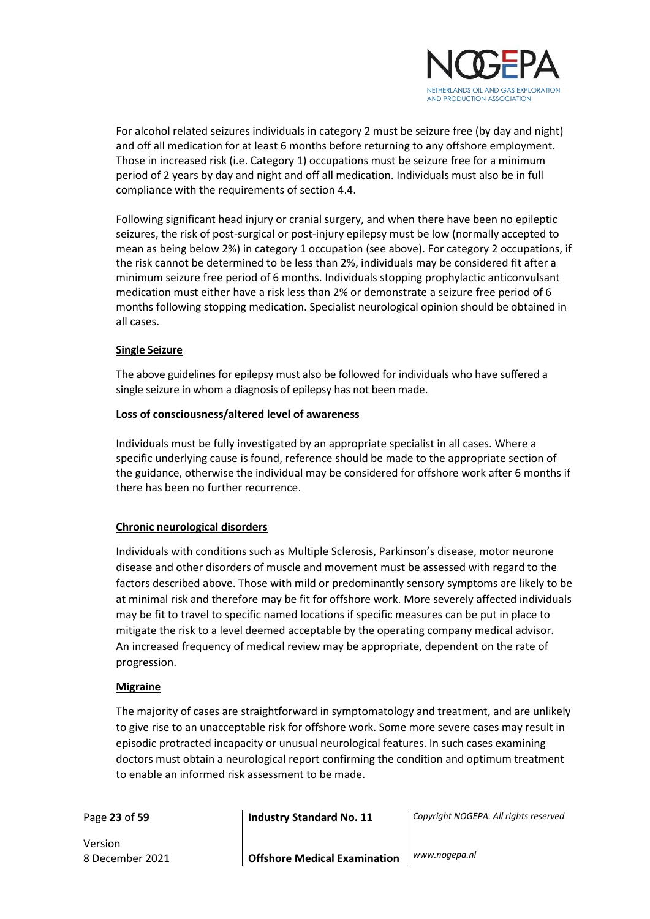For alcohol related seizures individuals in category 2 must be seizure free (by day and night) and off all medication for at least 6 months before returning to any offshore employment. Those in increased risk (i.e. Category 1) occupations must be seizure free for a minimum period of 2 years by day and night and off all medication. Individuals must also be in full compliance with the requirements of section 4.4.

Following significant head injury or cranial surgery, and when there have been no epileptic seizures, the risk of post-surgical or post-injury epilepsy must be low (normally accepted to mean as being below 2%) in category 1 occupation (see above). For category 2 occupations, if the risk cannot be determined to be less than 2%, individuals may be considered fit after a minimum seizure free period of 6 months. Individuals stopping prophylactic anticonvulsant medication must either have a risk less than 2% or demonstrate a seizure free period of 6 months following stopping medication. Specialist neurological opinion should be obtained in all cases.

**Single Seizure**

The above guidelines for epilepsy must also be followed for individuals who have suffered a single seizure in whom a diagnosis of epilepsy has not been made.

**Loss of consciousness/altered level of awareness**

Individuals must be fully investigated by an appropriate specialist in all cases. Where a specific underlying cause is found, reference should be made to the appropriate section of the guidance, otherwise the individual may be considered for offshore work after 6 months if there has been no further recurrence.

**Chronic neurological disorders**

Individuals with conditions such as Multiple Sclerosis, Parkinson's disease, motor neurone disease and other disorders of muscle and movement must be assessed with regard to the factors described above. Those with mild or predominantly sensory symptoms are likely to be at minimal risk and therefore may be fit for offshore work. More severely affected individuals may be fit to travel to specific named locations if specific measures can be put in place to mitigate the risk to a level deemed acceptable by the operating company medical advisor. An increased frequency of medical review may be appropriate, dependent on the rate of progression.

**Migraine**

The majority of cases are straightforward in symptomatology and treatment, and are unlikely to give rise to an unacceptable risk for offshore work. Some more severe cases may result in episodic protracted incapacity or unusual neurological features. In such cases examining doctors must obtain a neurological report confirming the condition and optimum treatment to enable an informed risk assessment to be made.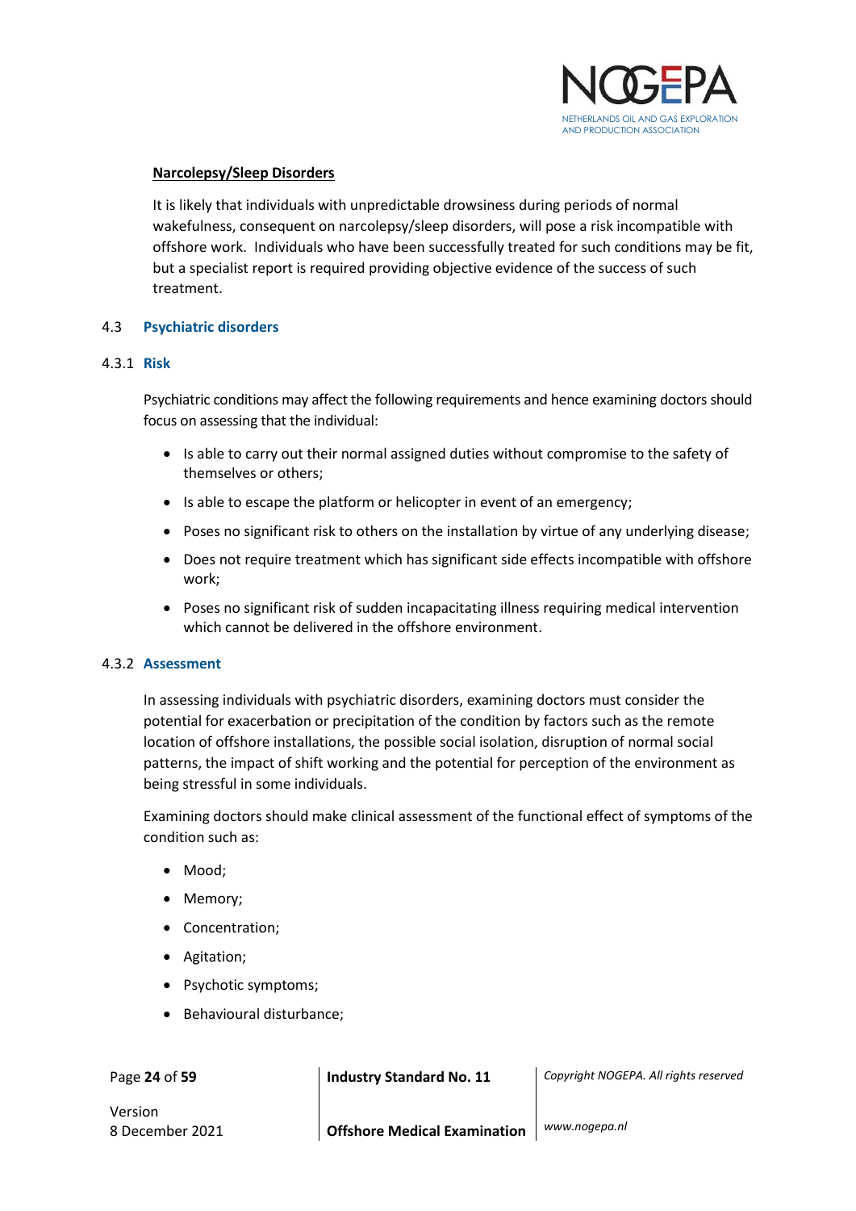**Narcolepsy/Sleep Disorders**

It is likely that individuals with unpredictable drowsiness during periods of normal wakefulness, consequent on narcolepsy/sleep disorders, will pose a risk incompatible with offshore work. Individuals who have been successfully treated for such conditions may be fit, but a specialist report is required providing objective evidence of the success of such treatment.

## 4.3 Psychiatric disorders

### 4.3.1 Risk

Psychiatric conditions may affect the following requirements and hence examining doctors should focus on assessing that the individual:

- Is able to carry out their normal assigned duties without compromise to the safety of themselves or others;
- Is able to escape the platform or helicopter in event of an emergency;
- Poses no significant risk to others on the installation by virtue of any underlying disease;
- Does not require treatment which has significant side effects incompatible with offshore work;
- Poses no significant risk of sudden incapacitating illness requiring medical intervention which cannot be delivered in the offshore environment.

### 4.3.2 Assessment

In assessing individuals with psychiatric disorders, examining doctors must consider the potential for exacerbation or precipitation of the condition by factors such as the remote location of offshore installations, the possible social isolation, disruption of normal social patterns, the impact of shift working and the potential for perception of the environment as being stressful in some individuals.

Examining doctors should make clinical assessment of the functional effect of symptoms of the condition such as:

- Mood;
- Memory;
- Concentration;
- Agitation;
- Psychotic symptoms;
- Behavioural disturbance;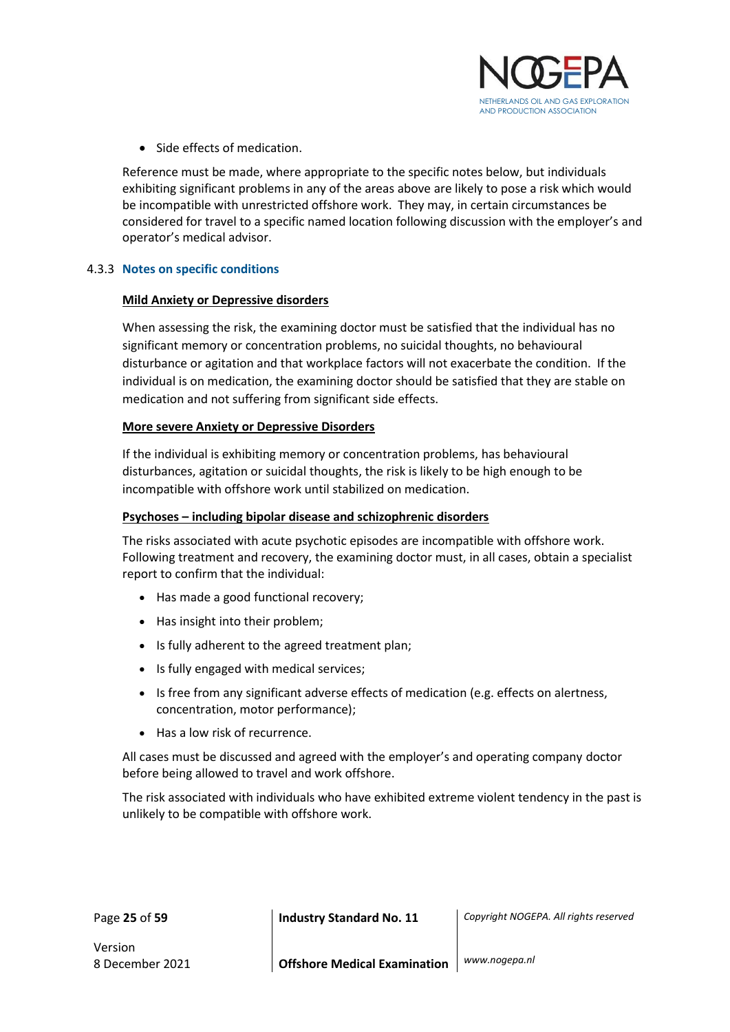- Side effects of medication.

Reference must be made, where appropriate to the specific notes below, but individuals exhibiting significant problems in any of the areas above are likely to pose a risk which would be incompatible with unrestricted offshore work. They may, in certain circumstances be considered for travel to a specific named location following discussion with the employer's and operator's medical advisor.

### 4.3.3 Notes on specific conditions

**Mild Anxiety or Depressive disorders**

When assessing the risk, the examining doctor must be satisfied that the individual has no significant memory or concentration problems, no suicidal thoughts, no behavioural disturbance or agitation and that workplace factors will not exacerbate the condition. If the individual is on medication, the examining doctor should be satisfied that they are stable on medication and not suffering from significant side effects.

**More severe Anxiety or Depressive Disorders**

If the individual is exhibiting memory or concentration problems, has behavioural disturbances, agitation or suicidal thoughts, the risk is likely to be high enough to be incompatible with offshore work until stabilized on medication.

**Psychoses – including bipolar disease and schizophrenic disorders**

The risks associated with acute psychotic episodes are incompatible with offshore work. Following treatment and recovery, the examining doctor must, in all cases, obtain a specialist report to confirm that the individual:

- Has made a good functional recovery;
- Has insight into their problem;
- Is fully adherent to the agreed treatment plan;
- Is fully engaged with medical services;
- Is free from any significant adverse effects of medication (e.g. effects on alertness, concentration, motor performance);
- Has a low risk of recurrence.

All cases must be discussed and agreed with the employer's and operating company doctor before being allowed to travel and work offshore.

The risk associated with individuals who have exhibited extreme violent tendency in the past is unlikely to be compatible with offshore work.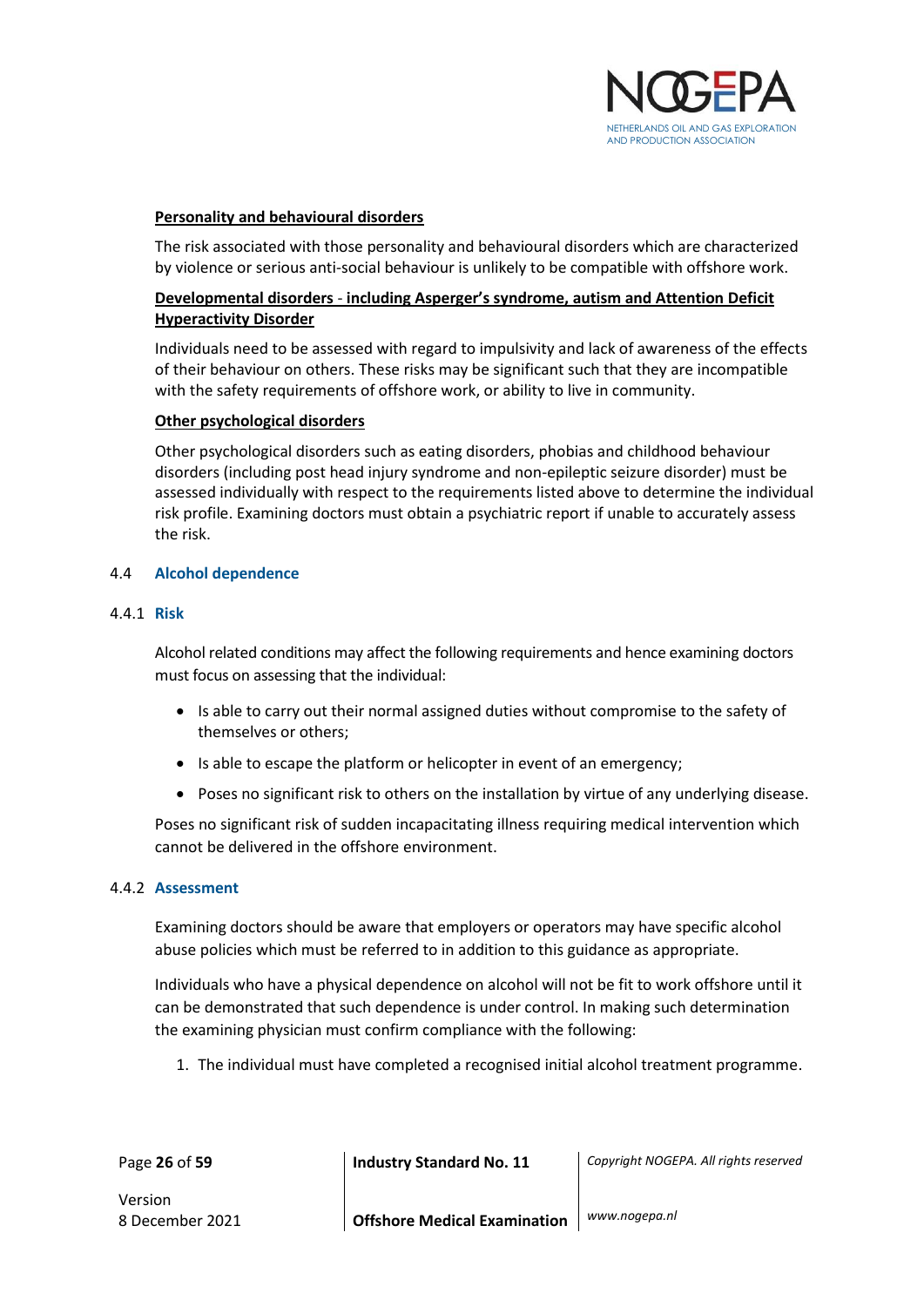**Personality and behavioural disorders**

The risk associated with those personality and behavioural disorders which are characterized by violence or serious anti-social behaviour is unlikely to be compatible with offshore work.

**Developmental disorders - including Asperger's syndrome, autism and Attention Deficit Hyperactivity Disorder**

Individuals need to be assessed with regard to impulsivity and lack of awareness of the effects of their behaviour on others. These risks may be significant such that they are incompatible with the safety requirements of offshore work, or ability to live in community.

**Other psychological disorders**

Other psychological disorders such as eating disorders, phobias and childhood behaviour disorders (including post head injury syndrome and non-epileptic seizure disorder) must be assessed individually with respect to the requirements listed above to determine the individual risk profile. Examining doctors must obtain a psychiatric report if unable to accurately assess the risk.

## 4.4 Alcohol dependence

### 4.4.1 Risk

Alcohol related conditions may affect the following requirements and hence examining doctors must focus on assessing that the individual:

- Is able to carry out their normal assigned duties without compromise to the safety of themselves or others;
- Is able to escape the platform or helicopter in event of an emergency;
- Poses no significant risk to others on the installation by virtue of any underlying disease.

Poses no significant risk of sudden incapacitating illness requiring medical intervention which cannot be delivered in the offshore environment.

### 4.4.2 Assessment

Examining doctors should be aware that employers or operators may have specific alcohol abuse policies which must be referred to in addition to this guidance as appropriate.

Individuals who have a physical dependence on alcohol will not be fit to work offshore until it can be demonstrated that such dependence is under control. In making such determination the examining physician must confirm compliance with the following:

1. The individual must have completed a recognised initial alcohol treatment programme.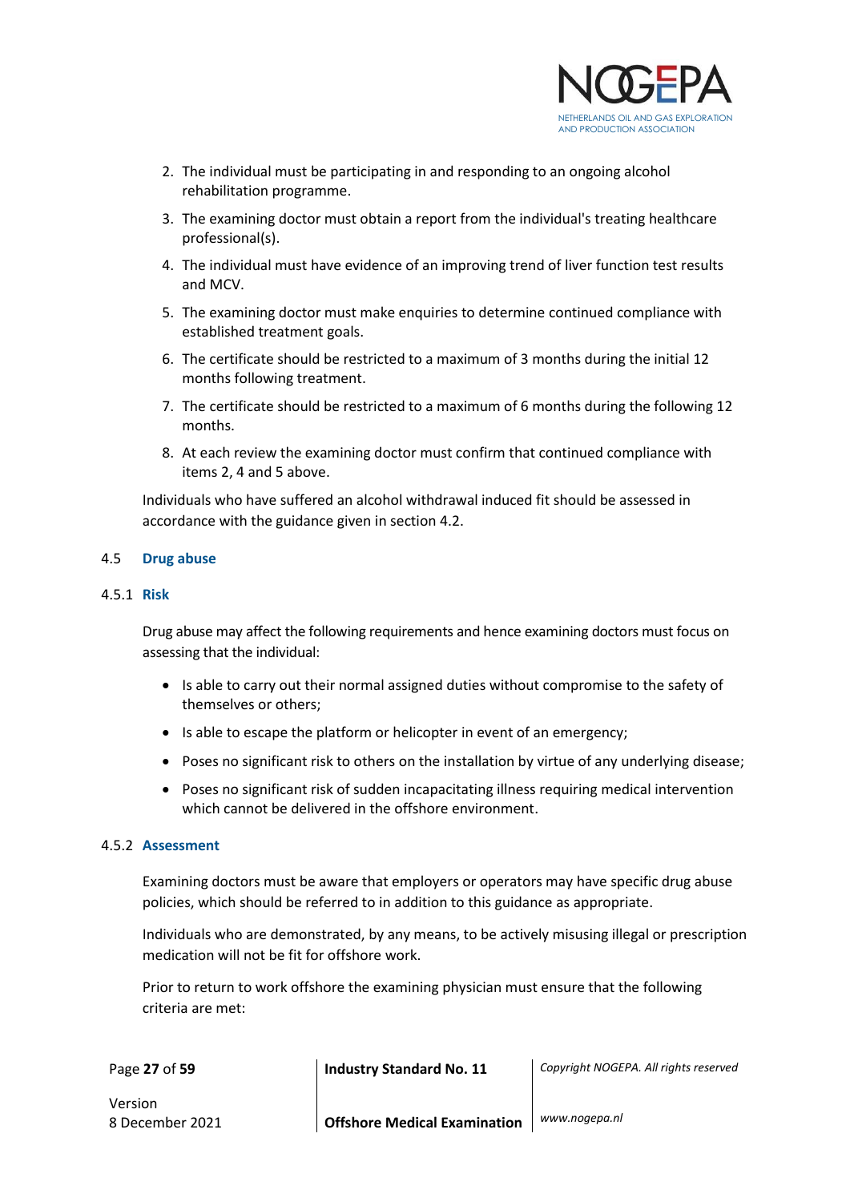2. The individual must be participating in and responding to an ongoing alcohol rehabilitation programme.
3. The examining doctor must obtain a report from the individual's treating healthcare professional(s).
4. The individual must have evidence of an improving trend of liver function test results and MCV.
5. The examining doctor must make enquiries to determine continued compliance with established treatment goals.
6. The certificate should be restricted to a maximum of 3 months during the initial 12 months following treatment.
7. The certificate should be restricted to a maximum of 6 months during the following 12 months.
8. At each review the examining doctor must confirm that continued compliance with items 2, 4 and 5 above.

Individuals who have suffered an alcohol withdrawal induced fit should be assessed in accordance with the guidance given in section 4.2.

## 4.5 Drug abuse

### 4.5.1 Risk

Drug abuse may affect the following requirements and hence examining doctors must focus on assessing that the individual:

- Is able to carry out their normal assigned duties without compromise to the safety of themselves or others;
- Is able to escape the platform or helicopter in event of an emergency;
- Poses no significant risk to others on the installation by virtue of any underlying disease;
- Poses no significant risk of sudden incapacitating illness requiring medical intervention which cannot be delivered in the offshore environment.

### 4.5.2 Assessment

Examining doctors must be aware that employers or operators may have specific drug abuse policies, which should be referred to in addition to this guidance as appropriate.

Individuals who are demonstrated, by any means, to be actively misusing illegal or prescription medication will not be fit for offshore work.

Prior to return to work offshore the examining physician must ensure that the following criteria are met: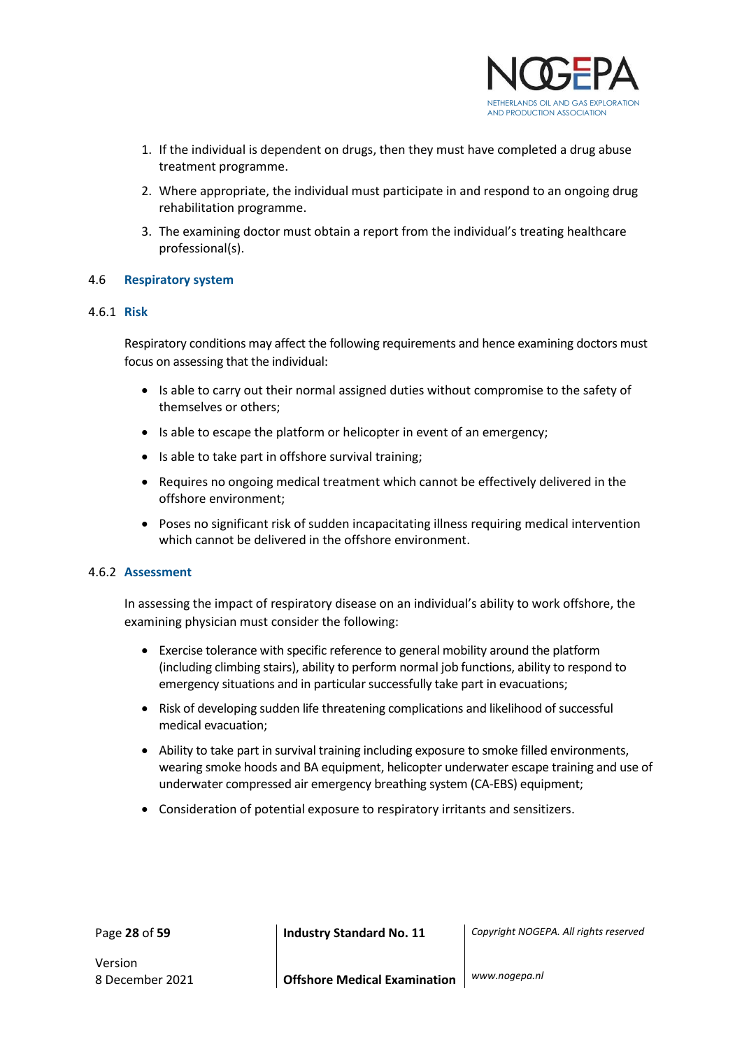1. If the individual is dependent on drugs, then they must have completed a drug abuse treatment programme.
2. Where appropriate, the individual must participate in and respond to an ongoing drug rehabilitation programme.
3. The examining doctor must obtain a report from the individual's treating healthcare professional(s).

## 4.6 Respiratory system

### 4.6.1 Risk

Respiratory conditions may affect the following requirements and hence examining doctors must focus on assessing that the individual:

- Is able to carry out their normal assigned duties without compromise to the safety of themselves or others;
- Is able to escape the platform or helicopter in event of an emergency;
- Is able to take part in offshore survival training;
- Requires no ongoing medical treatment which cannot be effectively delivered in the offshore environment;
- Poses no significant risk of sudden incapacitating illness requiring medical intervention which cannot be delivered in the offshore environment.

### 4.6.2 Assessment

In assessing the impact of respiratory disease on an individual's ability to work offshore, the examining physician must consider the following:

- Exercise tolerance with specific reference to general mobility around the platform (including climbing stairs), ability to perform normal job functions, ability to respond to emergency situations and in particular successfully take part in evacuations;
- Risk of developing sudden life threatening complications and likelihood of successful medical evacuation;
- Ability to take part in survival training including exposure to smoke filled environments, wearing smoke hoods and BA equipment, helicopter underwater escape training and use of underwater compressed air emergency breathing system (CA-EBS) equipment;
- Consideration of potential exposure to respiratory irritants and sensitizers.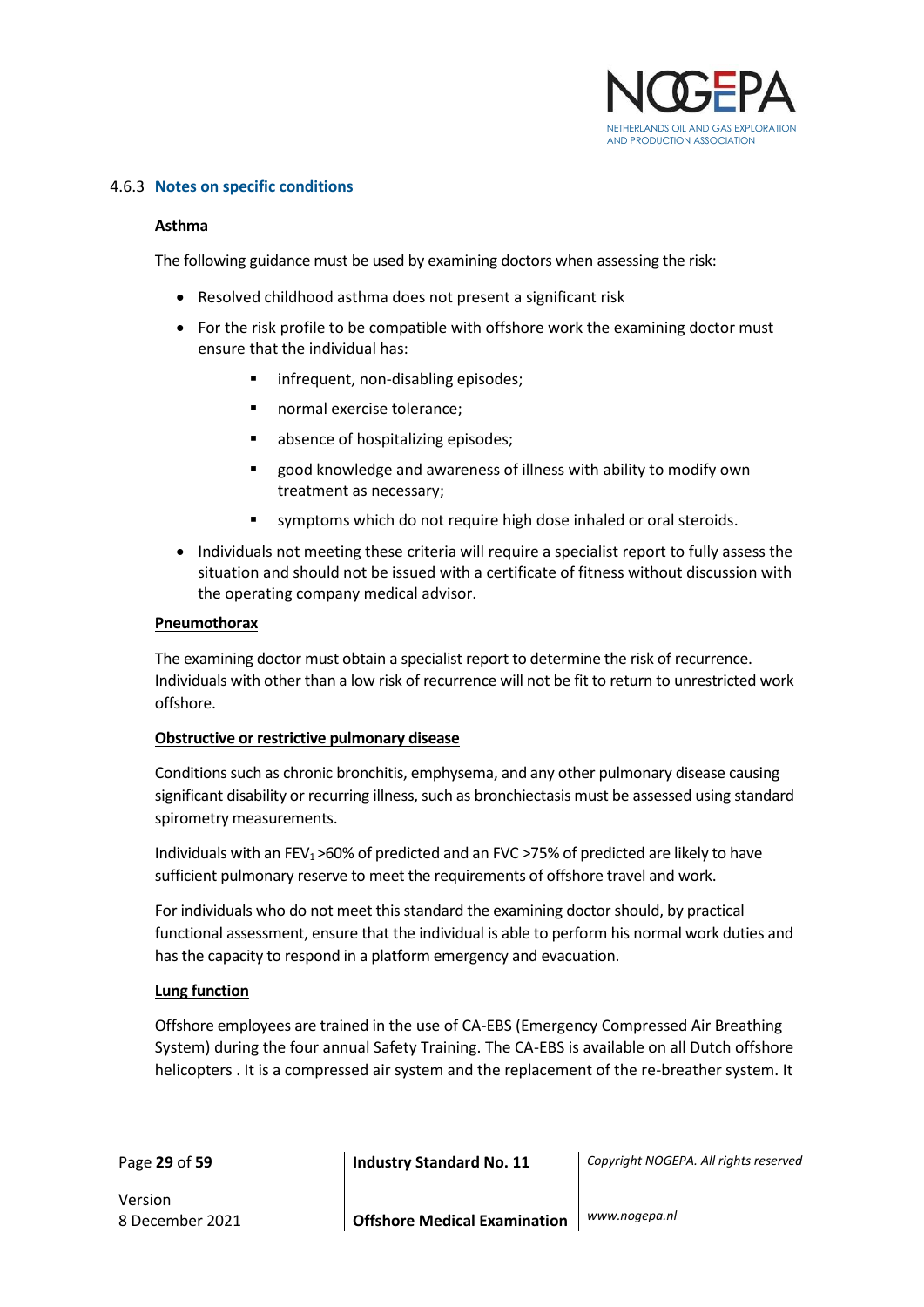### 4.6.3 Notes on specific conditions

**Asthma**

The following guidance must be used by examining doctors when assessing the risk:

- Resolved childhood asthma does not present a significant risk
- For the risk profile to be compatible with offshore work the examining doctor must ensure that the individual has:
  - infrequent, non-disabling episodes;
  - normal exercise tolerance;
  - absence of hospitalizing episodes;
  - good knowledge and awareness of illness with ability to modify own treatment as necessary;
  - symptoms which do not require high dose inhaled or oral steroids.
- Individuals not meeting these criteria will require a specialist report to fully assess the situation and should not be issued with a certificate of fitness without discussion with the operating company medical advisor.

**Pneumothorax**

The examining doctor must obtain a specialist report to determine the risk of recurrence. Individuals with other than a low risk of recurrence will not be fit to return to unrestricted work offshore.

**Obstructive or restrictive pulmonary disease**

Conditions such as chronic bronchitis, emphysema, and any other pulmonary disease causing significant disability or recurring illness, such as bronchiectasis must be assessed using standard spirometry measurements.

Individuals with an $FEV_1$ >60% of predicted and an FVC >75% of predicted are likely to have sufficient pulmonary reserve to meet the requirements of offshore travel and work.

For individuals who do not meet this standard the examining doctor should, by practical functional assessment, ensure that the individual is able to perform his normal work duties and has the capacity to respond in a platform emergency and evacuation.

**Lung function**

Offshore employees are trained in the use of CA-EBS (Emergency Compressed Air Breathing System) during the four annual Safety Training. The CA-EBS is available on all Dutch offshore helicopters . It is a compressed air system and the replacement of the re-breather system. It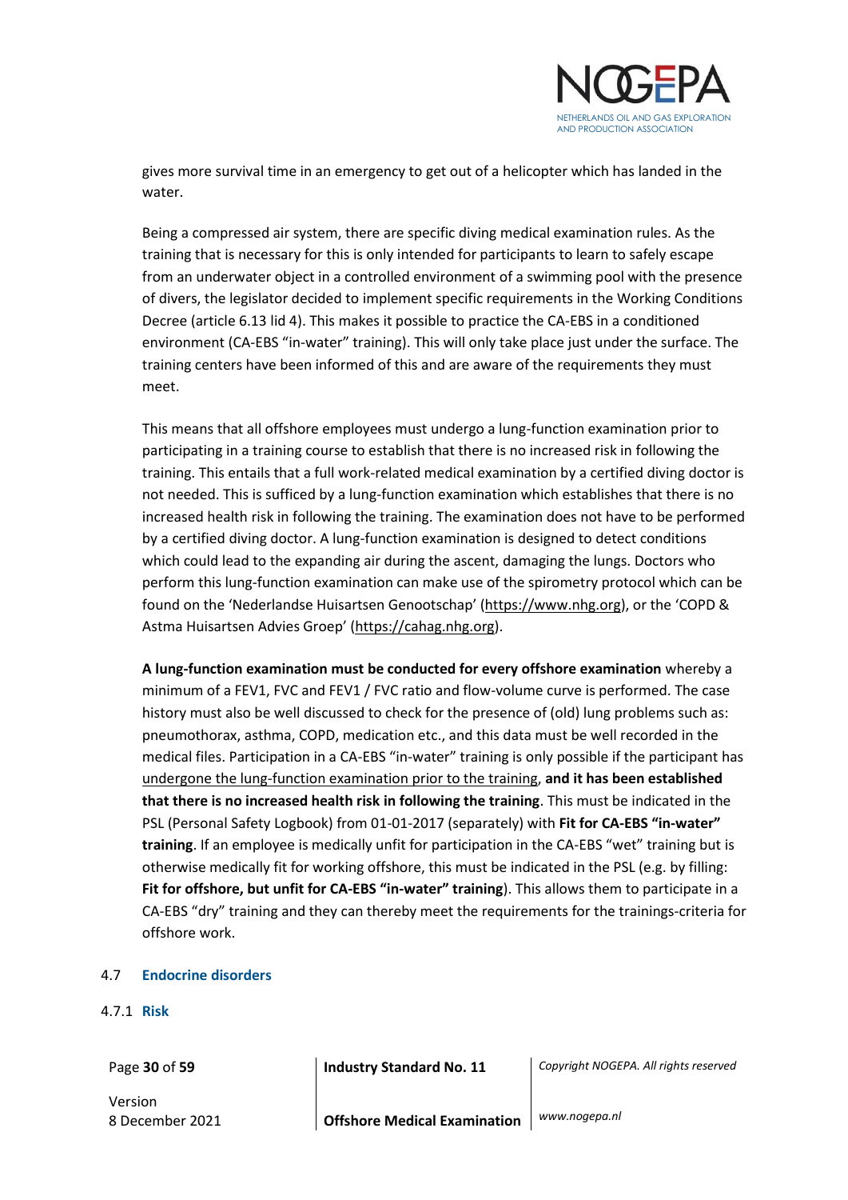gives more survival time in an emergency to get out of a helicopter which has landed in the water.

Being a compressed air system, there are specific diving medical examination rules. As the training that is necessary for this is only intended for participants to learn to safely escape from an underwater object in a controlled environment of a swimming pool with the presence of divers, the legislator decided to implement specific requirements in the Working Conditions Decree (article 6.13 lid 4). This makes it possible to practice the CA-EBS in a conditioned environment (CA-EBS "in-water" training). This will only take place just under the surface. The training centers have been informed of this and are aware of the requirements they must meet.

This means that all offshore employees must undergo a lung-function examination prior to participating in a training course to establish that there is no increased risk in following the training. This entails that a full work-related medical examination by a certified diving doctor is not needed. This is sufficed by a lung-function examination which establishes that there is no increased health risk in following the training. The examination does not have to be performed by a certified diving doctor. A lung-function examination is designed to detect conditions which could lead to the expanding air during the ascent, damaging the lungs. Doctors who perform this lung-function examination can make use of the spirometry protocol which can be found on the 'Nederlandse Huisartsen Genootschap' (https://www.nhg.org), or the 'COPD & Astma Huisartsen Advies Groep' (https://cahag.nhg.org).

**A lung-function examination must be conducted for every offshore examination** whereby a minimum of a FEV1, FVC and FEV1 / FVC ratio and flow-volume curve is performed. The case history must also be well discussed to check for the presence of (old) lung problems such as: pneumothorax, asthma, COPD, medication etc., and this data must be well recorded in the medical files. Participation in a CA-EBS "in-water" training is only possible if the participant has undergone the lung-function examination prior to the training, **and it has been established that there is no increased health risk in following the training**. This must be indicated in the PSL (Personal Safety Logbook) from 01-01-2017 (separately) with **Fit for CA-EBS "in-water" training**. If an employee is medically unfit for participation in the CA-EBS "wet" training but is otherwise medically fit for working offshore, this must be indicated in the PSL (e.g. by filling: **Fit for offshore, but unfit for CA-EBS "in-water" training**). This allows them to participate in a CA-EBS "dry" training and they can thereby meet the requirements for the trainings-criteria for offshore work.

## 4.7 Endocrine disorders

### 4.7.1 Risk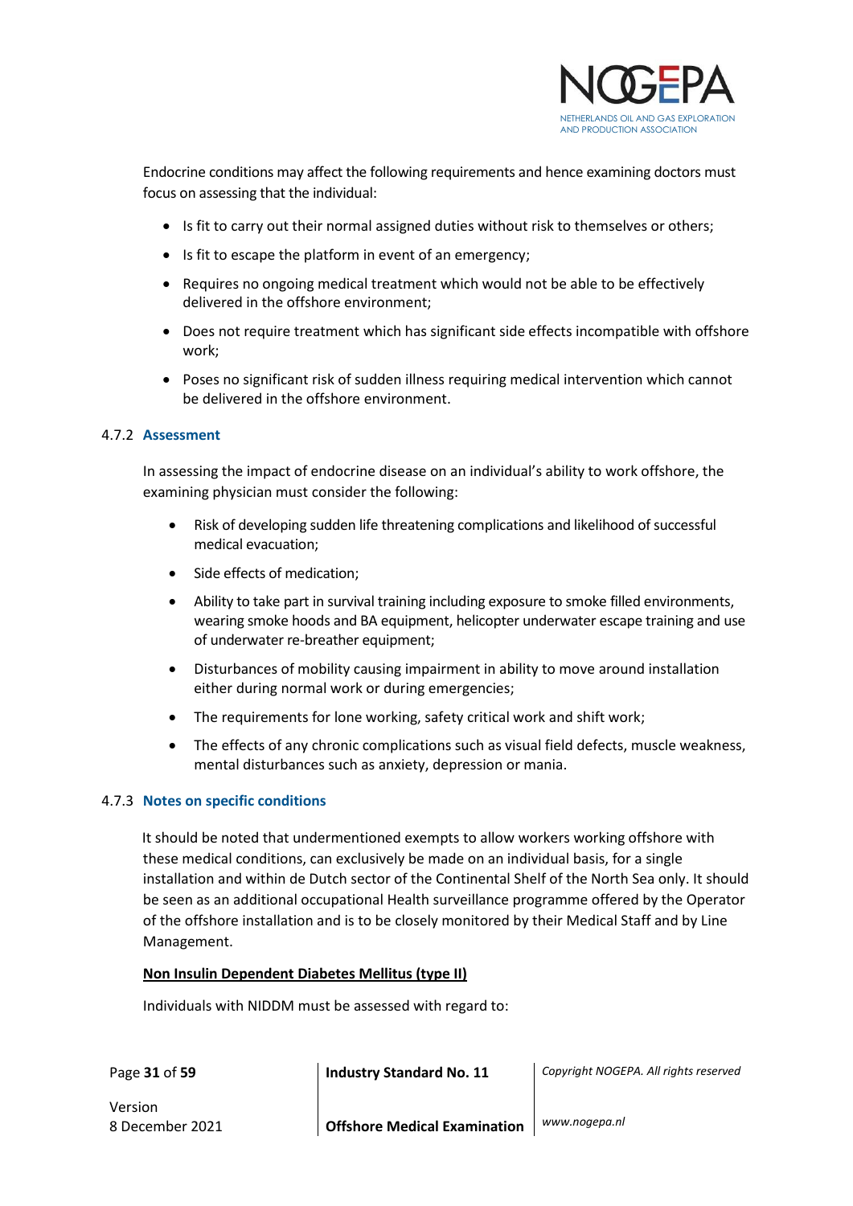Endocrine conditions may affect the following requirements and hence examining doctors must focus on assessing that the individual:

- Is fit to carry out their normal assigned duties without risk to themselves or others;
- Is fit to escape the platform in event of an emergency;
- Requires no ongoing medical treatment which would not be able to be effectively delivered in the offshore environment;
- Does not require treatment which has significant side effects incompatible with offshore work;
- Poses no significant risk of sudden illness requiring medical intervention which cannot be delivered in the offshore environment.

### 4.7.2 Assessment

In assessing the impact of endocrine disease on an individual's ability to work offshore, the examining physician must consider the following:

- Risk of developing sudden life threatening complications and likelihood of successful medical evacuation;
- Side effects of medication;
- Ability to take part in survival training including exposure to smoke filled environments, wearing smoke hoods and BA equipment, helicopter underwater escape training and use of underwater re-breather equipment;
- Disturbances of mobility causing impairment in ability to move around installation either during normal work or during emergencies;
- The requirements for lone working, safety critical work and shift work;
- The effects of any chronic complications such as visual field defects, muscle weakness, mental disturbances such as anxiety, depression or mania.

### 4.7.3 Notes on specific conditions

It should be noted that undermentioned exempts to allow workers working offshore with these medical conditions, can exclusively be made on an individual basis, for a single installation and within de Dutch sector of the Continental Shelf of the North Sea only. It should be seen as an additional occupational Health surveillance programme offered by the Operator of the offshore installation and is to be closely monitored by their Medical Staff and by Line Management.

**Non Insulin Dependent Diabetes Mellitus (type II)**

Individuals with NIDDM must be assessed with regard to: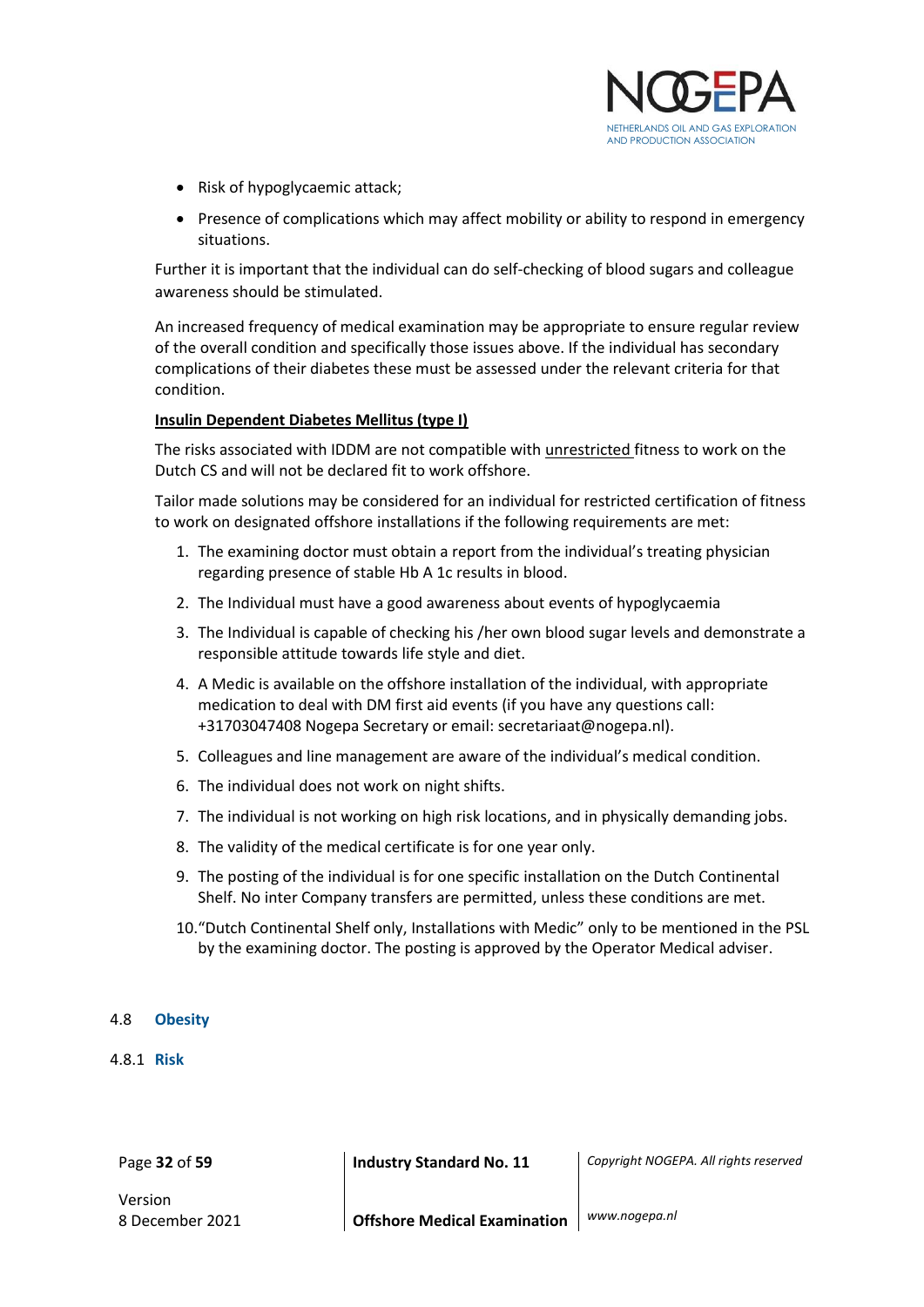- Risk of hypoglycaemic attack;
- Presence of complications which may affect mobility or ability to respond in emergency situations.

Further it is important that the individual can do self-checking of blood sugars and colleague awareness should be stimulated.

An increased frequency of medical examination may be appropriate to ensure regular review of the overall condition and specifically those issues above. If the individual has secondary complications of their diabetes these must be assessed under the relevant criteria for that condition.

**Insulin Dependent Diabetes Mellitus (type I)**

The risks associated with IDDM are not compatible with unrestricted fitness to work on the Dutch CS and will not be declared fit to work offshore.

Tailor made solutions may be considered for an individual for restricted certification of fitness to work on designated offshore installations if the following requirements are met:

1. The examining doctor must obtain a report from the individual's treating physician regarding presence of stable Hb A 1c results in blood.
2. The Individual must have a good awareness about events of hypoglycaemia
3. The Individual is capable of checking his /her own blood sugar levels and demonstrate a responsible attitude towards life style and diet.
4. A Medic is available on the offshore installation of the individual, with appropriate medication to deal with DM first aid events (if you have any questions call: +31703047408 Nogepa Secretary or email: secretariaat@nogepa.nl).
5. Colleagues and line management are aware of the individual's medical condition.
6. The individual does not work on night shifts.
7. The individual is not working on high risk locations, and in physically demanding jobs.
8. The validity of the medical certificate is for one year only.
9. The posting of the individual is for one specific installation on the Dutch Continental Shelf. No inter Company transfers are permitted, unless these conditions are met.
10. "Dutch Continental Shelf only, Installations with Medic" only to be mentioned in the PSL by the examining doctor. The posting is approved by the Operator Medical adviser.

## 4.8 Obesity

### 4.8.1 Risk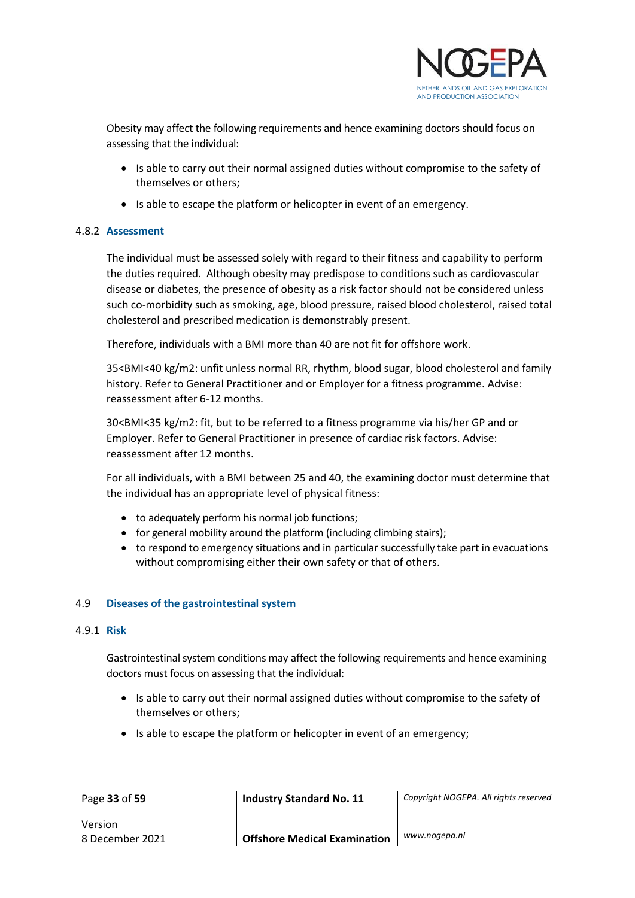Obesity may affect the following requirements and hence examining doctors should focus on assessing that the individual:

- Is able to carry out their normal assigned duties without compromise to the safety of themselves or others;
- Is able to escape the platform or helicopter in event of an emergency.

### 4.8.2 Assessment

The individual must be assessed solely with regard to their fitness and capability to perform the duties required. Although obesity may predispose to conditions such as cardiovascular disease or diabetes, the presence of obesity as a risk factor should not be considered unless such co-morbidity such as smoking, age, blood pressure, raised blood cholesterol, raised total cholesterol and prescribed medication is demonstrably present.

Therefore, individuals with a BMI more than 40 are not fit for offshore work.

35<BMI<40 kg/m2: unfit unless normal RR, rhythm, blood sugar, blood cholesterol and family history. Refer to General Practitioner and or Employer for a fitness programme. Advise: reassessment after 6-12 months.

30<BMI<35 kg/m2: fit, but to be referred to a fitness programme via his/her GP and or Employer. Refer to General Practitioner in presence of cardiac risk factors. Advise: reassessment after 12 months.

For all individuals, with a BMI between 25 and 40, the examining doctor must determine that the individual has an appropriate level of physical fitness:

- to adequately perform his normal job functions;
- for general mobility around the platform (including climbing stairs);
- to respond to emergency situations and in particular successfully take part in evacuations without compromising either their own safety or that of others.

## 4.9 Diseases of the gastrointestinal system

### 4.9.1 Risk

Gastrointestinal system conditions may affect the following requirements and hence examining doctors must focus on assessing that the individual:

- Is able to carry out their normal assigned duties without compromise to the safety of themselves or others;
- Is able to escape the platform or helicopter in event of an emergency;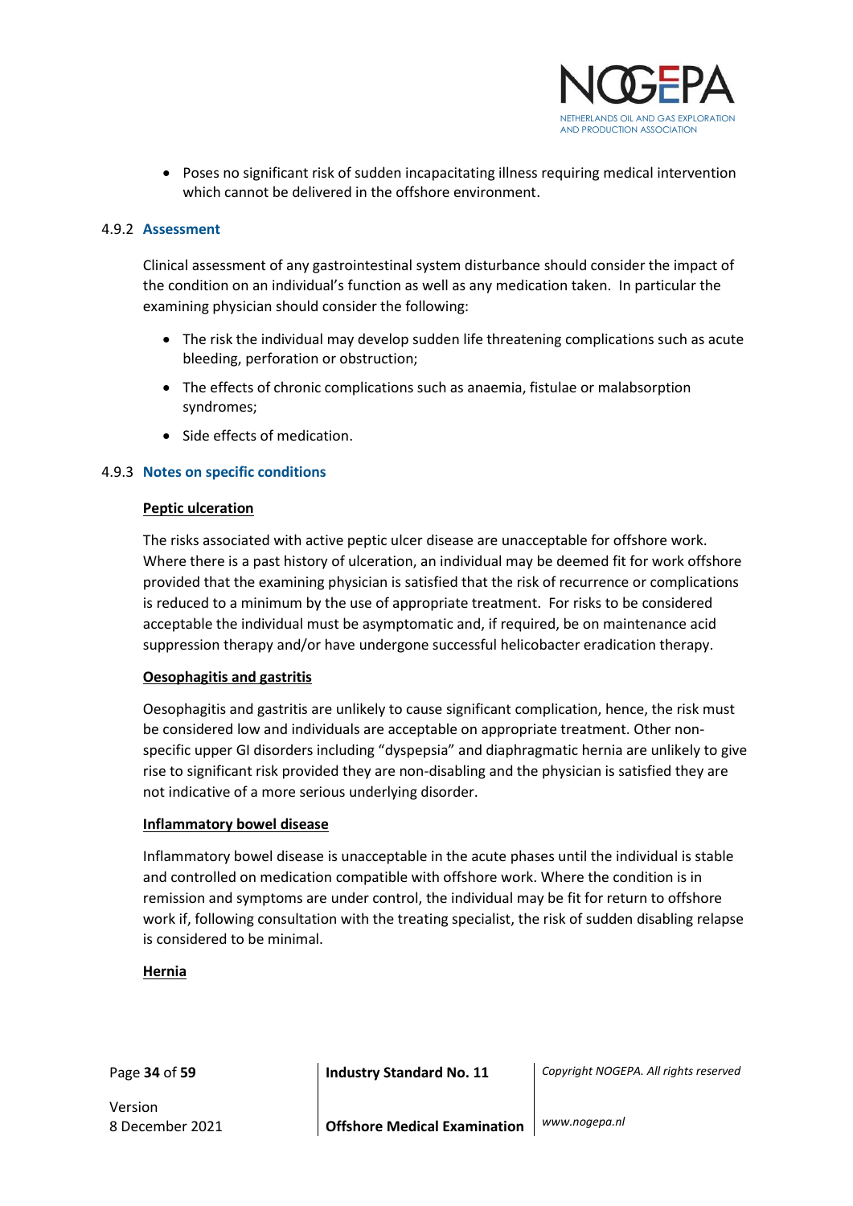- Poses no significant risk of sudden incapacitating illness requiring medical intervention which cannot be delivered in the offshore environment.

### 4.9.2 Assessment

Clinical assessment of any gastrointestinal system disturbance should consider the impact of the condition on an individual's function as well as any medication taken. In particular the examining physician should consider the following:

- The risk the individual may develop sudden life threatening complications such as acute bleeding, perforation or obstruction;
- The effects of chronic complications such as anaemia, fistulae or malabsorption syndromes;
- Side effects of medication.

### 4.9.3 Notes on specific conditions

**Peptic ulceration**

The risks associated with active peptic ulcer disease are unacceptable for offshore work. Where there is a past history of ulceration, an individual may be deemed fit for work offshore provided that the examining physician is satisfied that the risk of recurrence or complications is reduced to a minimum by the use of appropriate treatment. For risks to be considered acceptable the individual must be asymptomatic and, if required, be on maintenance acid suppression therapy and/or have undergone successful helicobacter eradication therapy.

**Oesophagitis and gastritis**

Oesophagitis and gastritis are unlikely to cause significant complication, hence, the risk must be considered low and individuals are acceptable on appropriate treatment. Other non-specific upper GI disorders including "dyspepsia" and diaphragmatic hernia are unlikely to give rise to significant risk provided they are non-disabling and the physician is satisfied they are not indicative of a more serious underlying disorder.

**Inflammatory bowel disease**

Inflammatory bowel disease is unacceptable in the acute phases until the individual is stable and controlled on medication compatible with offshore work. Where the condition is in remission and symptoms are under control, the individual may be fit for return to offshore work if, following consultation with the treating specialist, the risk of sudden disabling relapse is considered to be minimal.

**Hernia**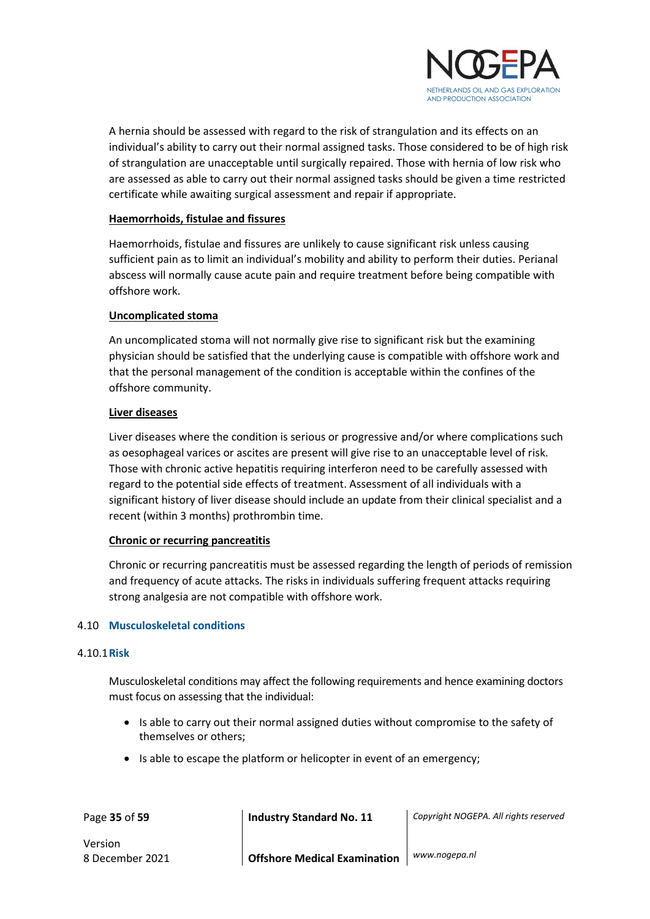A hernia should be assessed with regard to the risk of strangulation and its effects on an individual's ability to carry out their normal assigned tasks. Those considered to be of high risk of strangulation are unacceptable until surgically repaired. Those with hernia of low risk who are assessed as able to carry out their normal assigned tasks should be given a time restricted certificate while awaiting surgical assessment and repair if appropriate.

**Haemorrhoids, fistulae and fissures**

Haemorrhoids, fistulae and fissures are unlikely to cause significant risk unless causing sufficient pain as to limit an individual's mobility and ability to perform their duties. Perianal abscess will normally cause acute pain and require treatment before being compatible with offshore work.

**Uncomplicated stoma**

An uncomplicated stoma will not normally give rise to significant risk but the examining physician should be satisfied that the underlying cause is compatible with offshore work and that the personal management of the condition is acceptable within the confines of the offshore community.

**Liver diseases**

Liver diseases where the condition is serious or progressive and/or where complications such as oesophageal varices or ascites are present will give rise to an unacceptable level of risk. Those with chronic active hepatitis requiring interferon need to be carefully assessed with regard to the potential side effects of treatment. Assessment of all individuals with a significant history of liver disease should include an update from their clinical specialist and a recent (within 3 months) prothrombin time.

**Chronic or recurring pancreatitis**

Chronic or recurring pancreatitis must be assessed regarding the length of periods of remission and frequency of acute attacks. The risks in individuals suffering frequent attacks requiring strong analgesia are not compatible with offshore work.

## 4.10 Musculoskeletal conditions

### 4.10.1 Risk

Musculoskeletal conditions may affect the following requirements and hence examining doctors must focus on assessing that the individual:

- Is able to carry out their normal assigned duties without compromise to the safety of themselves or others;
- Is able to escape the platform or helicopter in event of an emergency;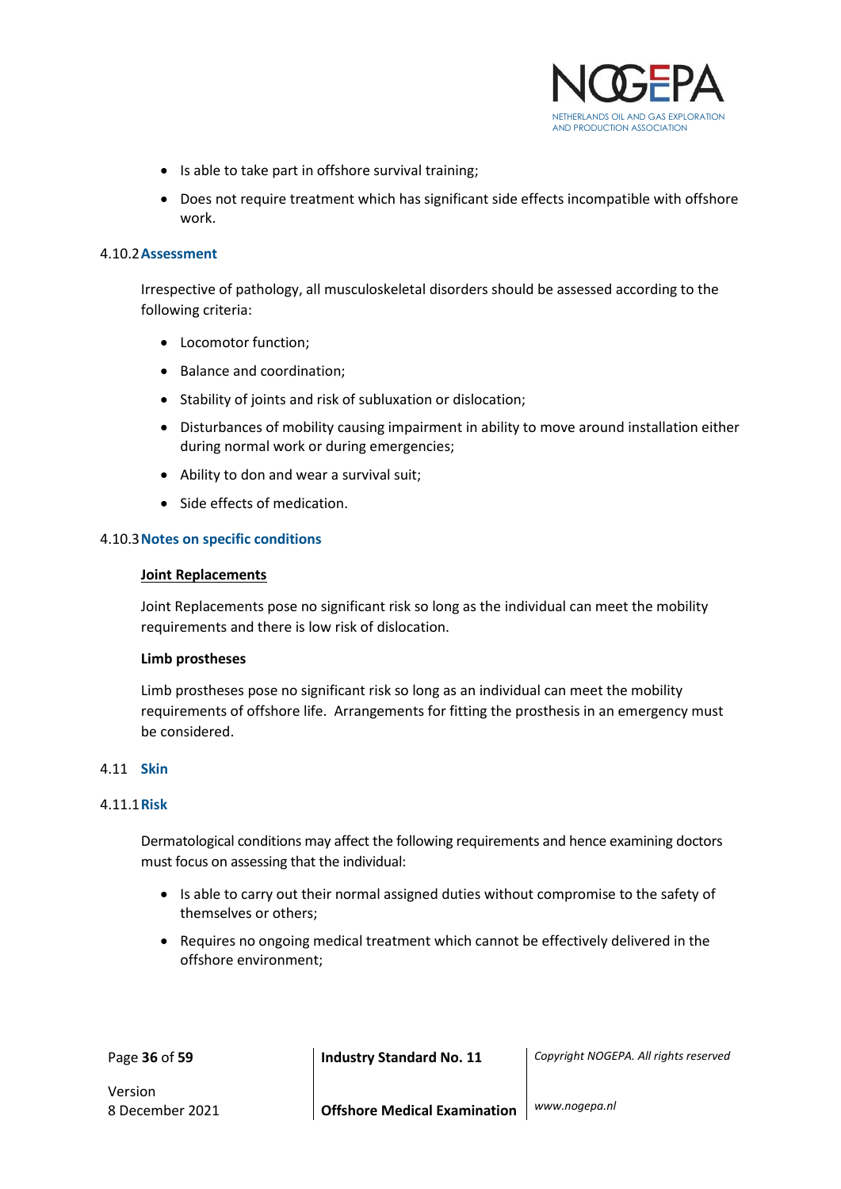- Is able to take part in offshore survival training;
- Does not require treatment which has significant side effects incompatible with offshore work.

#### 4.10.2 Assessment

Irrespective of pathology, all musculoskeletal disorders should be assessed according to the following criteria:

- Locomotor function;
- Balance and coordination;
- Stability of joints and risk of subluxation or dislocation;
- Disturbances of mobility causing impairment in ability to move around installation either during normal work or during emergencies;
- Ability to don and wear a survival suit;
- Side effects of medication.

#### 4.10.3 Notes on specific conditions

**Joint Replacements**

Joint Replacements pose no significant risk so long as the individual can meet the mobility requirements and there is low risk of dislocation.

**Limb prostheses**

Limb prostheses pose no significant risk so long as an individual can meet the mobility requirements of offshore life. Arrangements for fitting the prosthesis in an emergency must be considered.

### 4.11 Skin

#### 4.11.1 Risk

Dermatological conditions may affect the following requirements and hence examining doctors must focus on assessing that the individual:

- Is able to carry out their normal assigned duties without compromise to the safety of themselves or others;
- Requires no ongoing medical treatment which cannot be effectively delivered in the offshore environment;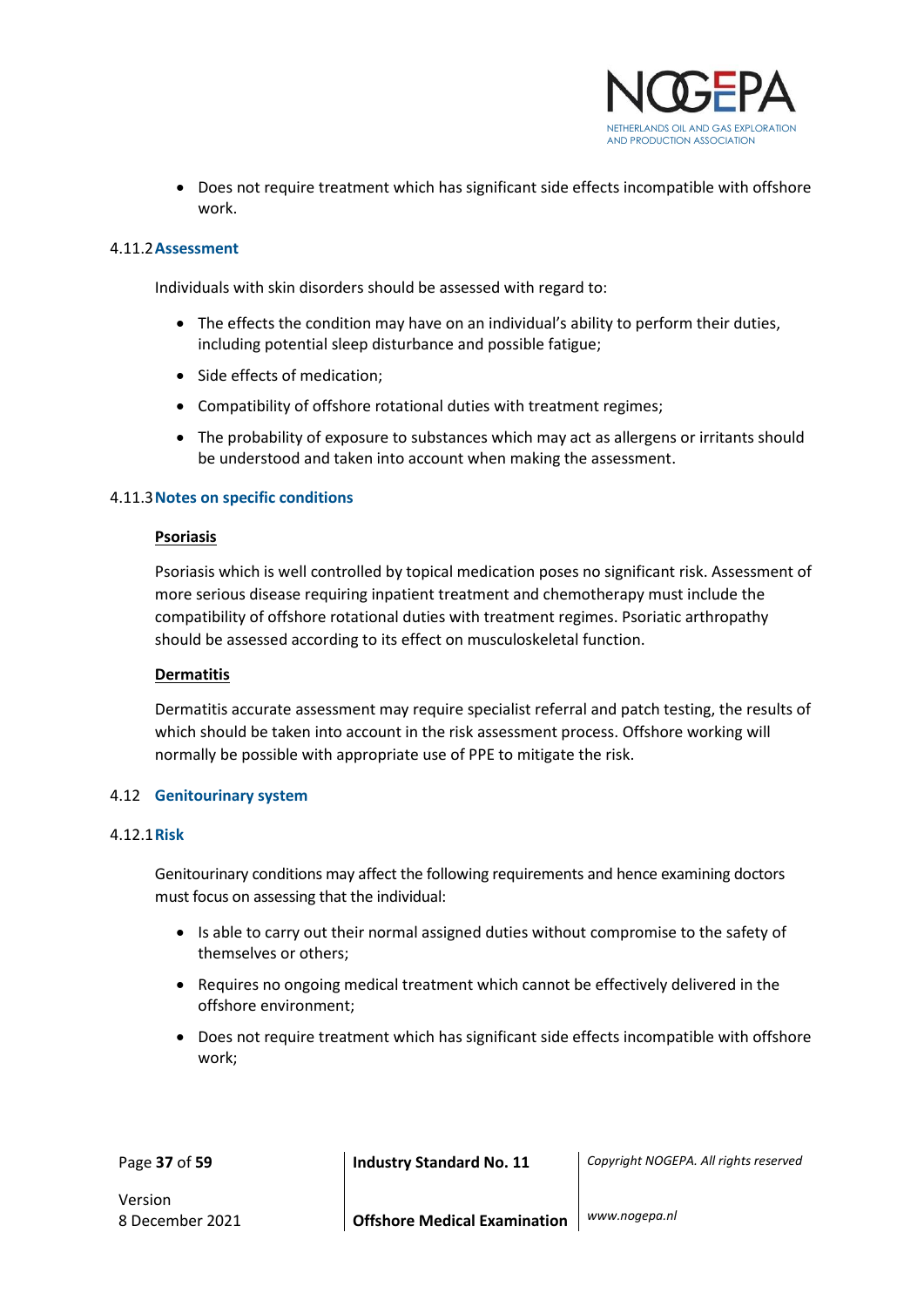- Does not require treatment which has significant side effects incompatible with offshore work.

#### 4.11.2 Assessment

Individuals with skin disorders should be assessed with regard to:

- The effects the condition may have on an individual's ability to perform their duties, including potential sleep disturbance and possible fatigue;
- Side effects of medication;
- Compatibility of offshore rotational duties with treatment regimes;
- The probability of exposure to substances which may act as allergens or irritants should be understood and taken into account when making the assessment.

#### 4.11.3 Notes on specific conditions

**Psoriasis**

Psoriasis which is well controlled by topical medication poses no significant risk. Assessment of more serious disease requiring inpatient treatment and chemotherapy must include the compatibility of offshore rotational duties with treatment regimes. Psoriatic arthropathy should be assessed according to its effect on musculoskeletal function.

**Dermatitis**

Dermatitis accurate assessment may require specialist referral and patch testing, the results of which should be taken into account in the risk assessment process. Offshore working will normally be possible with appropriate use of PPE to mitigate the risk.

### 4.12 Genitourinary system

#### 4.12.1 Risk

Genitourinary conditions may affect the following requirements and hence examining doctors must focus on assessing that the individual:

- Is able to carry out their normal assigned duties without compromise to the safety of themselves or others;
- Requires no ongoing medical treatment which cannot be effectively delivered in the offshore environment;
- Does not require treatment which has significant side effects incompatible with offshore work;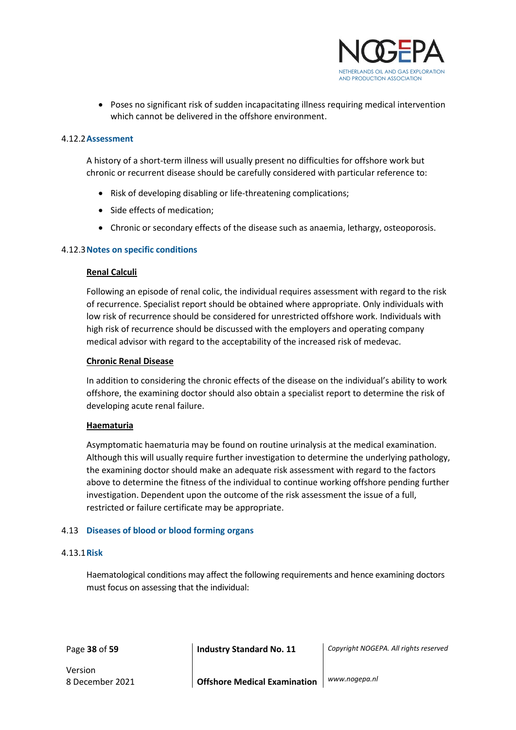- Poses no significant risk of sudden incapacitating illness requiring medical intervention which cannot be delivered in the offshore environment.

### 4.12.2 Assessment

A history of a short-term illness will usually present no difficulties for offshore work but chronic or recurrent disease should be carefully considered with particular reference to:

- Risk of developing disabling or life-threatening complications;
- Side effects of medication;
- Chronic or secondary effects of the disease such as anaemia, lethargy, osteoporosis.

### 4.12.3 Notes on specific conditions

**Renal Calculi**

Following an episode of renal colic, the individual requires assessment with regard to the risk of recurrence. Specialist report should be obtained where appropriate. Only individuals with low risk of recurrence should be considered for unrestricted offshore work. Individuals with high risk of recurrence should be discussed with the employers and operating company medical advisor with regard to the acceptability of the increased risk of medevac.

**Chronic Renal Disease**

In addition to considering the chronic effects of the disease on the individual's ability to work offshore, the examining doctor should also obtain a specialist report to determine the risk of developing acute renal failure.

**Haematuria**

Asymptomatic haematuria may be found on routine urinalysis at the medical examination. Although this will usually require further investigation to determine the underlying pathology, the examining doctor should make an adequate risk assessment with regard to the factors above to determine the fitness of the individual to continue working offshore pending further investigation. Dependent upon the outcome of the risk assessment the issue of a full, restricted or failure certificate may be appropriate.

## 4.13 Diseases of blood or blood forming organs

### 4.13.1 Risk

Haematological conditions may affect the following requirements and hence examining doctors must focus on assessing that the individual: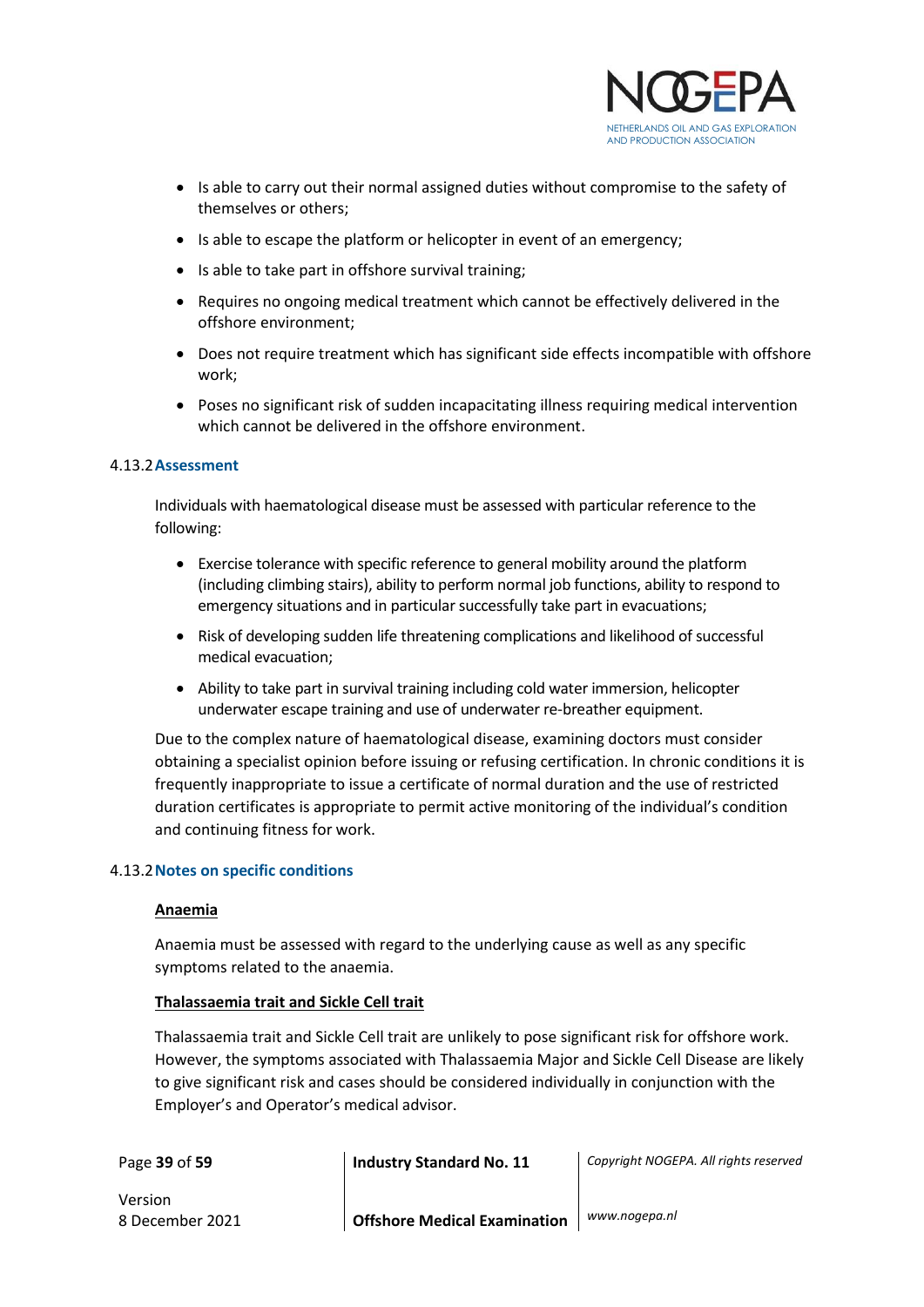- Is able to carry out their normal assigned duties without compromise to the safety of themselves or others;
- Is able to escape the platform or helicopter in event of an emergency;
- Is able to take part in offshore survival training;
- Requires no ongoing medical treatment which cannot be effectively delivered in the offshore environment;
- Does not require treatment which has significant side effects incompatible with offshore work;
- Poses no significant risk of sudden incapacitating illness requiring medical intervention which cannot be delivered in the offshore environment.

### 4.13.2 Assessment

Individuals with haematological disease must be assessed with particular reference to the following:

- Exercise tolerance with specific reference to general mobility around the platform (including climbing stairs), ability to perform normal job functions, ability to respond to emergency situations and in particular successfully take part in evacuations;
- Risk of developing sudden life threatening complications and likelihood of successful medical evacuation;
- Ability to take part in survival training including cold water immersion, helicopter underwater escape training and use of underwater re-breather equipment.

Due to the complex nature of haematological disease, examining doctors must consider obtaining a specialist opinion before issuing or refusing certification. In chronic conditions it is frequently inappropriate to issue a certificate of normal duration and the use of restricted duration certificates is appropriate to permit active monitoring of the individual's condition and continuing fitness for work.

### 4.13.2 Notes on specific conditions

**Anaemia**

Anaemia must be assessed with regard to the underlying cause as well as any specific symptoms related to the anaemia.

**Thalassaemia trait and Sickle Cell trait**

Thalassaemia trait and Sickle Cell trait are unlikely to pose significant risk for offshore work. However, the symptoms associated with Thalassaemia Major and Sickle Cell Disease are likely to give significant risk and cases should be considered individually in conjunction with the Employer's and Operator's medical advisor.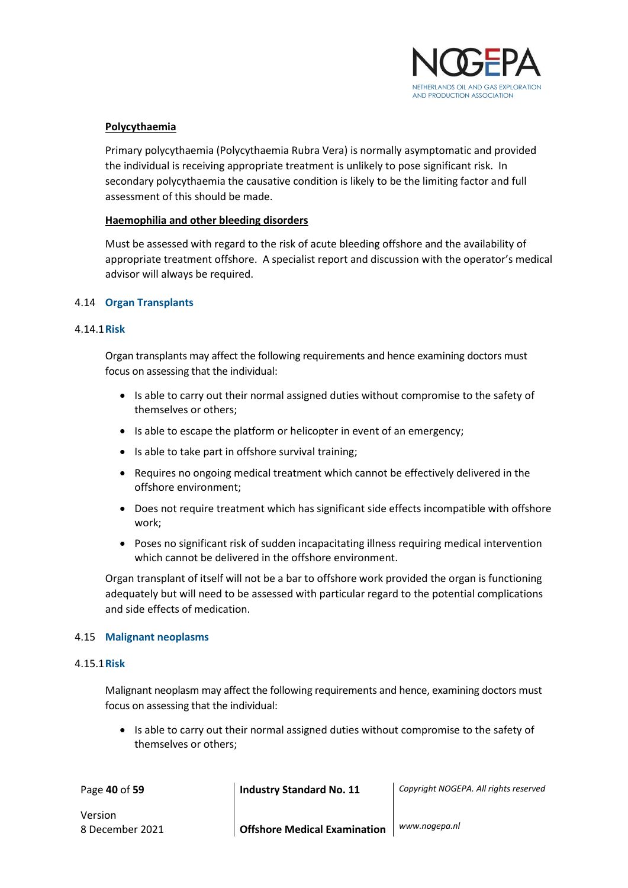**Polycythaemia**

Primary polycythaemia (Polycythaemia Rubra Vera) is normally asymptomatic and provided the individual is receiving appropriate treatment is unlikely to pose significant risk. In secondary polycythaemia the causative condition is likely to be the limiting factor and full assessment of this should be made.

**Haemophilia and other bleeding disorders**

Must be assessed with regard to the risk of acute bleeding offshore and the availability of appropriate treatment offshore. A specialist report and discussion with the operator's medical advisor will always be required.

## 4.14 Organ Transplants

### 4.14.1 Risk

Organ transplants may affect the following requirements and hence examining doctors must focus on assessing that the individual:

- Is able to carry out their normal assigned duties without compromise to the safety of themselves or others;
- Is able to escape the platform or helicopter in event of an emergency;
- Is able to take part in offshore survival training;
- Requires no ongoing medical treatment which cannot be effectively delivered in the offshore environment;
- Does not require treatment which has significant side effects incompatible with offshore work;
- Poses no significant risk of sudden incapacitating illness requiring medical intervention which cannot be delivered in the offshore environment.

Organ transplant of itself will not be a bar to offshore work provided the organ is functioning adequately but will need to be assessed with particular regard to the potential complications and side effects of medication.

## 4.15 Malignant neoplasms

### 4.15.1 Risk

Malignant neoplasm may affect the following requirements and hence, examining doctors must focus on assessing that the individual:

- Is able to carry out their normal assigned duties without compromise to the safety of themselves or others;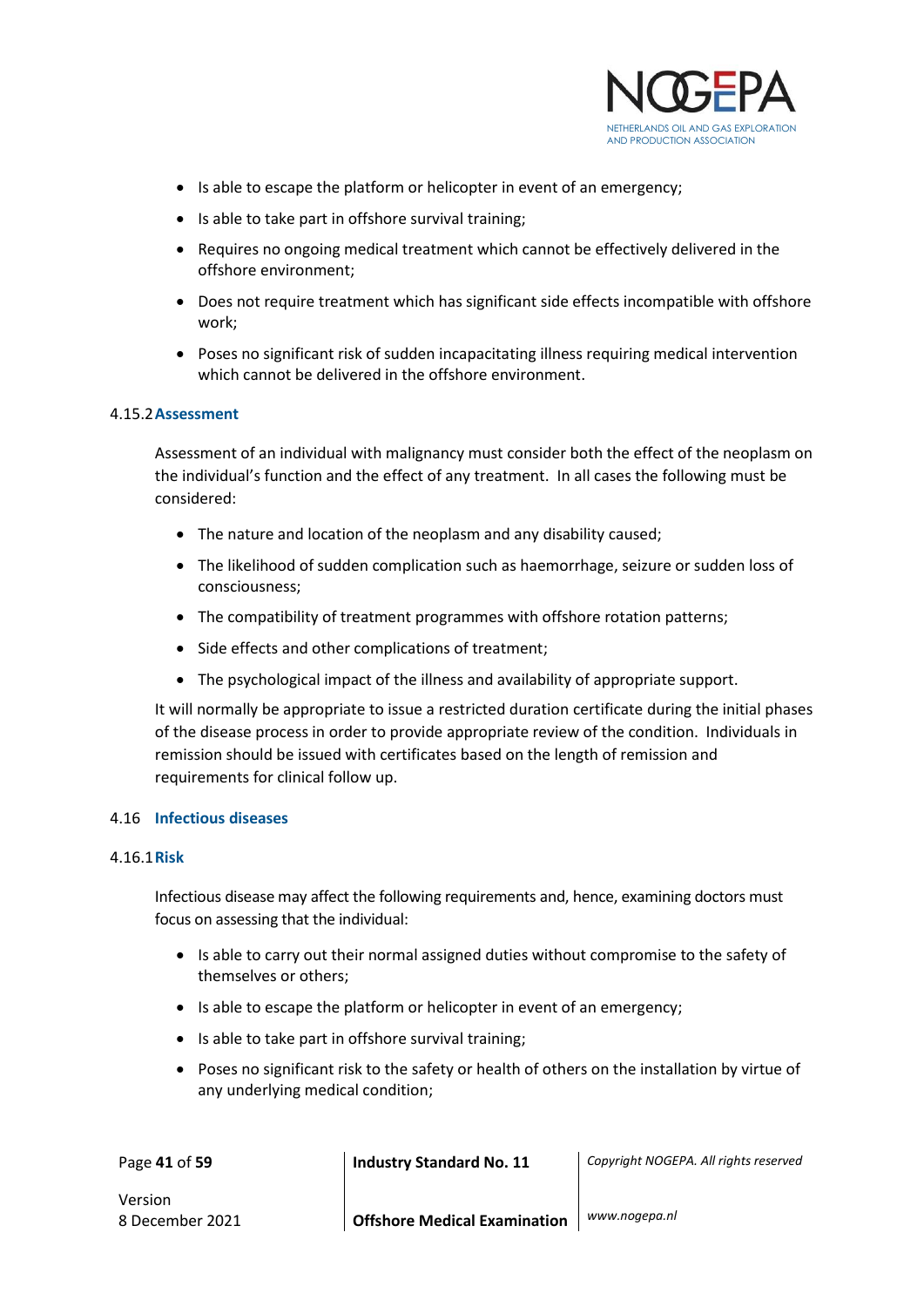- Is able to escape the platform or helicopter in event of an emergency;
- Is able to take part in offshore survival training;
- Requires no ongoing medical treatment which cannot be effectively delivered in the offshore environment;
- Does not require treatment which has significant side effects incompatible with offshore work;
- Poses no significant risk of sudden incapacitating illness requiring medical intervention which cannot be delivered in the offshore environment.

#### 4.15.2 Assessment

Assessment of an individual with malignancy must consider both the effect of the neoplasm on the individual's function and the effect of any treatment. In all cases the following must be considered:

- The nature and location of the neoplasm and any disability caused;
- The likelihood of sudden complication such as haemorrhage, seizure or sudden loss of consciousness;
- The compatibility of treatment programmes with offshore rotation patterns;
- Side effects and other complications of treatment;
- The psychological impact of the illness and availability of appropriate support.

It will normally be appropriate to issue a restricted duration certificate during the initial phases of the disease process in order to provide appropriate review of the condition. Individuals in remission should be issued with certificates based on the length of remission and requirements for clinical follow up.

### 4.16 Infectious diseases

#### 4.16.1 Risk

Infectious disease may affect the following requirements and, hence, examining doctors must focus on assessing that the individual:

- Is able to carry out their normal assigned duties without compromise to the safety of themselves or others;
- Is able to escape the platform or helicopter in event of an emergency;
- Is able to take part in offshore survival training;
- Poses no significant risk to the safety or health of others on the installation by virtue of any underlying medical condition;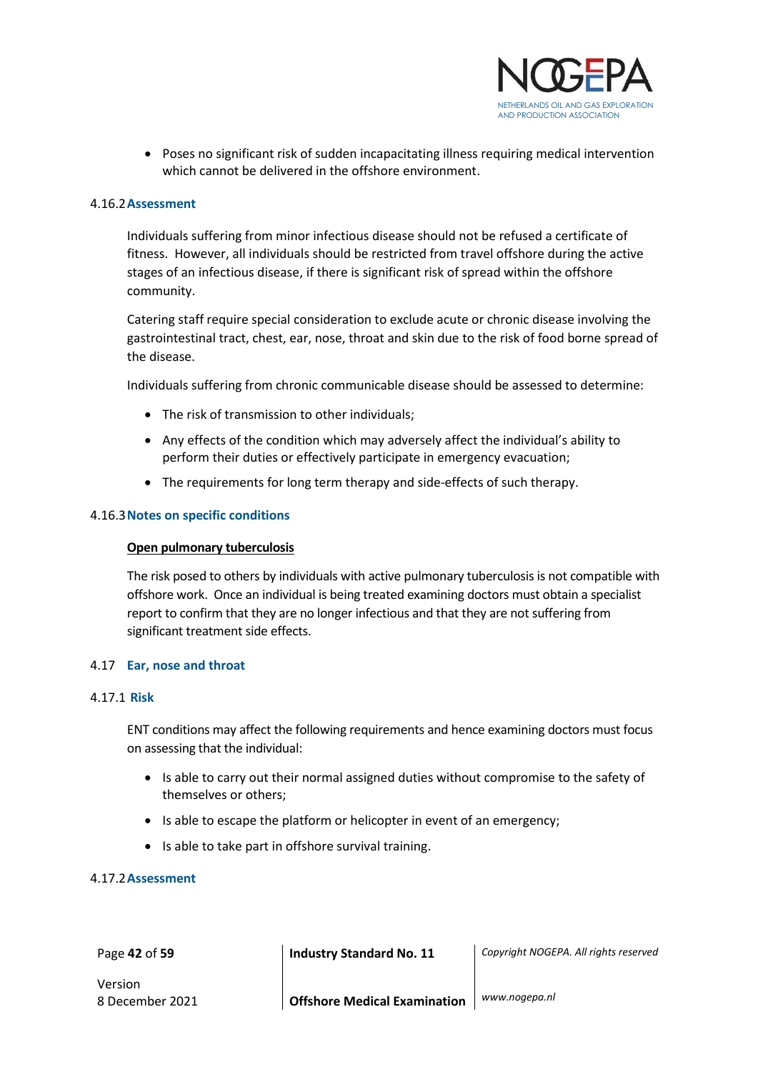- Poses no significant risk of sudden incapacitating illness requiring medical intervention which cannot be delivered in the offshore environment.

#### 4.16.2 Assessment

Individuals suffering from minor infectious disease should not be refused a certificate of fitness. However, all individuals should be restricted from travel offshore during the active stages of an infectious disease, if there is significant risk of spread within the offshore community.

Catering staff require special consideration to exclude acute or chronic disease involving the gastrointestinal tract, chest, ear, nose, throat and skin due to the risk of food borne spread of the disease.

Individuals suffering from chronic communicable disease should be assessed to determine:

- The risk of transmission to other individuals;
- Any effects of the condition which may adversely affect the individual's ability to perform their duties or effectively participate in emergency evacuation;
- The requirements for long term therapy and side-effects of such therapy.

#### 4.16.3 Notes on specific conditions

**Open pulmonary tuberculosis**

The risk posed to others by individuals with active pulmonary tuberculosis is not compatible with offshore work. Once an individual is being treated examining doctors must obtain a specialist report to confirm that they are no longer infectious and that they are not suffering from significant treatment side effects.

### 4.17 Ear, nose and throat

#### 4.17.1 Risk

ENT conditions may affect the following requirements and hence examining doctors must focus on assessing that the individual:

- Is able to carry out their normal assigned duties without compromise to the safety of themselves or others;
- Is able to escape the platform or helicopter in event of an emergency;
- Is able to take part in offshore survival training.

#### 4.17.2 Assessment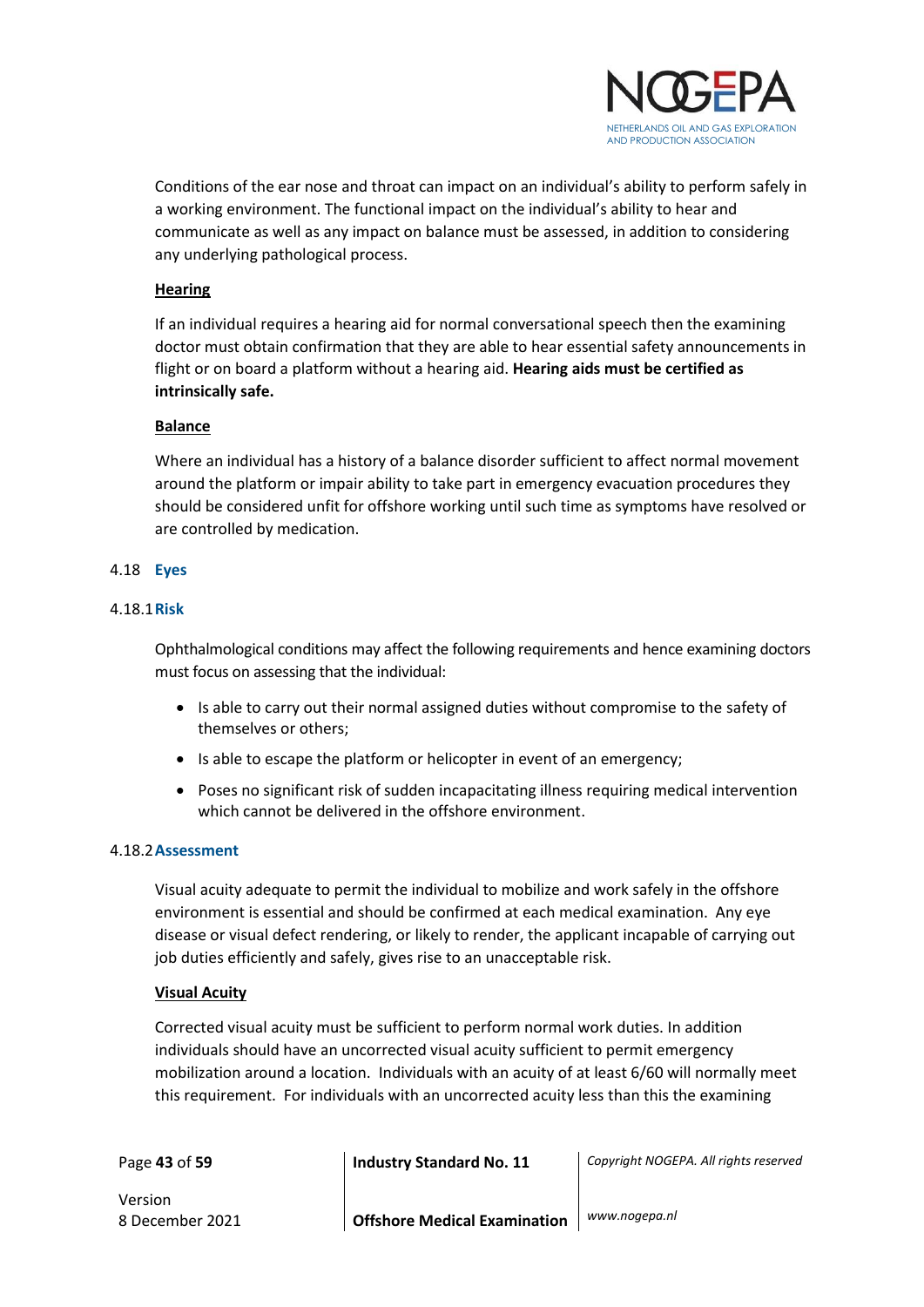Conditions of the ear nose and throat can impact on an individual's ability to perform safely in a working environment. The functional impact on the individual's ability to hear and communicate as well as any impact on balance must be assessed, in addition to considering any underlying pathological process.

**Hearing**

If an individual requires a hearing aid for normal conversational speech then the examining doctor must obtain confirmation that they are able to hear essential safety announcements in flight or on board a platform without a hearing aid. **Hearing aids must be certified as intrinsically safe.**

**Balance**

Where an individual has a history of a balance disorder sufficient to affect normal movement around the platform or impair ability to take part in emergency evacuation procedures they should be considered unfit for offshore working until such time as symptoms have resolved or are controlled by medication.

## 4.18 Eyes

### 4.18.1 Risk

Ophthalmological conditions may affect the following requirements and hence examining doctors must focus on assessing that the individual:

- Is able to carry out their normal assigned duties without compromise to the safety of themselves or others;
- Is able to escape the platform or helicopter in event of an emergency;
- Poses no significant risk of sudden incapacitating illness requiring medical intervention which cannot be delivered in the offshore environment.

### 4.18.2 Assessment

Visual acuity adequate to permit the individual to mobilize and work safely in the offshore environment is essential and should be confirmed at each medical examination. Any eye disease or visual defect rendering, or likely to render, the applicant incapable of carrying out job duties efficiently and safely, gives rise to an unacceptable risk.

**Visual Acuity**

Corrected visual acuity must be sufficient to perform normal work duties. In addition individuals should have an uncorrected visual acuity sufficient to permit emergency mobilization around a location. Individuals with an acuity of at least 6/60 will normally meet this requirement. For individuals with an uncorrected acuity less than this the examining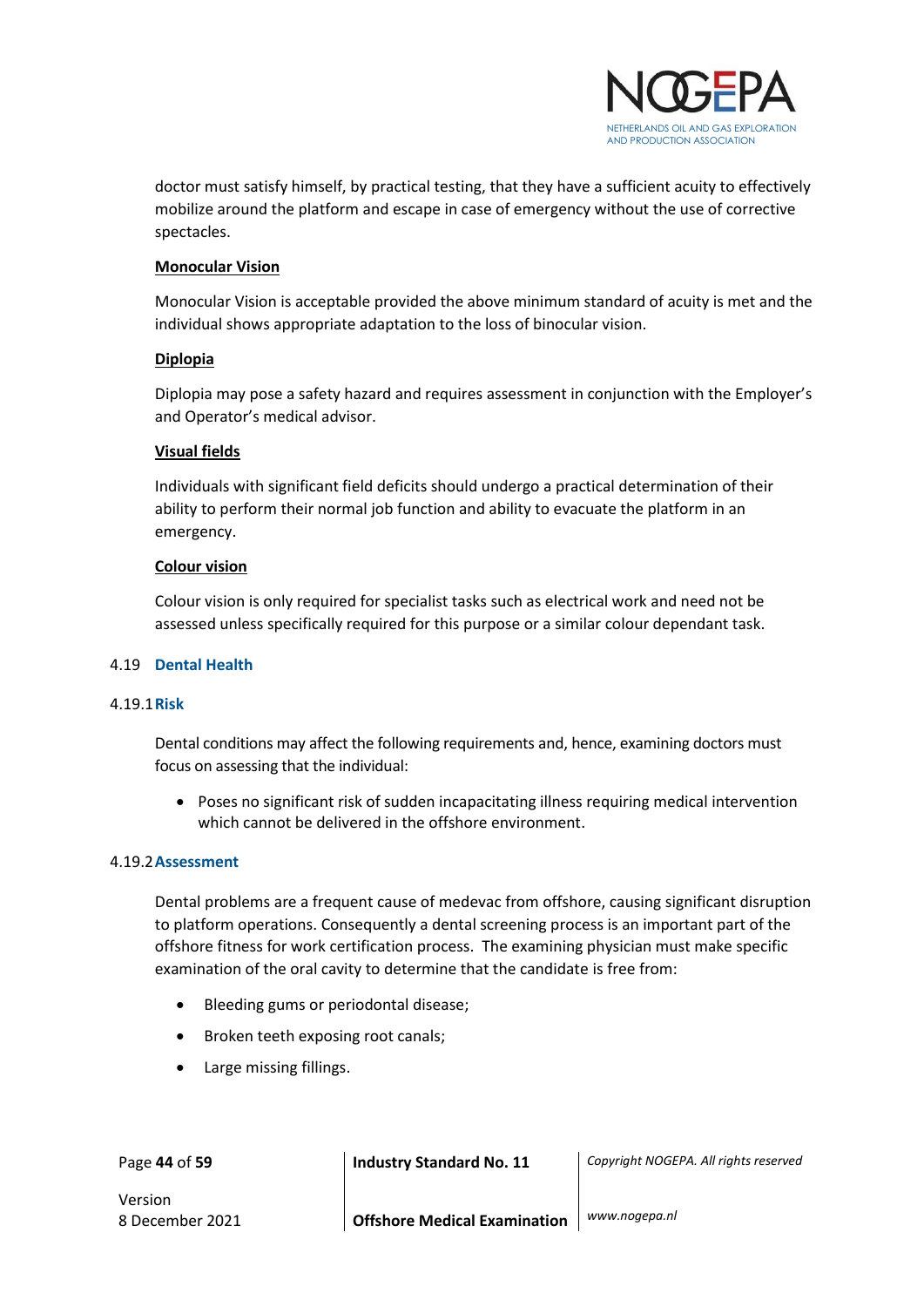doctor must satisfy himself, by practical testing, that they have a sufficient acuity to effectively mobilize around the platform and escape in case of emergency without the use of corrective spectacles.

**Monocular Vision**

Monocular Vision is acceptable provided the above minimum standard of acuity is met and the individual shows appropriate adaptation to the loss of binocular vision.

**Diplopia**

Diplopia may pose a safety hazard and requires assessment in conjunction with the Employer's and Operator's medical advisor.

**Visual fields**

Individuals with significant field deficits should undergo a practical determination of their ability to perform their normal job function and ability to evacuate the platform in an emergency.

**Colour vision**

Colour vision is only required for specialist tasks such as electrical work and need not be assessed unless specifically required for this purpose or a similar colour dependant task.

## 4.19 Dental Health

### 4.19.1 Risk

Dental conditions may affect the following requirements and, hence, examining doctors must focus on assessing that the individual:

- Poses no significant risk of sudden incapacitating illness requiring medical intervention which cannot be delivered in the offshore environment.

### 4.19.2 Assessment

Dental problems are a frequent cause of medevac from offshore, causing significant disruption to platform operations. Consequently a dental screening process is an important part of the offshore fitness for work certification process. The examining physician must make specific examination of the oral cavity to determine that the candidate is free from:

- Bleeding gums or periodontal disease;
- Broken teeth exposing root canals;
- Large missing fillings.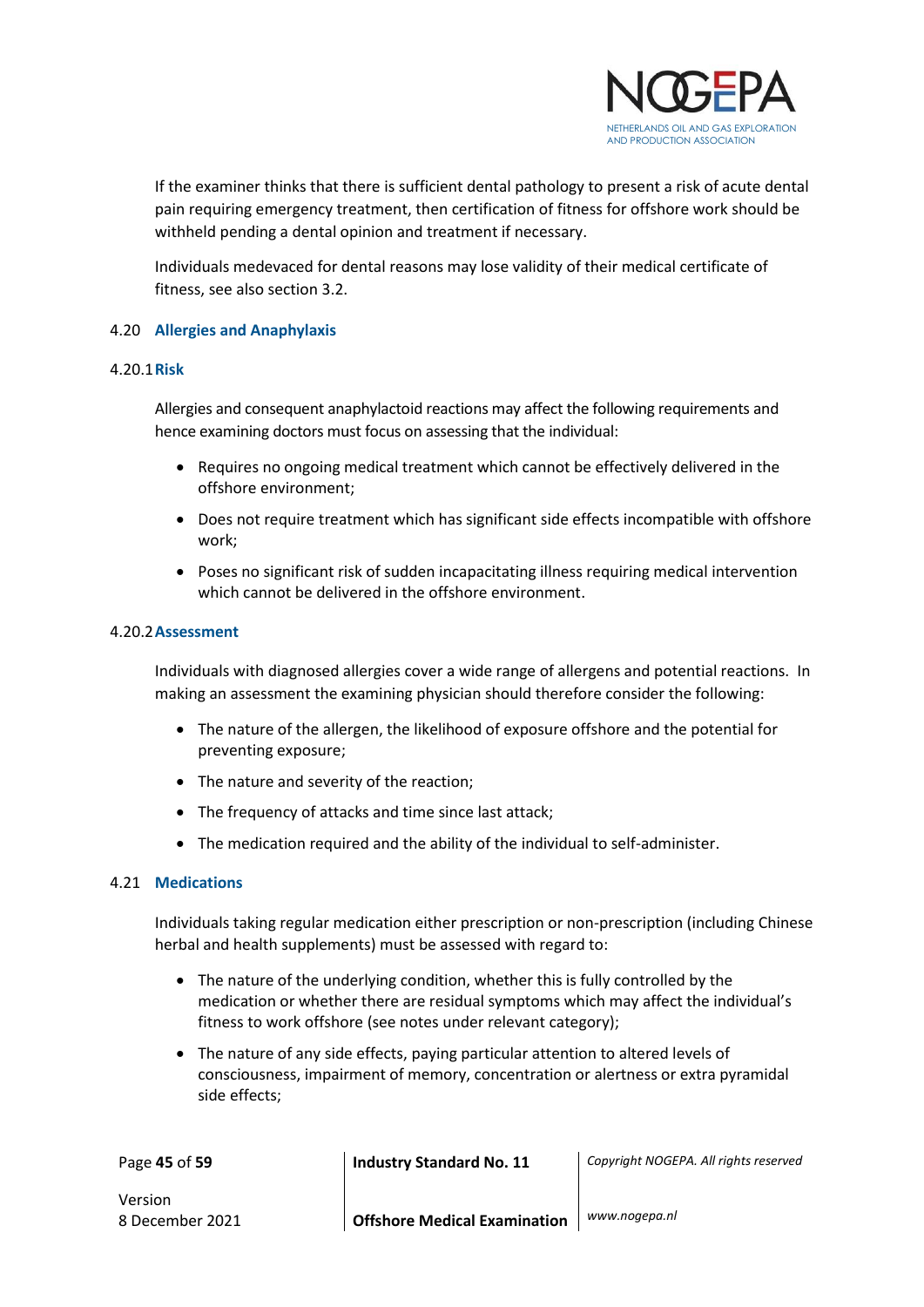If the examiner thinks that there is sufficient dental pathology to present a risk of acute dental pain requiring emergency treatment, then certification of fitness for offshore work should be withheld pending a dental opinion and treatment if necessary.

Individuals medevaced for dental reasons may lose validity of their medical certificate of fitness, see also section 3.2.

## 4.20 Allergies and Anaphylaxis

### 4.20.1 Risk

Allergies and consequent anaphylactoid reactions may affect the following requirements and hence examining doctors must focus on assessing that the individual:

- Requires no ongoing medical treatment which cannot be effectively delivered in the offshore environment;
- Does not require treatment which has significant side effects incompatible with offshore work;
- Poses no significant risk of sudden incapacitating illness requiring medical intervention which cannot be delivered in the offshore environment.

### 4.20.2 Assessment

Individuals with diagnosed allergies cover a wide range of allergens and potential reactions. In making an assessment the examining physician should therefore consider the following:

- The nature of the allergen, the likelihood of exposure offshore and the potential for preventing exposure;
- The nature and severity of the reaction;
- The frequency of attacks and time since last attack;
- The medication required and the ability of the individual to self-administer.

## 4.21 Medications

Individuals taking regular medication either prescription or non-prescription (including Chinese herbal and health supplements) must be assessed with regard to:

- The nature of the underlying condition, whether this is fully controlled by the medication or whether there are residual symptoms which may affect the individual's fitness to work offshore (see notes under relevant category);
- The nature of any side effects, paying particular attention to altered levels of consciousness, impairment of memory, concentration or alertness or extra pyramidal side effects;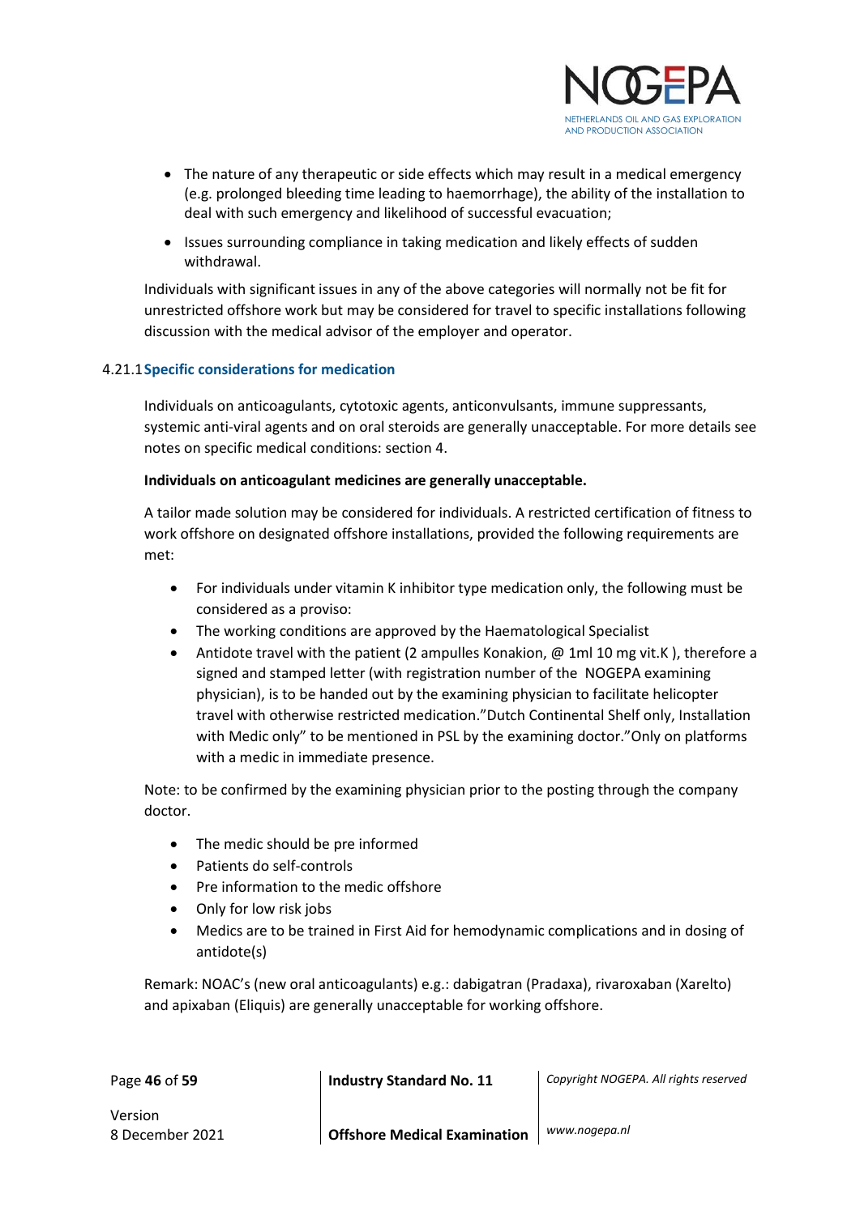- The nature of any therapeutic or side effects which may result in a medical emergency (e.g. prolonged bleeding time leading to haemorrhage), the ability of the installation to deal with such emergency and likelihood of successful evacuation;
- Issues surrounding compliance in taking medication and likely effects of sudden withdrawal.

Individuals with significant issues in any of the above categories will normally not be fit for unrestricted offshore work but may be considered for travel to specific installations following discussion with the medical advisor of the employer and operator.

#### 4.21.1 Specific considerations for medication

Individuals on anticoagulants, cytotoxic agents, anticonvulsants, immune suppressants, systemic anti-viral agents and on oral steroids are generally unacceptable. For more details see notes on specific medical conditions: section 4.

**Individuals on anticoagulant medicines are generally unacceptable.**

A tailor made solution may be considered for individuals. A restricted certification of fitness to work offshore on designated offshore installations, provided the following requirements are met:

- For individuals under vitamin K inhibitor type medication only, the following must be considered as a proviso:
- The working conditions are approved by the Haematological Specialist
- Antidote travel with the patient (2 ampulles Konakion, @ 1ml 10 mg vit.K ), therefore a signed and stamped letter (with registration number of the NOGEPA examining physician), is to be handed out by the examining physician to facilitate helicopter travel with otherwise restricted medication."Dutch Continental Shelf only, Installation with Medic only" to be mentioned in PSL by the examining doctor."Only on platforms with a medic in immediate presence.

Note: to be confirmed by the examining physician prior to the posting through the company doctor.

- The medic should be pre informed
- Patients do self-controls
- Pre information to the medic offshore
- Only for low risk jobs
- Medics are to be trained in First Aid for hemodynamic complications and in dosing of antidote(s)

Remark: NOAC's (new oral anticoagulants) e.g.: dabigatran (Pradaxa), rivaroxaban (Xarelto) and apixaban (Eliquis) are generally unacceptable for working offshore.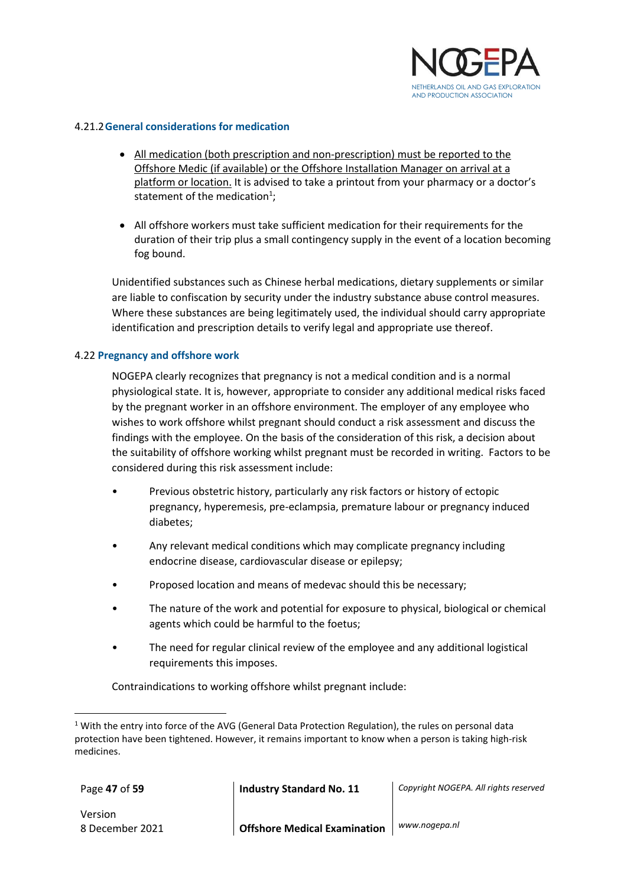### 4.21.2 General considerations for medication

- All medication (both prescription and non-prescription) must be reported to the Offshore Medic (if available) or the Offshore Installation Manager on arrival at a platform or location. It is advised to take a printout from your pharmacy or a doctor's statement of the medication[1];

- All offshore workers must take sufficient medication for their requirements for the duration of their trip plus a small contingency supply in the event of a location becoming fog bound.

Unidentified substances such as Chinese herbal medications, dietary supplements or similar are liable to confiscation by security under the industry substance abuse control measures. Where these substances are being legitimately used, the individual should carry appropriate identification and prescription details to verify legal and appropriate use thereof.

## 4.22 Pregnancy and offshore work

NOGEPA clearly recognizes that pregnancy is not a medical condition and is a normal physiological state. It is, however, appropriate to consider any additional medical risks faced by the pregnant worker in an offshore environment. The employer of any employee who wishes to work offshore whilst pregnant should conduct a risk assessment and discuss the findings with the employee. On the basis of the consideration of this risk, a decision about the suitability of offshore working whilst pregnant must be recorded in writing. Factors to be considered during this risk assessment include:

- Previous obstetric history, particularly any risk factors or history of ectopic pregnancy, hyperemesis, pre-eclampsia, premature labour or pregnancy induced diabetes;
- Any relevant medical conditions which may complicate pregnancy including endocrine disease, cardiovascular disease or epilepsy;
- Proposed location and means of medevac should this be necessary;
- The nature of the work and potential for exposure to physical, biological or chemical agents which could be harmful to the foetus;
- The need for regular clinical review of the employee and any additional logistical requirements this imposes.

Contraindications to working offshore whilst pregnant include:

[1] With the entry into force of the AVG (General Data Protection Regulation), the rules on personal data protection have been tightened. However, it remains important to know when a person is taking high-risk medicines.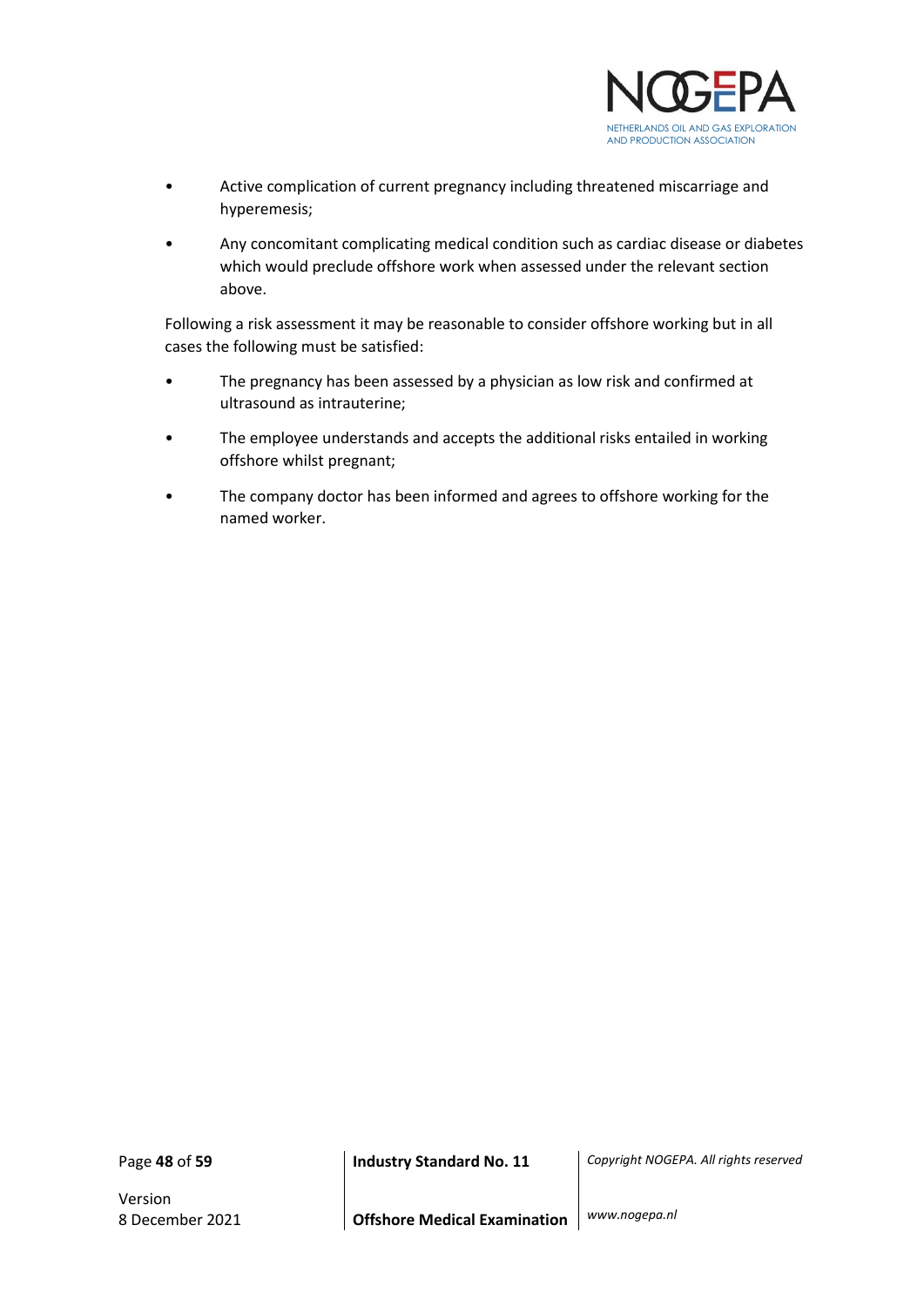- Active complication of current pregnancy including threatened miscarriage and hyperemesis;
- Any concomitant complicating medical condition such as cardiac disease or diabetes which would preclude offshore work when assessed under the relevant section above.

Following a risk assessment it may be reasonable to consider offshore working but in all cases the following must be satisfied:

- The pregnancy has been assessed by a physician as low risk and confirmed at ultrasound as intrauterine;
- The employee understands and accepts the additional risks entailed in working offshore whilst pregnant;
- The company doctor has been informed and agrees to offshore working for the named worker.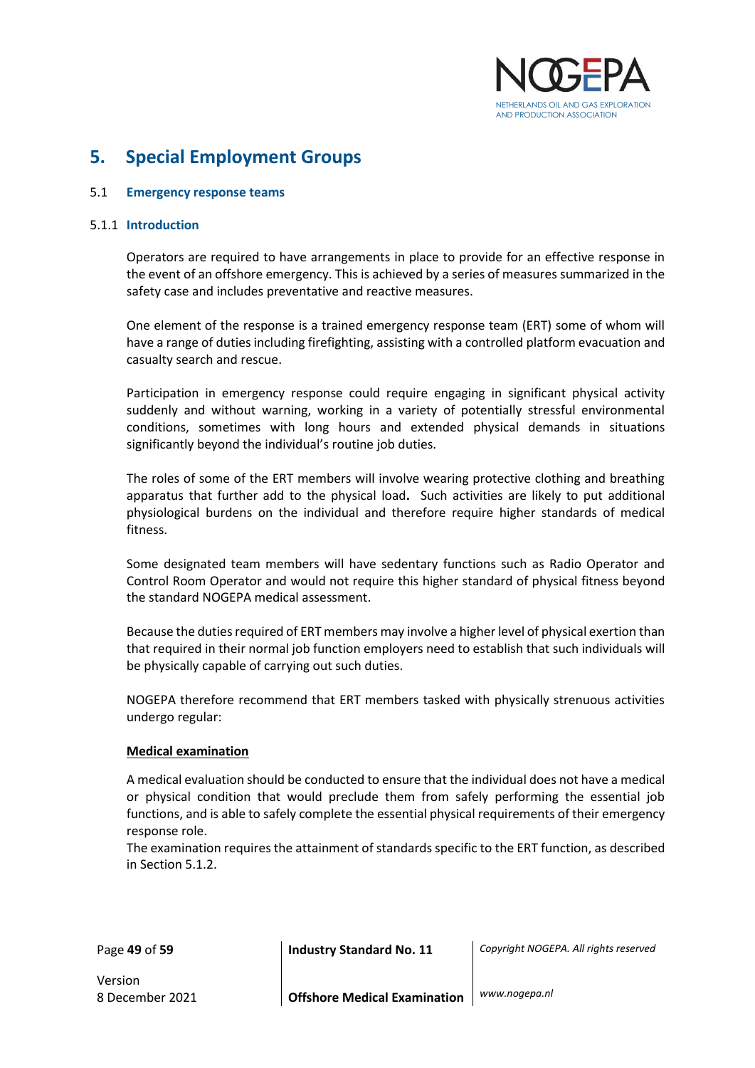# 5. Special Employment Groups

## 5.1 Emergency response teams

### 5.1.1 Introduction

Operators are required to have arrangements in place to provide for an effective response in the event of an offshore emergency. This is achieved by a series of measures summarized in the safety case and includes preventative and reactive measures.

One element of the response is a trained emergency response team (ERT) some of whom will have a range of duties including firefighting, assisting with a controlled platform evacuation and casualty search and rescue.

Participation in emergency response could require engaging in significant physical activity suddenly and without warning, working in a variety of potentially stressful environmental conditions, sometimes with long hours and extended physical demands in situations significantly beyond the individual's routine job duties.

The roles of some of the ERT members will involve wearing protective clothing and breathing apparatus that further add to the physical load**.** Such activities are likely to put additional physiological burdens on the individual and therefore require higher standards of medical fitness.

Some designated team members will have sedentary functions such as Radio Operator and Control Room Operator and would not require this higher standard of physical fitness beyond the standard NOGEPA medical assessment.

Because the duties required of ERT members may involve a higher level of physical exertion than that required in their normal job function employers need to establish that such individuals will be physically capable of carrying out such duties.

NOGEPA therefore recommend that ERT members tasked with physically strenuous activities undergo regular:

<u>**Medical examination**</u>

A medical evaluation should be conducted to ensure that the individual does not have a medical or physical condition that would preclude them from safely performing the essential job functions, and is able to safely complete the essential physical requirements of their emergency response role.
The examination requires the attainment of standards specific to the ERT function, as described in Section 5.1.2.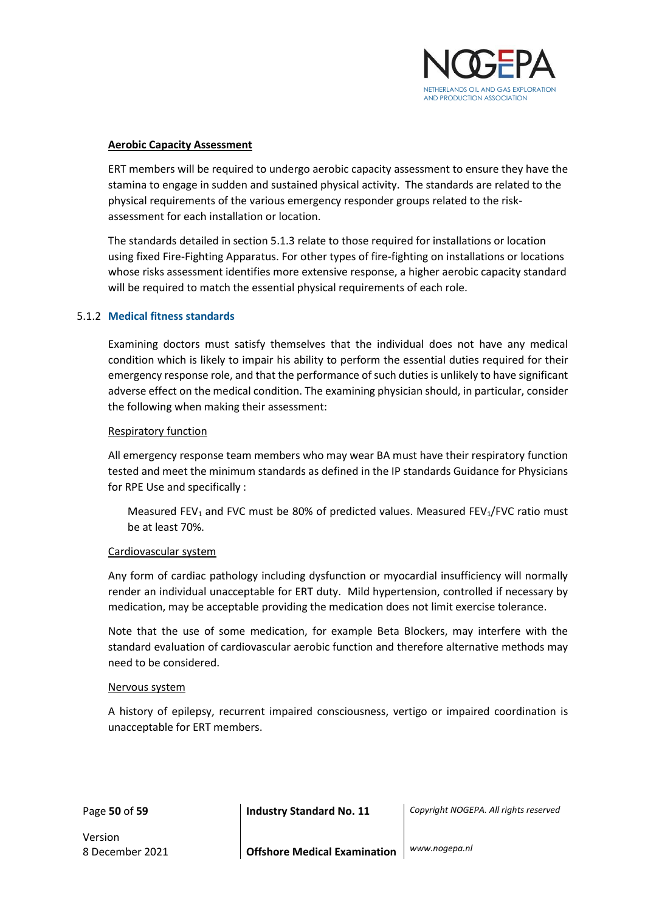**Aerobic Capacity Assessment**

ERT members will be required to undergo aerobic capacity assessment to ensure they have the stamina to engage in sudden and sustained physical activity. The standards are related to the physical requirements of the various emergency responder groups related to the risk-assessment for each installation or location.

The standards detailed in section 5.1.3 relate to those required for installations or location using fixed Fire-Fighting Apparatus. For other types of fire-fighting on installations or locations whose risks assessment identifies more extensive response, a higher aerobic capacity standard will be required to match the essential physical requirements of each role.

### 5.1.2 Medical fitness standards

Examining doctors must satisfy themselves that the individual does not have any medical condition which is likely to impair his ability to perform the essential duties required for their emergency response role, and that the performance of such duties is unlikely to have significant adverse effect on the medical condition. The examining physician should, in particular, consider the following when making their assessment:

Respiratory function

All emergency response team members who may wear BA must have their respiratory function tested and meet the minimum standards as defined in the IP standards Guidance for Physicians for RPE Use and specifically :

> Measured $FEV_1$ and FVC must be 80% of predicted values. Measured $FEV_1$/FVC ratio must be at least 70%.

Cardiovascular system

Any form of cardiac pathology including dysfunction or myocardial insufficiency will normally render an individual unacceptable for ERT duty. Mild hypertension, controlled if necessary by medication, may be acceptable providing the medication does not limit exercise tolerance.

Note that the use of some medication, for example Beta Blockers, may interfere with the standard evaluation of cardiovascular aerobic function and therefore alternative methods may need to be considered.

Nervous system

A history of epilepsy, recurrent impaired consciousness, vertigo or impaired coordination is unacceptable for ERT members.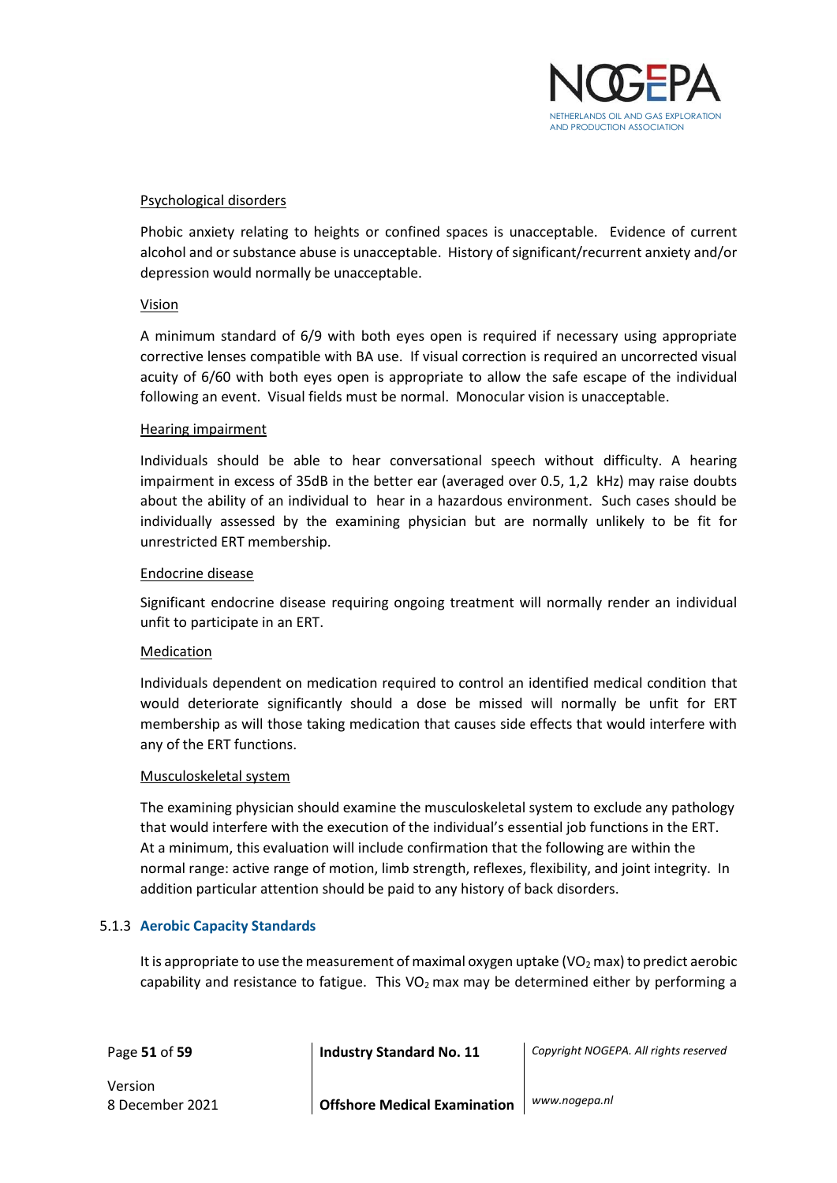Psychological disorders

Phobic anxiety relating to heights or confined spaces is unacceptable. Evidence of current alcohol and or substance abuse is unacceptable. History of significant/recurrent anxiety and/or depression would normally be unacceptable.

Vision

A minimum standard of 6/9 with both eyes open is required if necessary using appropriate corrective lenses compatible with BA use. If visual correction is required an uncorrected visual acuity of 6/60 with both eyes open is appropriate to allow the safe escape of the individual following an event. Visual fields must be normal. Monocular vision is unacceptable.

Hearing impairment

Individuals should be able to hear conversational speech without difficulty. A hearing impairment in excess of 35dB in the better ear (averaged over 0.5, 1,2 kHz) may raise doubts about the ability of an individual to hear in a hazardous environment. Such cases should be individually assessed by the examining physician but are normally unlikely to be fit for unrestricted ERT membership.

Endocrine disease

Significant endocrine disease requiring ongoing treatment will normally render an individual unfit to participate in an ERT.

Medication

Individuals dependent on medication required to control an identified medical condition that would deteriorate significantly should a dose be missed will normally be unfit for ERT membership as will those taking medication that causes side effects that would interfere with any of the ERT functions.

Musculoskeletal system

The examining physician should examine the musculoskeletal system to exclude any pathology that would interfere with the execution of the individual's essential job functions in the ERT. At a minimum, this evaluation will include confirmation that the following are within the normal range: active range of motion, limb strength, reflexes, flexibility, and joint integrity. In addition particular attention should be paid to any history of back disorders.

### 5.1.3 Aerobic Capacity Standards

It is appropriate to use the measurement of maximal oxygen uptake ($VO_2$ max) to predict aerobic capability and resistance to fatigue. This $VO_2$ max may be determined either by performing a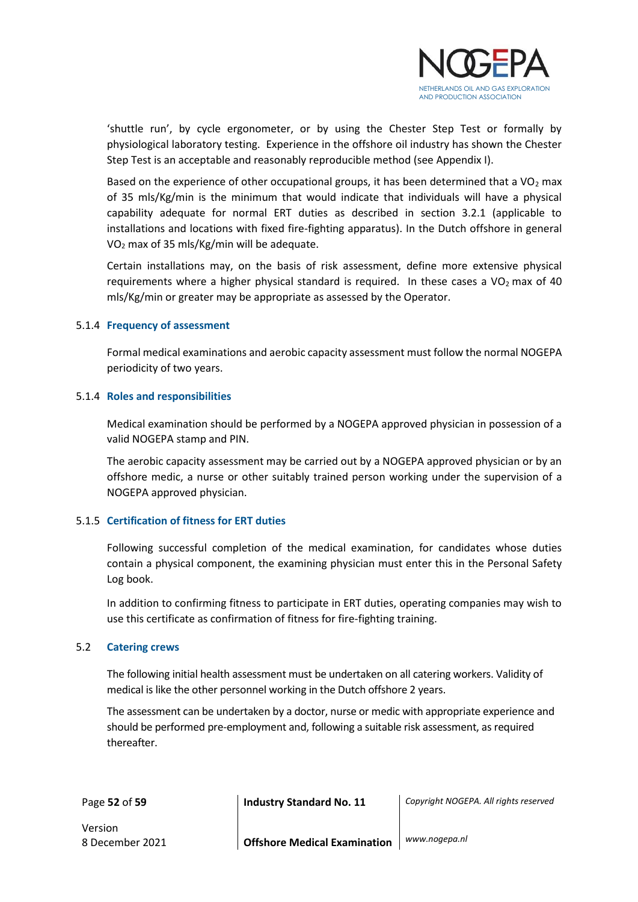'shuttle run', by cycle ergonometer, or by using the Chester Step Test or formally by physiological laboratory testing. Experience in the offshore oil industry has shown the Chester Step Test is an acceptable and reasonably reproducible method (see Appendix I).

Based on the experience of other occupational groups, it has been determined that a $VO_2$ max of 35 mls/Kg/min is the minimum that would indicate that individuals will have a physical capability adequate for normal ERT duties as described in section 3.2.1 (applicable to installations and locations with fixed fire-fighting apparatus). In the Dutch offshore in general $VO_2$ max of 35 mls/Kg/min will be adequate.

Certain installations may, on the basis of risk assessment, define more extensive physical requirements where a higher physical standard is required. In these cases a $VO_2$ max of 40 mls/Kg/min or greater may be appropriate as assessed by the Operator.

#### 5.1.4 Frequency of assessment

Formal medical examinations and aerobic capacity assessment must follow the normal NOGEPA periodicity of two years.

#### 5.1.4 Roles and responsibilities

Medical examination should be performed by a NOGEPA approved physician in possession of a valid NOGEPA stamp and PIN.

The aerobic capacity assessment may be carried out by a NOGEPA approved physician or by an offshore medic, a nurse or other suitably trained person working under the supervision of a NOGEPA approved physician.

#### 5.1.5 Certification of fitness for ERT duties

Following successful completion of the medical examination, for candidates whose duties contain a physical component, the examining physician must enter this in the Personal Safety Log book.

In addition to confirming fitness to participate in ERT duties, operating companies may wish to use this certificate as confirmation of fitness for fire-fighting training.

### 5.2 Catering crews

The following initial health assessment must be undertaken on all catering workers. Validity of medical is like the other personnel working in the Dutch offshore 2 years.

The assessment can be undertaken by a doctor, nurse or medic with appropriate experience and should be performed pre-employment and, following a suitable risk assessment, as required thereafter.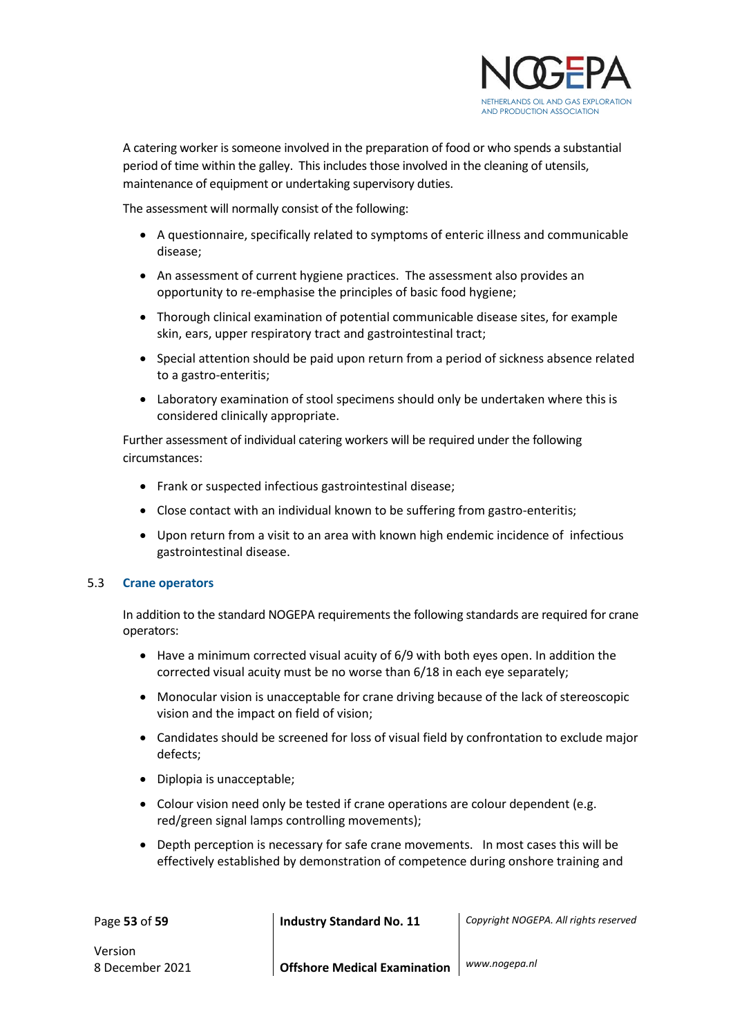A catering worker is someone involved in the preparation of food or who spends a substantial period of time within the galley. This includes those involved in the cleaning of utensils, maintenance of equipment or undertaking supervisory duties.

The assessment will normally consist of the following:

- A questionnaire, specifically related to symptoms of enteric illness and communicable disease;
- An assessment of current hygiene practices. The assessment also provides an opportunity to re-emphasise the principles of basic food hygiene;
- Thorough clinical examination of potential communicable disease sites, for example skin, ears, upper respiratory tract and gastrointestinal tract;
- Special attention should be paid upon return from a period of sickness absence related to a gastro-enteritis;
- Laboratory examination of stool specimens should only be undertaken where this is considered clinically appropriate.

Further assessment of individual catering workers will be required under the following circumstances:

- Frank or suspected infectious gastrointestinal disease;
- Close contact with an individual known to be suffering from gastro-enteritis;
- Upon return from a visit to an area with known high endemic incidence of infectious gastrointestinal disease.

### 5.3 Crane operators

In addition to the standard NOGEPA requirements the following standards are required for crane operators:

- Have a minimum corrected visual acuity of 6/9 with both eyes open. In addition the corrected visual acuity must be no worse than 6/18 in each eye separately;
- Monocular vision is unacceptable for crane driving because of the lack of stereoscopic vision and the impact on field of vision;
- Candidates should be screened for loss of visual field by confrontation to exclude major defects;
- Diplopia is unacceptable;
- Colour vision need only be tested if crane operations are colour dependent (e.g. red/green signal lamps controlling movements);
- Depth perception is necessary for safe crane movements. In most cases this will be effectively established by demonstration of competence during onshore training and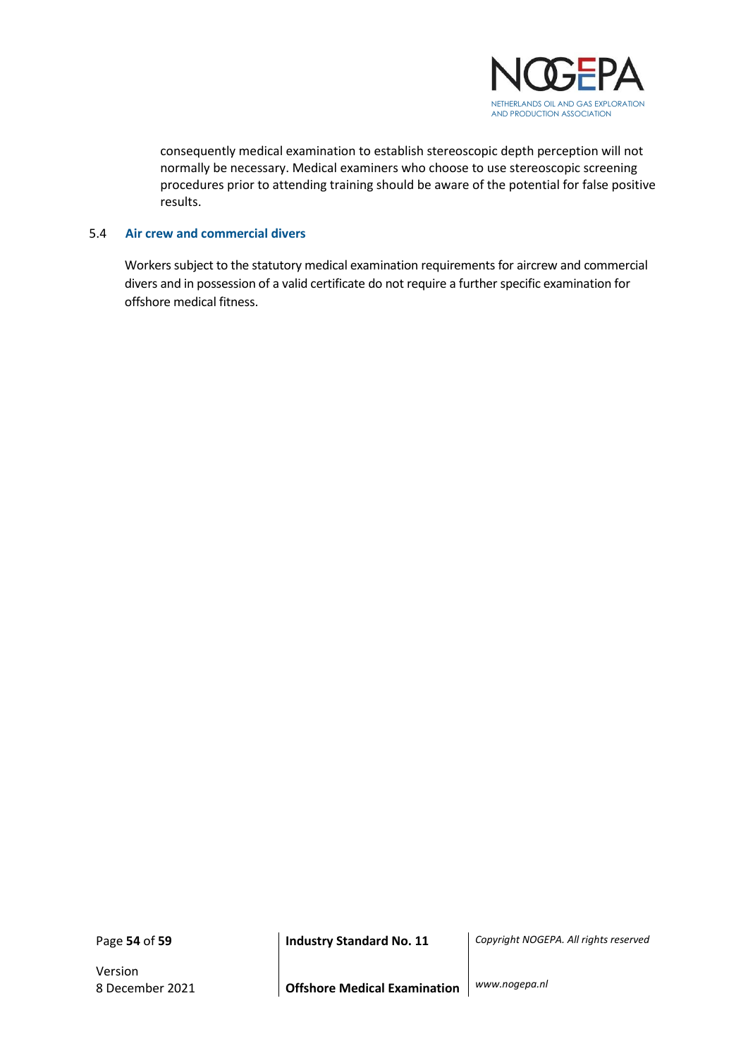consequently medical examination to establish stereoscopic depth perception will not normally be necessary. Medical examiners who choose to use stereoscopic screening procedures prior to attending training should be aware of the potential for false positive results.

### 5.4 Air crew and commercial divers

Workers subject to the statutory medical examination requirements for aircrew and commercial divers and in possession of a valid certificate do not require a further specific examination for offshore medical fitness.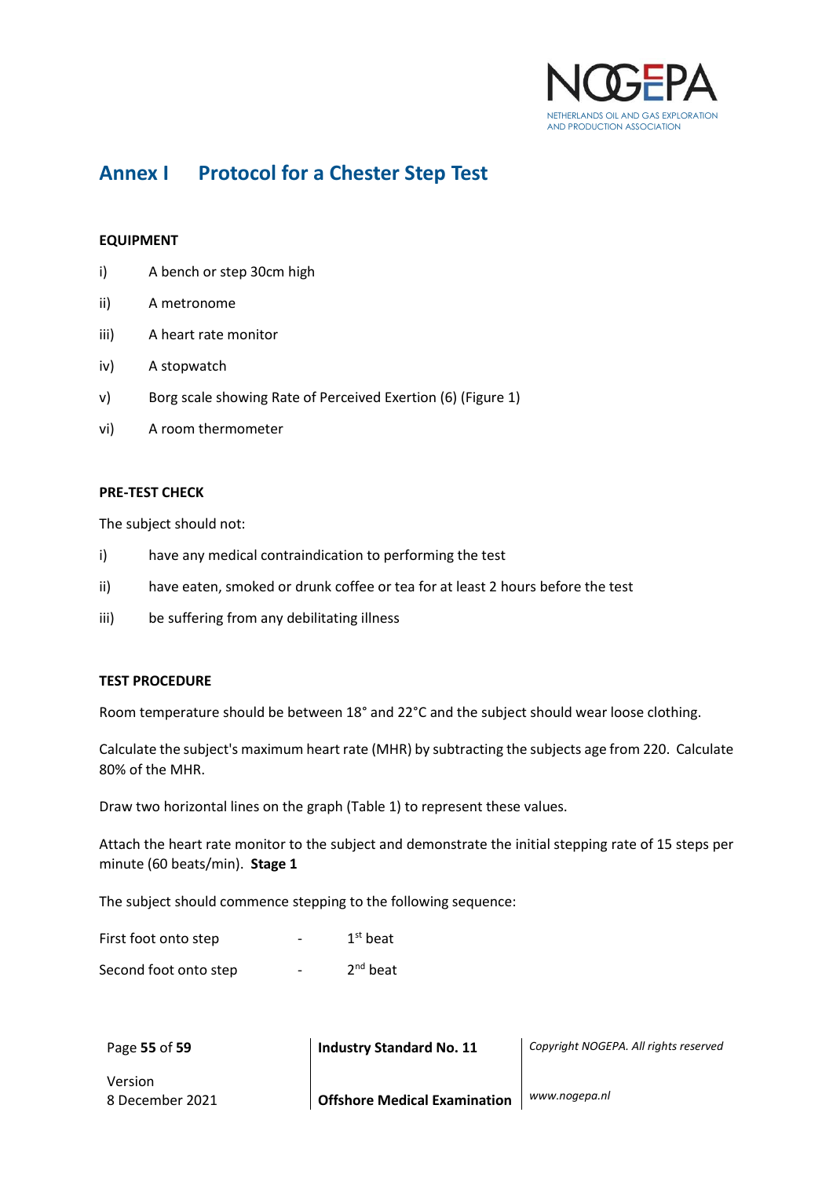# Annex I Protocol for a Chester Step Test

**EQUIPMENT**

i) A bench or step 30cm high

ii) A metronome

iii) A heart rate monitor

iv) A stopwatch

v) Borg scale showing Rate of Perceived Exertion (6) (Figure 1)

vi) A room thermometer

**PRE-TEST CHECK**

The subject should not:

i) have any medical contraindication to performing the test

ii) have eaten, smoked or drunk coffee or tea for at least 2 hours before the test

iii) be suffering from any debilitating illness

**TEST PROCEDURE**

Room temperature should be between 18° and 22°C and the subject should wear loose clothing.

Calculate the subject's maximum heart rate (MHR) by subtracting the subjects age from 220. Calculate 80% of the MHR.

Draw two horizontal lines on the graph (Table 1) to represent these values.

Attach the heart rate monitor to the subject and demonstrate the initial stepping rate of 15 steps per minute (60 beats/min). **Stage 1**

The subject should commence stepping to the following sequence:

First foot onto step - 1st beat

Second foot onto step - 2nd beat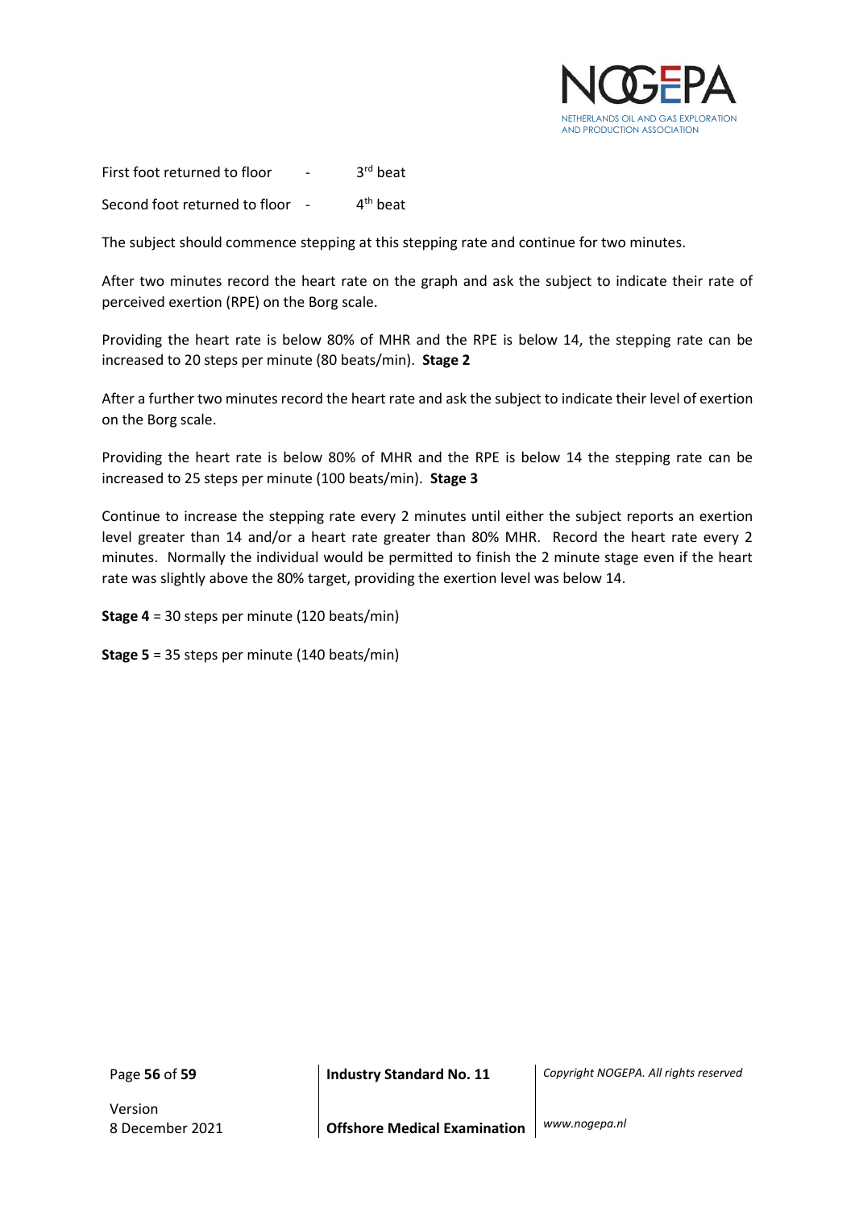First foot returned to floor - 3rd beat

Second foot returned to floor - 4th beat

The subject should commence stepping at this stepping rate and continue for two minutes.

After two minutes record the heart rate on the graph and ask the subject to indicate their rate of perceived exertion (RPE) on the Borg scale.

Providing the heart rate is below 80% of MHR and the RPE is below 14, the stepping rate can be increased to 20 steps per minute (80 beats/min). **Stage 2**

After a further two minutes record the heart rate and ask the subject to indicate their level of exertion on the Borg scale.

Providing the heart rate is below 80% of MHR and the RPE is below 14 the stepping rate can be increased to 25 steps per minute (100 beats/min). **Stage 3**

Continue to increase the stepping rate every 2 minutes until either the subject reports an exertion level greater than 14 and/or a heart rate greater than 80% MHR. Record the heart rate every 2 minutes. Normally the individual would be permitted to finish the 2 minute stage even if the heart rate was slightly above the 80% target, providing the exertion level was below 14.

**Stage 4** = 30 steps per minute (120 beats/min)

**Stage 5** = 35 steps per minute (140 beats/min)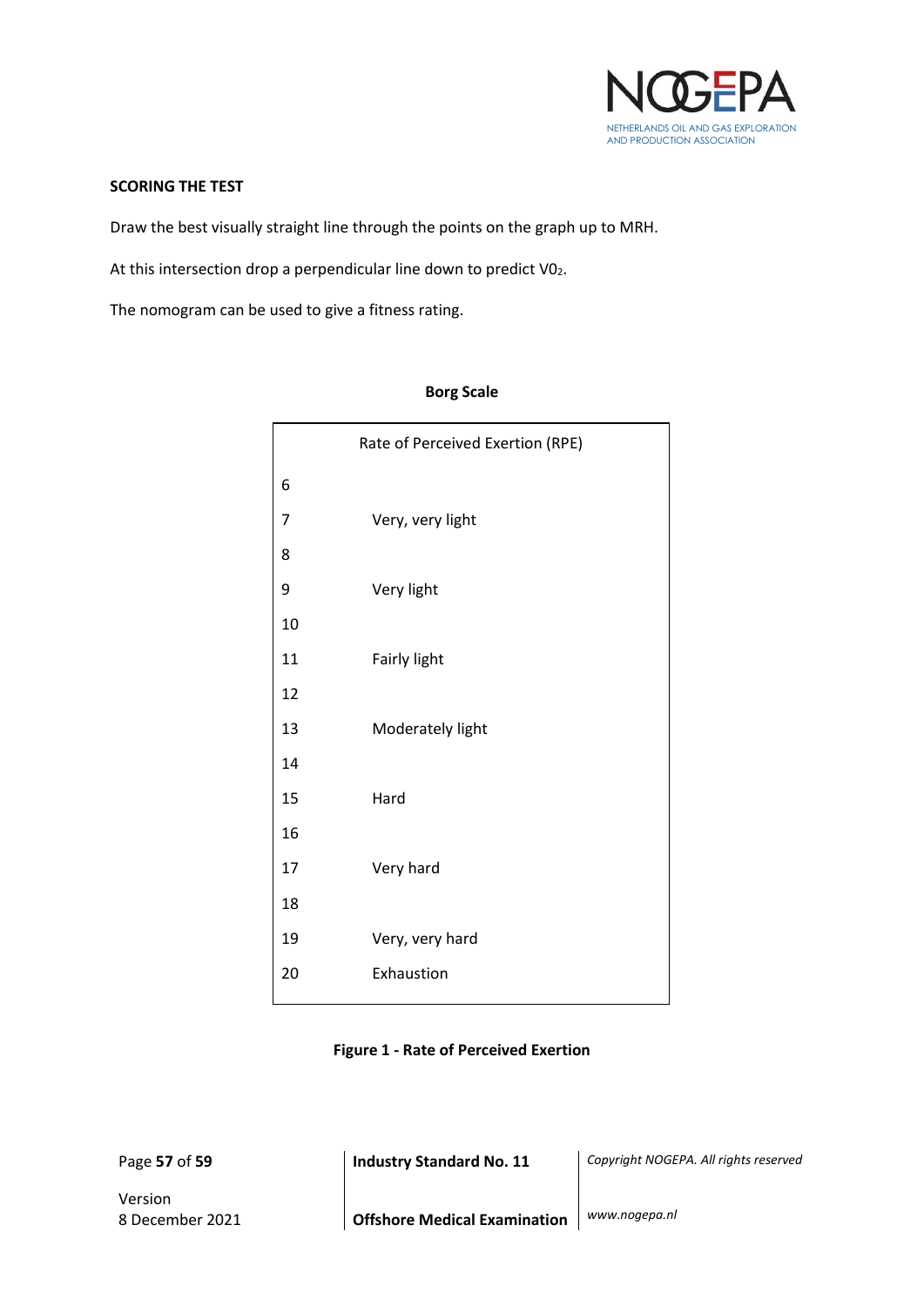**SCORING THE TEST**

Draw the best visually straight line through the points on the graph up to MRH.

At this intersection drop a perpendicular line down to predict $V0_2$.

The nomogram can be used to give a fitness rating.

**Borg Scale**

| Rate of Perceived Exertion (RPE) | |
|---|---|
| 6 | |
| 7 | Very, very light |
| 8 | |
| 9 | Very light |
| 10 | |
| 11 | Fairly light |
| 12 | |
| 13 | Moderately light |
| 14 | |
| 15 | Hard |
| 16 | |
| 17 | Very hard |
| 18 | |
| 19 | Very, very hard |
| 20 | Exhaustion |

**Figure 1 - Rate of Perceived Exertion**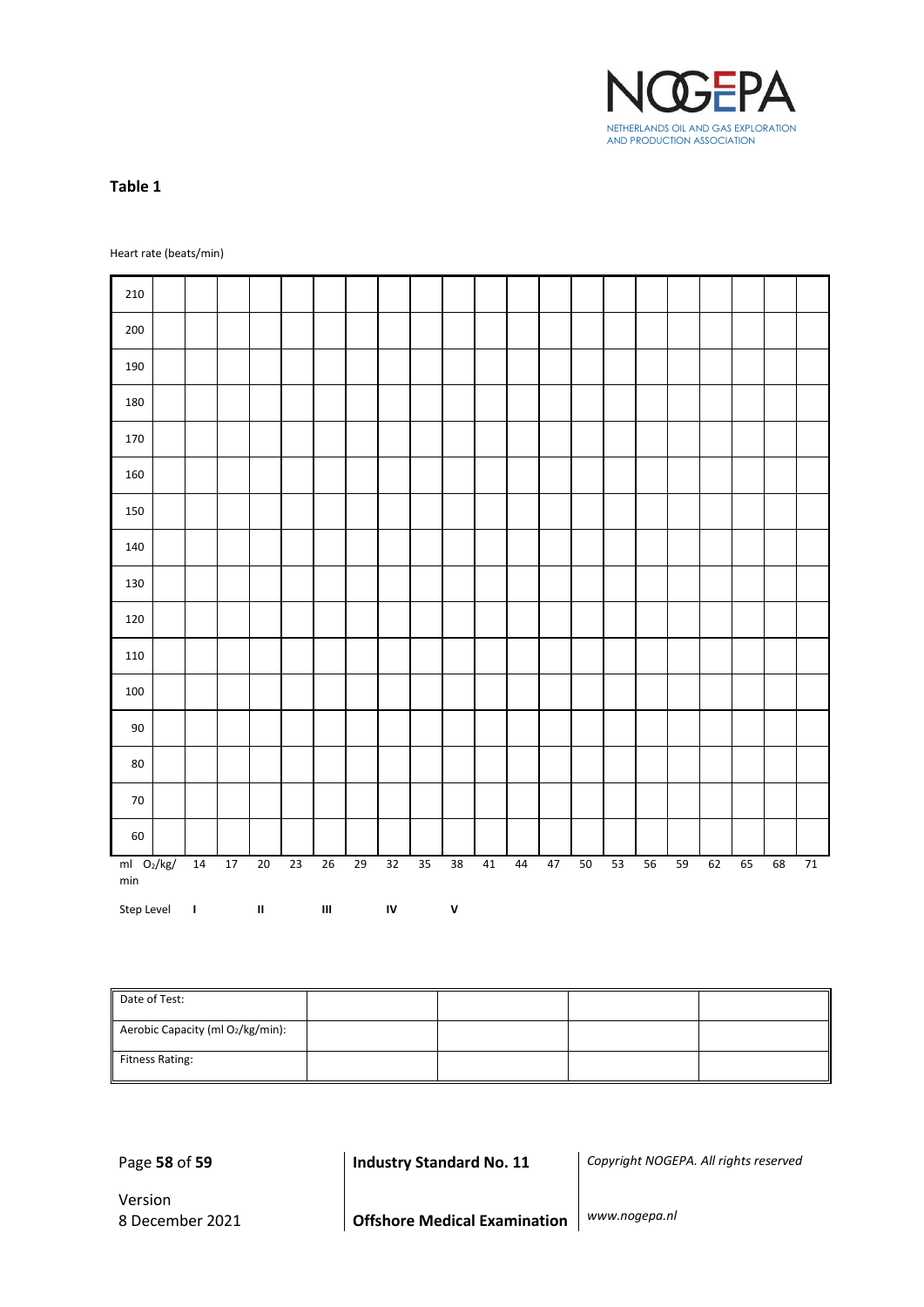**Table 1**

Heart rate (beats/min)

| 210 | | | | | | | | | | | | | | | | | | | | | |
|---|---|---|---|---|---|---|---|---|---|---|---|---|---|---|---|---|---|---|---|---|---|
| 200 | | | | | | | | | | | | | | | | | | | | | |
| 190 | | | | | | | | | | | | | | | | | | | | | |
| 180 | | | | | | | | | | | | | | | | | | | | | |
| 170 | | | | | | | | | | | | | | | | | | | | | |
| 160 | | | | | | | | | | | | | | | | | | | | | |
| 150 | | | | | | | | | | | | | | | | | | | | | |
| 140 | | | | | | | | | | | | | | | | | | | | | |
| 130 | | | | | | | | | | | | | | | | | | | | | |
| 120 | | | | | | | | | | | | | | | | | | | | | |
| 110 | | | | | | | | | | | | | | | | | | | | | |
| 100 | | | | | | | | | | | | | | | | | | | | | |
| 90 | | | | | | | | | | | | | | | | | | | | | |
| 80 | | | | | | | | | | | | | | | | | | | | | |
| 70 | | | | | | | | | | | | | | | | | | | | | |
| 60 | | | | | | | | | | | | | | | | | | | | | |
| ml $O_2$/kg/ min | 14 | 17 | 20 | 23 | 26 | 29 | 32 | 35 | 38 | 41 | 44 | 47 | 50 | 53 | 56 | 59 | 62 | 65 | 68 | 71 | |
| Step Level | I | | II | | III | | IV | | V | | | | | | | | | | | | |

| Date of Test: | | | | |
|---|---|---|---|---|
| Aerobic Capacity (ml $O_2$/kg/min): | | | | |
| Fitness Rating: | | | | |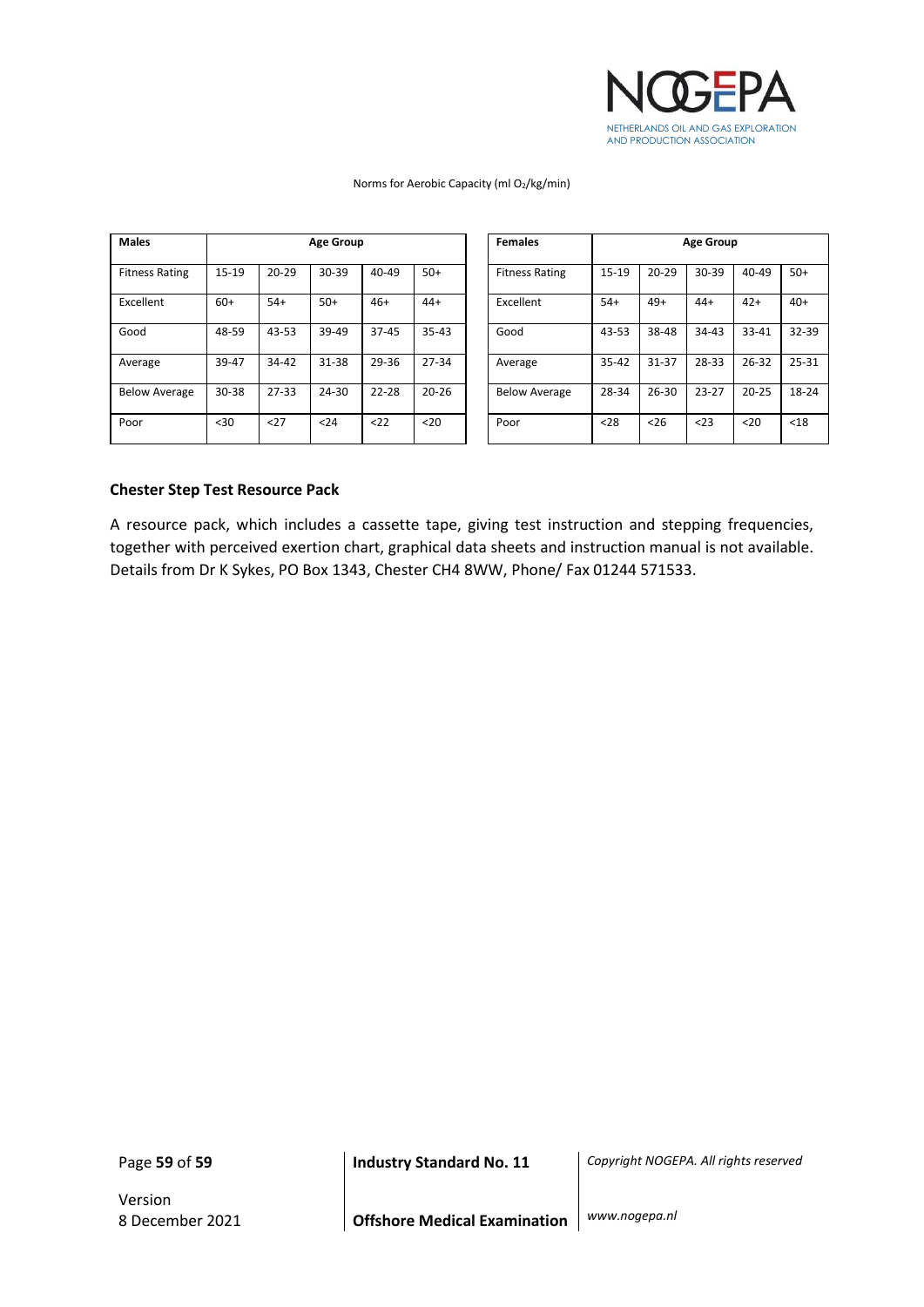Norms for Aerobic Capacity (ml $O_2$/kg/min)

| Males | Age Group | | | | |
|---|---|---|---|---|---|
| Fitness Rating | 15-19 | 20-29 | 30-39 | 40-49 | 50+ |
| Excellent | 60+ | 54+ | 50+ | 46+ | 44+ |
| Good | 48-59 | 43-53 | 39-49 | 37-45 | 35-43 |
| Average | 39-47 | 34-42 | 31-38 | 29-36 | 27-34 |
| Below Average | 30-38 | 27-33 | 24-30 | 22-28 | 20-26 |
| Poor | <30 | <27 | <24 | <22 | <20 |

| Females | Age Group | | | | |
|---|---|---|---|---|---|
| Fitness Rating | 15-19 | 20-29 | 30-39 | 40-49 | 50+ |
| Excellent | 54+ | 49+ | 44+ | 42+ | 40+ |
| Good | 43-53 | 38-48 | 34-43 | 33-41 | 32-39 |
| Average | 35-42 | 31-37 | 28-33 | 26-32 | 25-31 |
| Below Average | 28-34 | 26-30 | 23-27 | 20-25 | 18-24 |
| Poor | <28 | <26 | <23 | <20 | <18 |

**Chester Step Test Resource Pack**

A resource pack, which includes a cassette tape, giving test instruction and stepping frequencies, together with perceived exertion chart, graphical data sheets and instruction manual is not available. Details from Dr K Sykes, PO Box 1343, Chester CH4 8WW, Phone/ Fax 01244 571533.